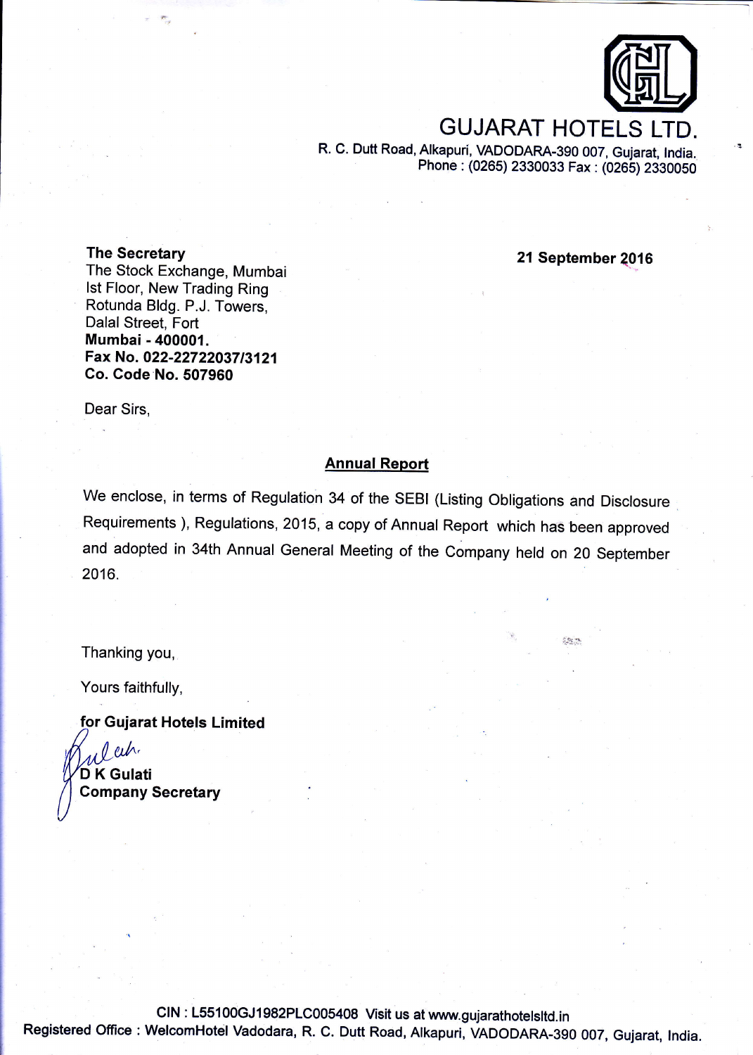# GUJARAT HOTELS LTD.

R. C. Dutt Road, Alkapuri, VADODARA-390 007, Gujarat, India.
Phone : (0265) 2330033 Fax : (0265) 2330050

**21 September 2016**

**The Secretary**
The Stock Exchange, Mumbai
Ist Floor, New Trading Ring
Rotunda Bldg. P.J. Towers,
Dalal Street, Fort
**Mumbai - 400001.**
**Fax No. 022-22722037/3121**
**Co. Code No. 507960**

Dear Sirs,

**Annual Report**

We enclose, in terms of Regulation 34 of the SEBI (Listing Obligations and Disclosure Requirements ), Regulations, 2015, a copy of Annual Report which has been approved and adopted in 34th Annual General Meeting of the Company held on 20 September 2016.

Thanking you,

Yours faithfully,

**for Gujarat Hotels Limited**

**D K Gulati**
**Company Secretary**

CIN : L55100GJ1982PLC005408 Visit us at www.gujarathotelsltd.in
Registered Office : WelcomHotel Vadodara, R. C. Dutt Road, Alkapuri, VADODARA-390 007, Gujarat, India.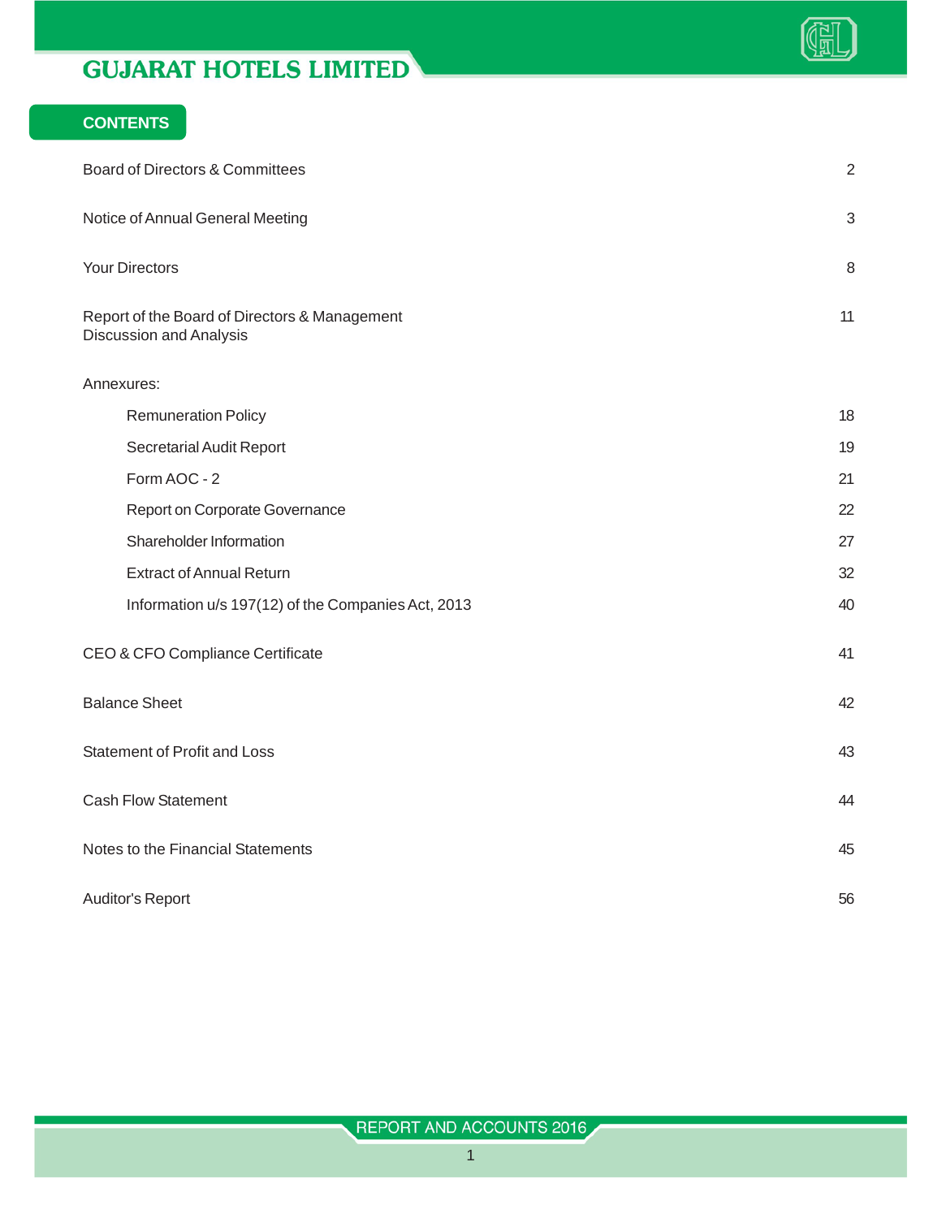## CONTENTS

| | |
|---|---|
| Board of Directors & Committees | 2 |
| Notice of Annual General Meeting | 3 |
| Your Directors | 8 |
| Report of the Board of Directors & Management Discussion and Analysis | 11 |
| Annexures: | |
| Remuneration Policy | 18 |
| Secretarial Audit Report | 19 |
| Form AOC - 2 | 21 |
| Report on Corporate Governance | 22 |
| Shareholder Information | 27 |
| Extract of Annual Return | 32 |
| Information u/s 197(12) of the Companies Act, 2013 | 40 |
| CEO & CFO Compliance Certificate | 41 |
| Balance Sheet | 42 |
| Statement of Profit and Loss | 43 |
| Cash Flow Statement | 44 |
| Notes to the Financial Statements | 45 |
| Auditor's Report | 56 |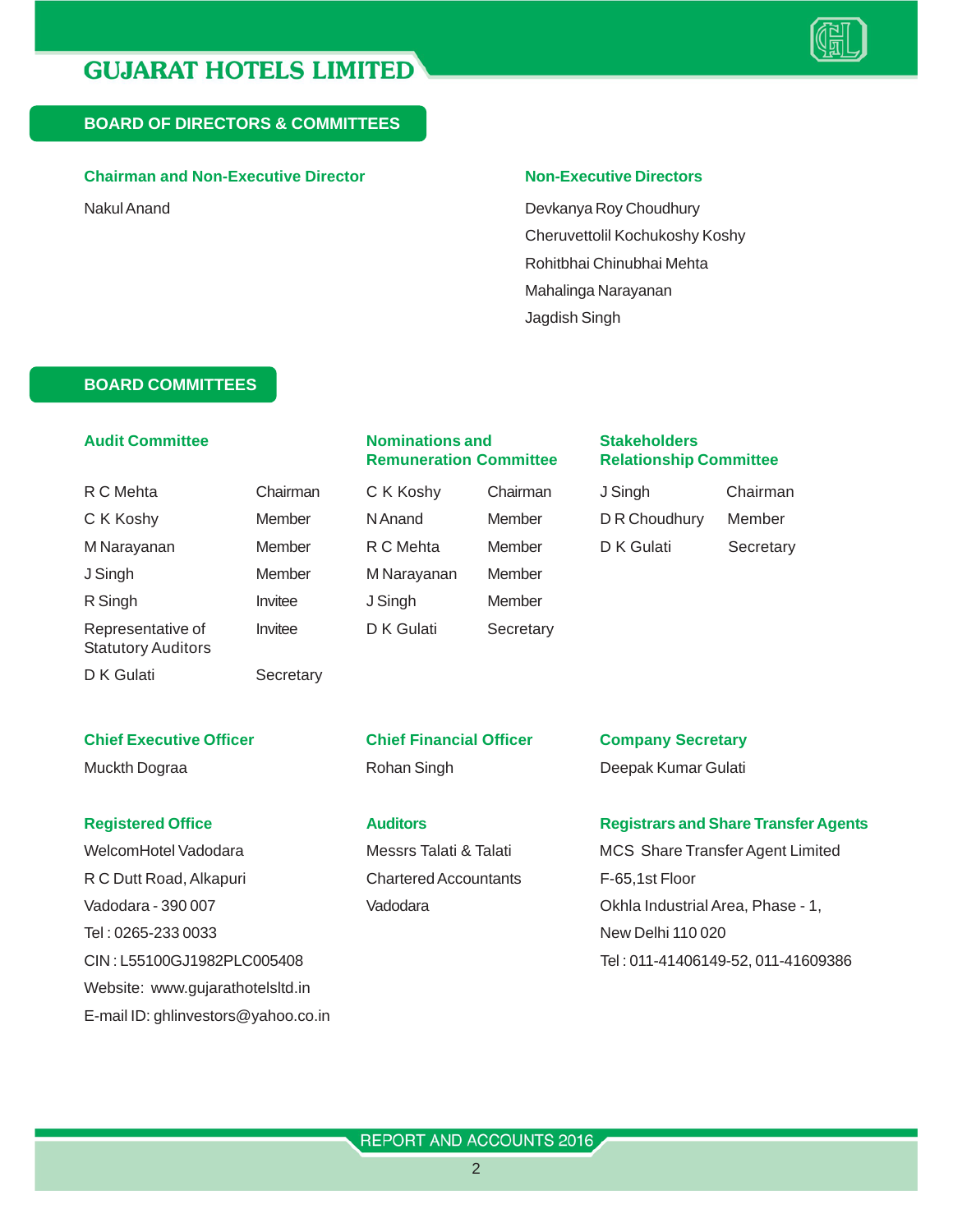## BOARD OF DIRECTORS & COMMITTEES

### Chairman and Non-Executive Director

Nakul Anand

### Non-Executive Directors

Devkanya Roy Choudhury

Cheruvettolil Kochukoshy Koshy

Rohitbhai Chinubhai Mehta

Mahalinga Narayanan

Jagdish Singh

## BOARD COMMITTEES

### Audit Committee

| | |
|---|---|
| R C Mehta | Chairman |
| C K Koshy | Member |
| M Narayanan | Member |
| J Singh | Member |
| R Singh | Invitee |
| Representative of Statutory Auditors | Invitee |
| D K Gulati | Secretary |

### Nominations and Remuneration Committee

| | |
|---|---|
| C K Koshy | Chairman |
| N Anand | Member |
| R C Mehta | Member |
| M Narayanan | Member |
| J Singh | Member |
| D K Gulati | Secretary |

### Stakeholders Relationship Committee

| | |
|---|---|
| J Singh | Chairman |
| D R Choudhury | Member |
| D K Gulati | Secretary |

### Chief Executive Officer

Muckth Dograa

### Chief Financial Officer

Rohan Singh

### Company Secretary

Deepak Kumar Gulati

### Registered Office

WelcomHotel Vadodara
R C Dutt Road, Alkapuri
Vadodara - 390 007
Tel : 0265-233 0033
CIN : L55100GJ1982PLC005408
Website: www.gujarathotelsltd.in
E-mail ID: ghlinvestors@yahoo.co.in

### Auditors

Messrs Talati & Talati
Chartered Accountants
Vadodara

### Registrars and Share Transfer Agents

MCS Share Transfer Agent Limited
F-65,1st Floor
Okhla Industrial Area, Phase - 1,
New Delhi 110 020
Tel : 011-41406149-52, 011-41609386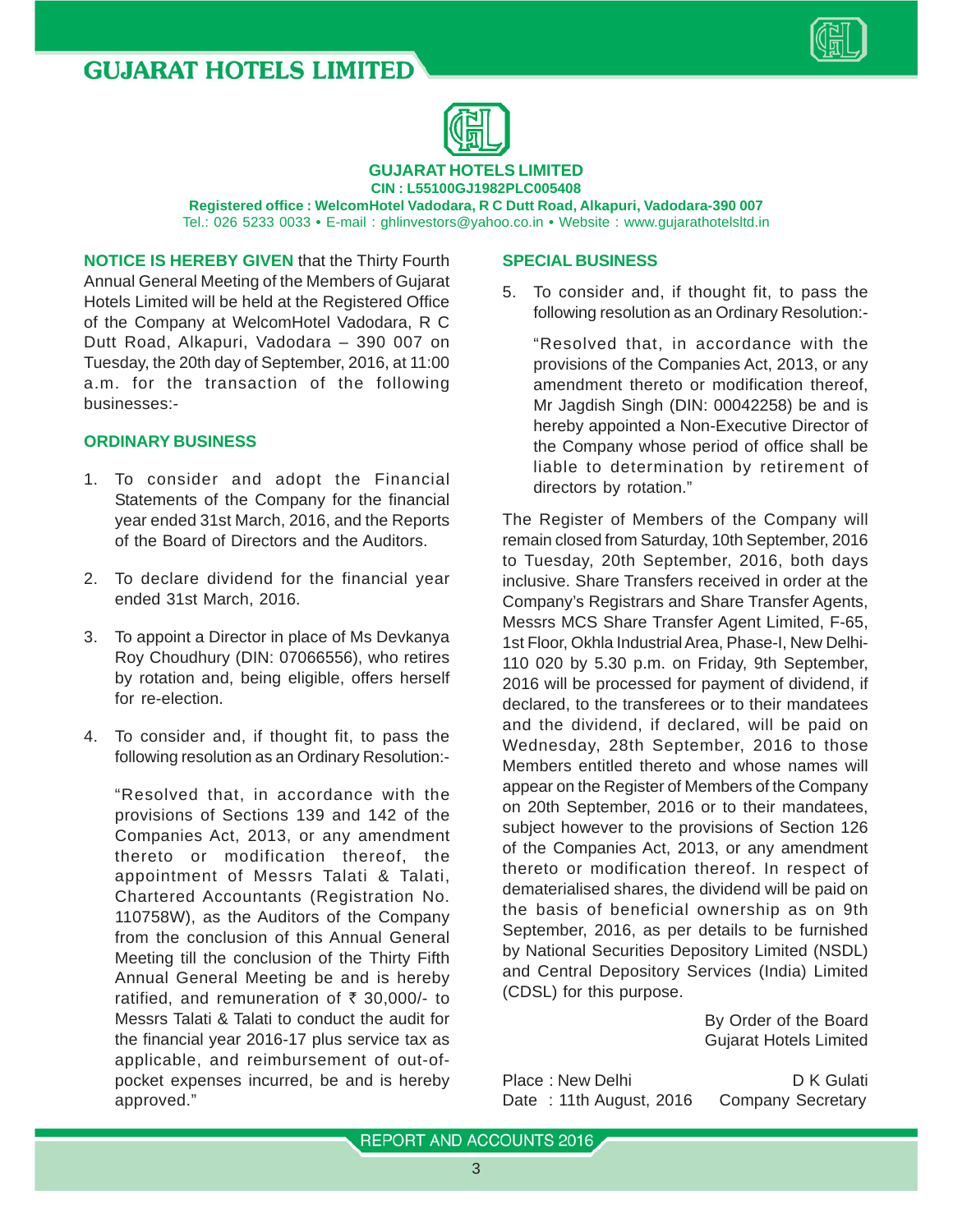# GUJARAT HOTELS LIMITED

**CIN : L55100GJ1982PLC005408**

**Registered office : WelcomHotel Vadodara, R C Dutt Road, Alkapuri, Vadodara-390 007**

Tel.: 026 5233 0033 • E-mail : ghlinvestors@yahoo.co.in • Website : www.gujarathotelsltd.in

**NOTICE IS HEREBY GIVEN** that the Thirty Fourth Annual General Meeting of the Members of Gujarat Hotels Limited will be held at the Registered Office of the Company at WelcomHotel Vadodara, R C Dutt Road, Alkapuri, Vadodara – 390 007 on Tuesday, the 20th day of September, 2016, at 11:00 a.m. for the transaction of the following businesses:-

## ORDINARY BUSINESS

1. To consider and adopt the Financial Statements of the Company for the financial year ended 31st March, 2016, and the Reports of the Board of Directors and the Auditors.

2. To declare dividend for the financial year ended 31st March, 2016.

3. To appoint a Director in place of Ms Devkanya Roy Choudhury (DIN: 07066556), who retires by rotation and, being eligible, offers herself for re-election.

4. To consider and, if thought fit, to pass the following resolution as an Ordinary Resolution:-

   "Resolved that, in accordance with the provisions of Sections 139 and 142 of the Companies Act, 2013, or any amendment thereto or modification thereof, the appointment of Messrs Talati & Talati, Chartered Accountants (Registration No. 110758W), as the Auditors of the Company from the conclusion of this Annual General Meeting till the conclusion of the Thirty Fifth Annual General Meeting be and is hereby ratified, and remuneration of ₹ 30,000/- to Messrs Talati & Talati to conduct the audit for the financial year 2016-17 plus service tax as applicable, and reimbursement of out-of-pocket expenses incurred, be and is hereby approved."

## SPECIAL BUSINESS

5. To consider and, if thought fit, to pass the following resolution as an Ordinary Resolution:-

   "Resolved that, in accordance with the provisions of the Companies Act, 2013, or any amendment thereto or modification thereof, Mr Jagdish Singh (DIN: 00042258) be and is hereby appointed a Non-Executive Director of the Company whose period of office shall be liable to determination by retirement of directors by rotation."

The Register of Members of the Company will remain closed from Saturday, 10th September, 2016 to Tuesday, 20th September, 2016, both days inclusive. Share Transfers received in order at the Company's Registrars and Share Transfer Agents, Messrs MCS Share Transfer Agent Limited, F-65, 1st Floor, Okhla Industrial Area, Phase-I, New Delhi-110 020 by 5.30 p.m. on Friday, 9th September, 2016 will be processed for payment of dividend, if declared, to the transferees or to their mandatees and the dividend, if declared, will be paid on Wednesday, 28th September, 2016 to those Members entitled thereto and whose names will appear on the Register of Members of the Company on 20th September, 2016 or to their mandatees, subject however to the provisions of Section 126 of the Companies Act, 2013, or any amendment thereto or modification thereof. In respect of dematerialised shares, the dividend will be paid on the basis of beneficial ownership as on 9th September, 2016, as per details to be furnished by National Securities Depository Limited (NSDL) and Central Depository Services (India) Limited (CDSL) for this purpose.

By Order of the Board
Gujarat Hotels Limited

Place : New Delhi
Date : 11th August, 2016

D K Gulati
Company Secretary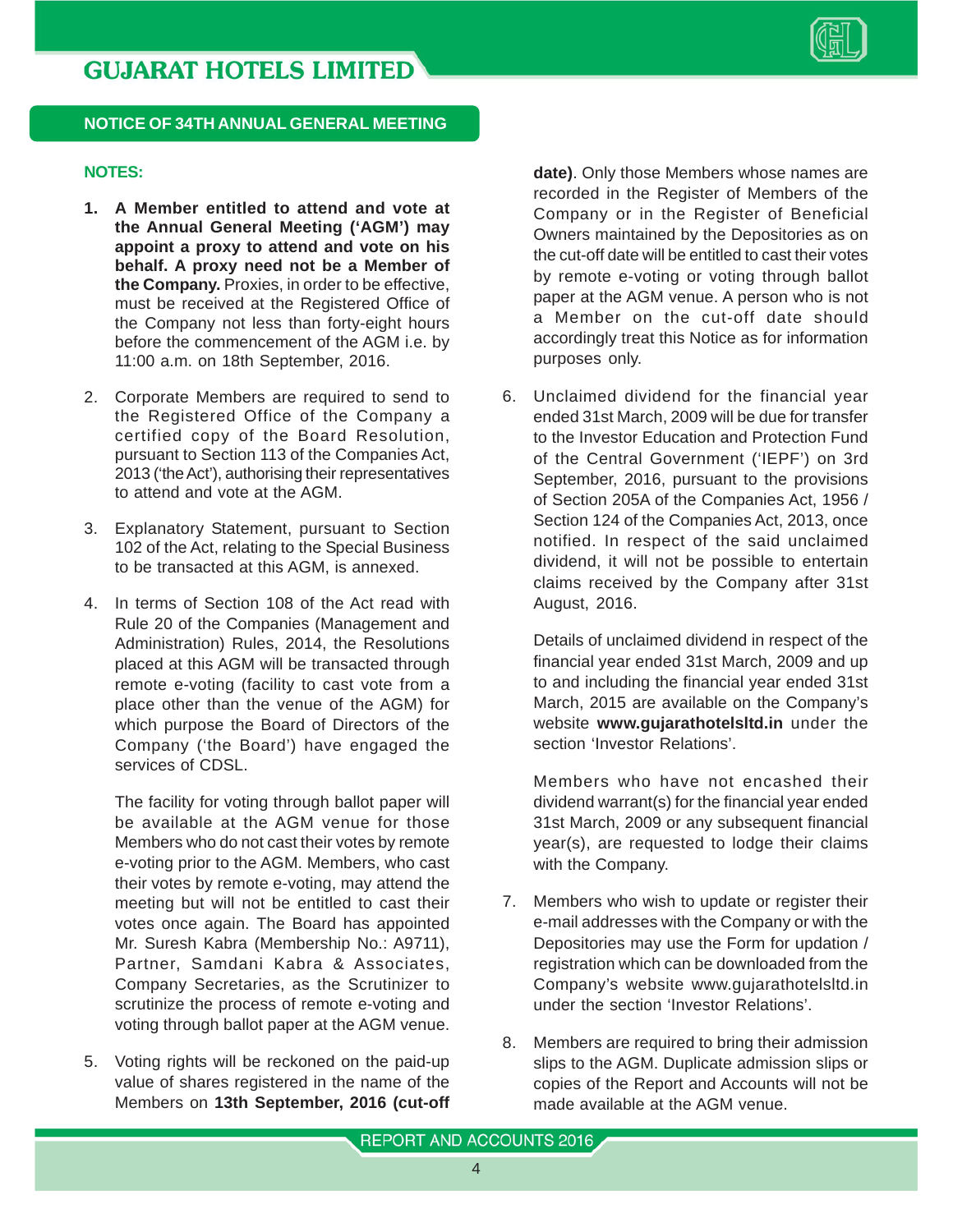## NOTICE OF 34TH ANNUAL GENERAL MEETING

**NOTES:**

1. **A Member entitled to attend and vote at the Annual General Meeting ('AGM') may appoint a proxy to attend and vote on his behalf. A proxy need not be a Member of the Company.** Proxies, in order to be effective, must be received at the Registered Office of the Company not less than forty-eight hours before the commencement of the AGM i.e. by 11:00 a.m. on 18th September, 2016.

2. Corporate Members are required to send to the Registered Office of the Company a certified copy of the Board Resolution, pursuant to Section 113 of the Companies Act, 2013 ('the Act'), authorising their representatives to attend and vote at the AGM.

3. Explanatory Statement, pursuant to Section 102 of the Act, relating to the Special Business to be transacted at this AGM, is annexed.

4. In terms of Section 108 of the Act read with Rule 20 of the Companies (Management and Administration) Rules, 2014, the Resolutions placed at this AGM will be transacted through remote e-voting (facility to cast vote from a place other than the venue of the AGM) for which purpose the Board of Directors of the Company ('the Board') have engaged the services of CDSL.

   The facility for voting through ballot paper will be available at the AGM venue for those Members who do not cast their votes by remote e-voting prior to the AGM. Members, who cast their votes by remote e-voting, may attend the meeting but will not be entitled to cast their votes once again. The Board has appointed Mr. Suresh Kabra (Membership No.: A9711), Partner, Samdani Kabra & Associates, Company Secretaries, as the Scrutinizer to scrutinize the process of remote e-voting and voting through ballot paper at the AGM venue.

5. Voting rights will be reckoned on the paid-up value of shares registered in the name of the Members on **13th September, 2016 (cut-off date)**. Only those Members whose names are recorded in the Register of Members of the Company or in the Register of Beneficial Owners maintained by the Depositories as on the cut-off date will be entitled to cast their votes by remote e-voting or voting through ballot paper at the AGM venue. A person who is not a Member on the cut-off date should accordingly treat this Notice as for information purposes only.

6. Unclaimed dividend for the financial year ended 31st March, 2009 will be due for transfer to the Investor Education and Protection Fund of the Central Government ('IEPF') on 3rd September, 2016, pursuant to the provisions of Section 205A of the Companies Act, 1956 / Section 124 of the Companies Act, 2013, once notified. In respect of the said unclaimed dividend, it will not be possible to entertain claims received by the Company after 31st August, 2016.

   Details of unclaimed dividend in respect of the financial year ended 31st March, 2009 and up to and including the financial year ended 31st March, 2015 are available on the Company's website **www.gujarathotelsltd.in** under the section 'Investor Relations'.

   Members who have not encashed their dividend warrant(s) for the financial year ended 31st March, 2009 or any subsequent financial year(s), are requested to lodge their claims with the Company.

7. Members who wish to update or register their e-mail addresses with the Company or with the Depositories may use the Form for updation / registration which can be downloaded from the Company's website www.gujarathotelsltd.in under the section 'Investor Relations'.

8. Members are required to bring their admission slips to the AGM. Duplicate admission slips or copies of the Report and Accounts will not be made available at the AGM venue.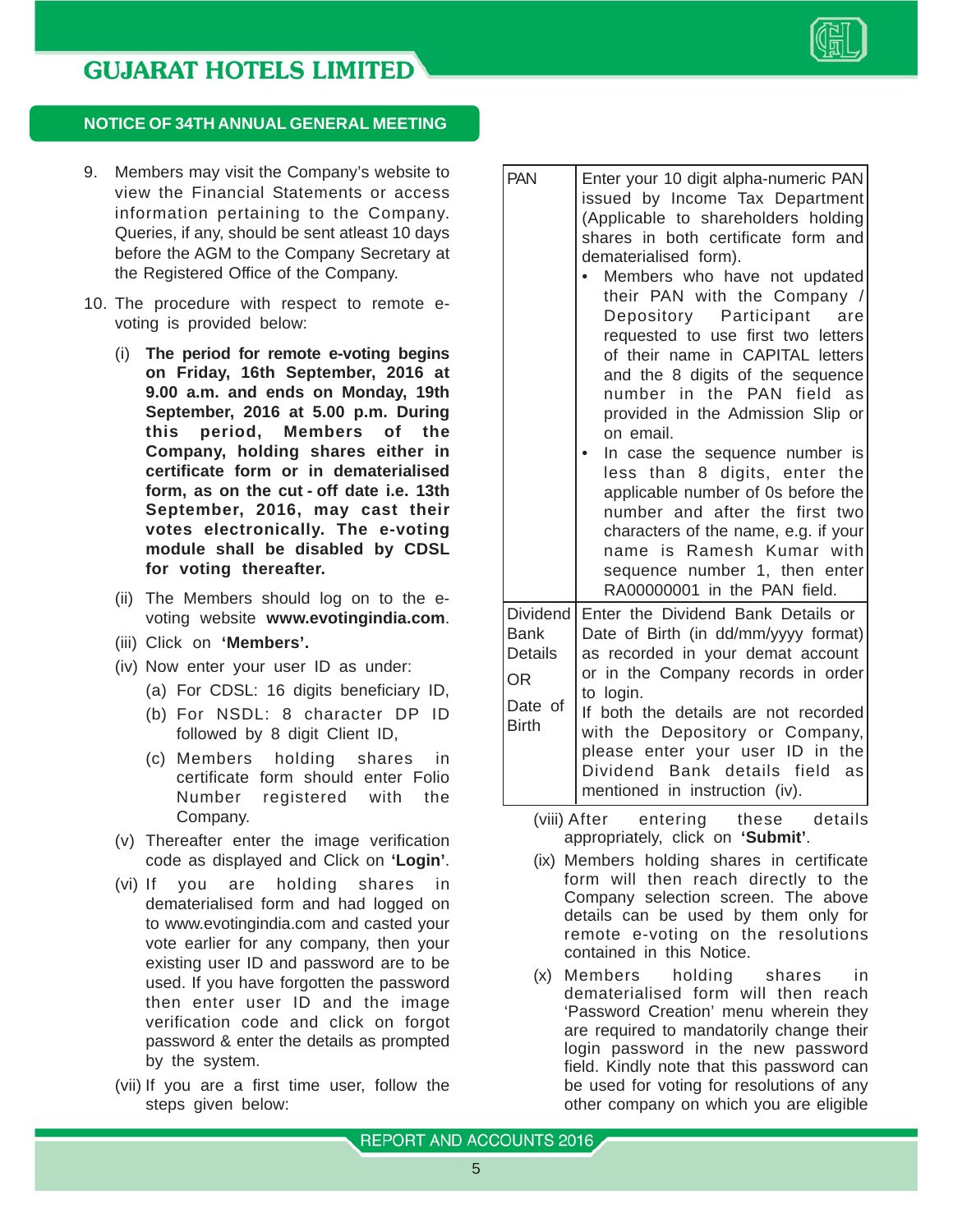## NOTICE OF 34TH ANNUAL GENERAL MEETING

9. Members may visit the Company's website to view the Financial Statements or access information pertaining to the Company. Queries, if any, should be sent atleast 10 days before the AGM to the Company Secretary at the Registered Office of the Company.

10. The procedure with respect to remote e-voting is provided below:

    (i) **The period for remote e-voting begins on Friday, 16th September, 2016 at 9.00 a.m. and ends on Monday, 19th September, 2016 at 5.00 p.m. During this period, Members of the Company, holding shares either in certificate form or in dematerialised form, as on the cut - off date i.e. 13th September, 2016, may cast their votes electronically. The e-voting module shall be disabled by CDSL for voting thereafter.**

    (ii) The Members should log on to the e-voting website **www.evotingindia.com**.

    (iii) Click on **'Members'.**

    (iv) Now enter your user ID as under:

    (a) For CDSL: 16 digits beneficiary ID,

    (b) For NSDL: 8 character DP ID followed by 8 digit Client ID,

    (c) Members holding shares in certificate form should enter Folio Number registered with the Company.

    (v) Thereafter enter the image verification code as displayed and Click on **'Login'**.

    (vi) If you are holding shares in dematerialised form and had logged on to www.evotingindia.com and casted your vote earlier for any company, then your existing user ID and password are to be used. If you have forgotten the password then enter user ID and the image verification code and click on forgot password & enter the details as prompted by the system.

    (vii) If you are a first time user, follow the steps given below:

| | |
|---|---|
| PAN | Enter your 10 digit alpha-numeric PAN issued by Income Tax Department (Applicable to shareholders holding shares in both certificate form and dematerialised form).<br>• Members who have not updated their PAN with the Company / Depository Participant are requested to use first two letters of their name in CAPITAL letters and the 8 digits of the sequence number in the PAN field as provided in the Admission Slip or on email.<br>• In case the sequence number is less than 8 digits, enter the applicable number of 0s before the number and after the first two characters of the name, e.g. if your name is Ramesh Kumar with sequence number 1, then enter RA00000001 in the PAN field. |
| Dividend Bank Details OR Date of Birth | Enter the Dividend Bank Details or Date of Birth (in dd/mm/yyyy format) as recorded in your demat account or in the Company records in order to login.<br>If both the details are not recorded with the Depository or Company, please enter your user ID in the Dividend Bank details field as mentioned in instruction (iv). |

    (viii) After entering these details appropriately, click on **'Submit'**.

    (ix) Members holding shares in certificate form will then reach directly to the Company selection screen. The above details can be used by them only for remote e-voting on the resolutions contained in this Notice.

    (x) Members holding shares in dematerialised form will then reach 'Password Creation' menu wherein they are required to mandatorily change their login password in the new password field. Kindly note that this password can be used for voting for resolutions of any other company on which you are eligible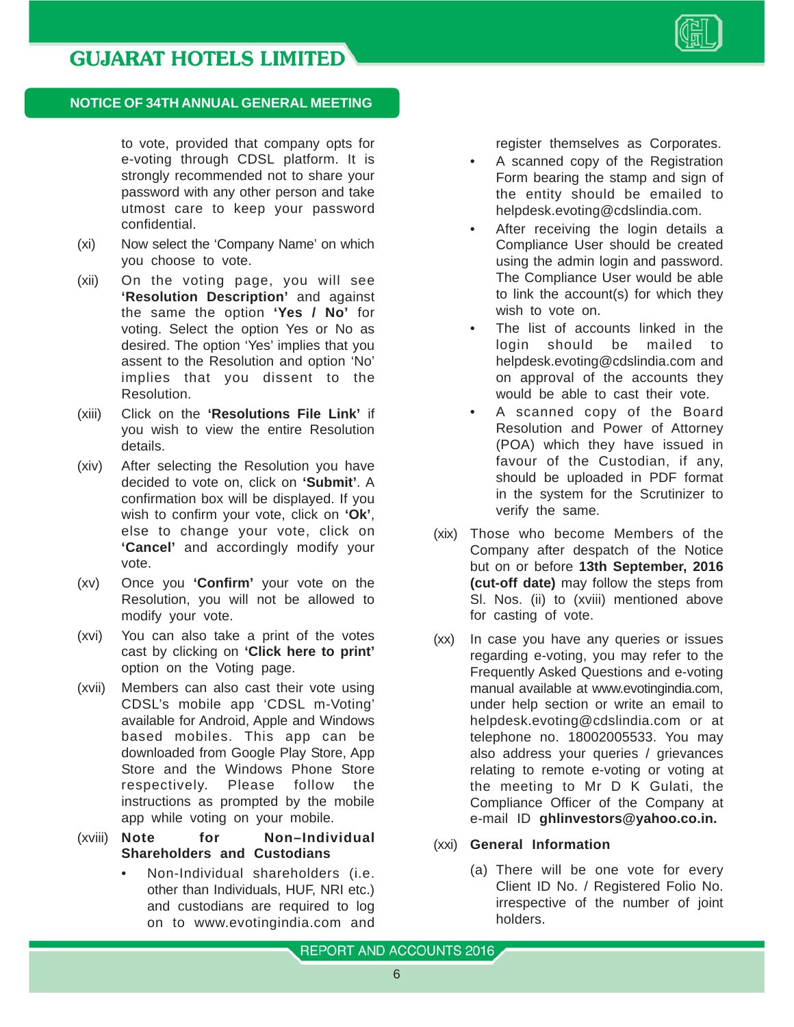to vote, provided that company opts for e-voting through CDSL platform. It is strongly recommended not to share your password with any other person and take utmost care to keep your password confidential.

(xi) Now select the 'Company Name' on which you choose to vote.

(xii) On the voting page, you will see **'Resolution Description'** and against the same the option **'Yes / No'** for voting. Select the option Yes or No as desired. The option 'Yes' implies that you assent to the Resolution and option 'No' implies that you dissent to the Resolution.

(xiii) Click on the **'Resolutions File Link'** if you wish to view the entire Resolution details.

(xiv) After selecting the Resolution you have decided to vote on, click on **'Submit'**. A confirmation box will be displayed. If you wish to confirm your vote, click on **'Ok'**, else to change your vote, click on **'Cancel'** and accordingly modify your vote.

(xv) Once you **'Confirm'** your vote on the Resolution, you will not be allowed to modify your vote.

(xvi) You can also take a print of the votes cast by clicking on **'Click here to print'** option on the Voting page.

(xvii) Members can also cast their vote using CDSL's mobile app 'CDSL m-Voting' available for Android, Apple and Windows based mobiles. This app can be downloaded from Google Play Store, App Store and the Windows Phone Store respectively. Please follow the instructions as prompted by the mobile app while voting on your mobile.

(xviii) **Note for Non–Individual Shareholders and Custodians**

- Non-Individual shareholders (i.e. other than Individuals, HUF, NRI etc.) and custodians are required to log on to www.evotingindia.com and register themselves as Corporates.
- A scanned copy of the Registration Form bearing the stamp and sign of the entity should be emailed to helpdesk.evoting@cdslindia.com.
- After receiving the login details a Compliance User should be created using the admin login and password. The Compliance User would be able to link the account(s) for which they wish to vote on.
- The list of accounts linked in the login should be mailed to helpdesk.evoting@cdslindia.com and on approval of the accounts they would be able to cast their vote.
- A scanned copy of the Board Resolution and Power of Attorney (POA) which they have issued in favour of the Custodian, if any, should be uploaded in PDF format in the system for the Scrutinizer to verify the same.

(xix) Those who become Members of the Company after despatch of the Notice but on or before **13th September, 2016 (cut-off date)** may follow the steps from Sl. Nos. (ii) to (xviii) mentioned above for casting of vote.

(xx) In case you have any queries or issues regarding e-voting, you may refer to the Frequently Asked Questions and e-voting manual available at www.evotingindia.com, under help section or write an email to helpdesk.evoting@cdslindia.com or at telephone no. 18002005533. You may also address your queries / grievances relating to remote e-voting or voting at the meeting to Mr D K Gulati, the Compliance Officer of the Company at e-mail ID **ghlinvestors@yahoo.co.in.**

(xxi) **General Information**

(a) There will be one vote for every Client ID No. / Registered Folio No. irrespective of the number of joint holders.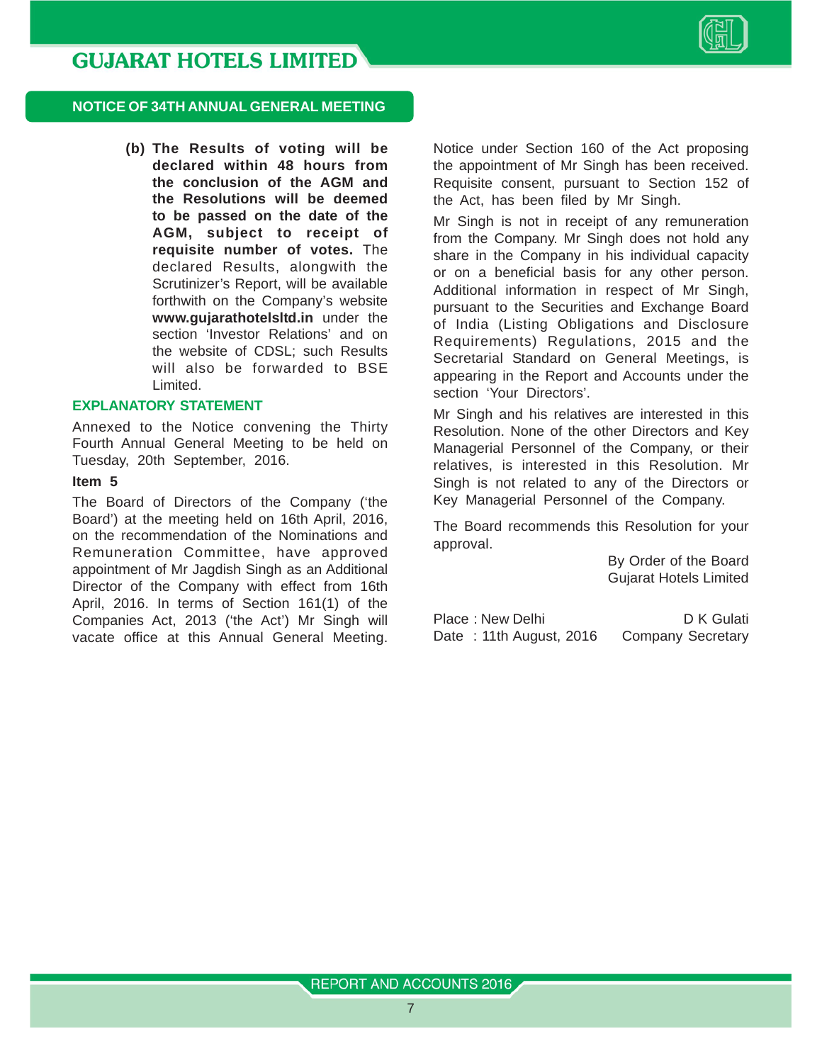## NOTICE OF 34TH ANNUAL GENERAL MEETING

(b) **The Results of voting will be declared within 48 hours from the conclusion of the AGM and the Resolutions will be deemed to be passed on the date of the AGM, subject to receipt of requisite number of votes.** The declared Results, alongwith the Scrutinizer's Report, will be available forthwith on the Company's website **www.gujarathotelsltd.in** under the section 'Investor Relations' and on the website of CDSL; such Results will also be forwarded to BSE Limited.

## EXPLANATORY STATEMENT

Annexed to the Notice convening the Thirty Fourth Annual General Meeting to be held on Tuesday, 20th September, 2016.

**Item 5**

The Board of Directors of the Company ('the Board') at the meeting held on 16th April, 2016, on the recommendation of the Nominations and Remuneration Committee, have approved appointment of Mr Jagdish Singh as an Additional Director of the Company with effect from 16th April, 2016. In terms of Section 161(1) of the Companies Act, 2013 ('the Act') Mr Singh will vacate office at this Annual General Meeting. Notice under Section 160 of the Act proposing the appointment of Mr Singh has been received. Requisite consent, pursuant to Section 152 of the Act, has been filed by Mr Singh.

Mr Singh is not in receipt of any remuneration from the Company. Mr Singh does not hold any share in the Company in his individual capacity or on a beneficial basis for any other person. Additional information in respect of Mr Singh, pursuant to the Securities and Exchange Board of India (Listing Obligations and Disclosure Requirements) Regulations, 2015 and the Secretarial Standard on General Meetings, is appearing in the Report and Accounts under the section 'Your Directors'.

Mr Singh and his relatives are interested in this Resolution. None of the other Directors and Key Managerial Personnel of the Company, or their relatives, is interested in this Resolution. Mr Singh is not related to any of the Directors or Key Managerial Personnel of the Company.

The Board recommends this Resolution for your approval.

By Order of the Board
Gujarat Hotels Limited

Place : New Delhi
Date : 11th August, 2016

D K Gulati
Company Secretary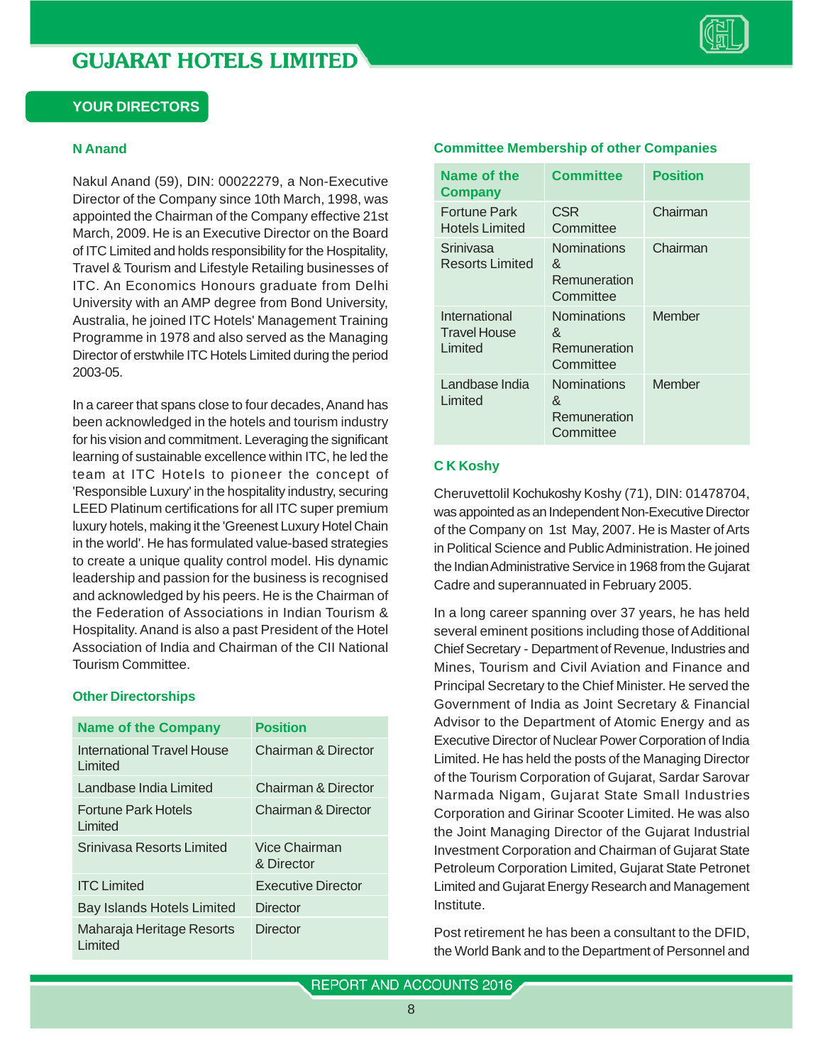## YOUR DIRECTORS

### N Anand

Nakul Anand (59), DIN: 00022279, a Non-Executive Director of the Company since 10th March, 1998, was appointed the Chairman of the Company effective 21st March, 2009. He is an Executive Director on the Board of ITC Limited and holds responsibility for the Hospitality, Travel & Tourism and Lifestyle Retailing businesses of ITC. An Economics Honours graduate from Delhi University with an AMP degree from Bond University, Australia, he joined ITC Hotels' Management Training Programme in 1978 and also served as the Managing Director of erstwhile ITC Hotels Limited during the period 2003-05.

In a career that spans close to four decades, Anand has been acknowledged in the hotels and tourism industry for his vision and commitment. Leveraging the significant learning of sustainable excellence within ITC, he led the team at ITC Hotels to pioneer the concept of 'Responsible Luxury' in the hospitality industry, securing LEED Platinum certifications for all ITC super premium luxury hotels, making it the 'Greenest Luxury Hotel Chain in the world'. He has formulated value-based strategies to create a unique quality control model. His dynamic leadership and passion for the business is recognised and acknowledged by his peers. He is the Chairman of the Federation of Associations in Indian Tourism & Hospitality. Anand is also a past President of the Hotel Association of India and Chairman of the CII National Tourism Committee.

#### Other Directorships

| Name of the Company | Position |
|---|---|
| International Travel House Limited | Chairman & Director |
| Landbase India Limited | Chairman & Director |
| Fortune Park Hotels Limited | Chairman & Director |
| Srinivasa Resorts Limited | Vice Chairman & Director |
| ITC Limited | Executive Director |
| Bay Islands Hotels Limited | Director |
| Maharaja Heritage Resorts Limited | Director |

#### Committee Membership of other Companies

| Name of the Company | Committee | Position |
|---|---|---|
| Fortune Park Hotels Limited | CSR Committee | Chairman |
| Srinivasa Resorts Limited | Nominations & Remuneration Committee | Chairman |
| International Travel House Limited | Nominations & Remuneration Committee | Member |
| Landbase India Limited | Nominations & Remuneration Committee | Member |

### C K Koshy

Cheruvettolil Kochukoshy Koshy (71), DIN: 01478704, was appointed as an Independent Non-Executive Director of the Company on 1st May, 2007. He is Master of Arts in Political Science and Public Administration. He joined the Indian Administrative Service in 1968 from the Gujarat Cadre and superannuated in February 2005.

In a long career spanning over 37 years, he has held several eminent positions including those of Additional Chief Secretary - Department of Revenue, Industries and Mines, Tourism and Civil Aviation and Finance and Principal Secretary to the Chief Minister. He served the Government of India as Joint Secretary & Financial Advisor to the Department of Atomic Energy and as Executive Director of Nuclear Power Corporation of India Limited. He has held the posts of the Managing Director of the Tourism Corporation of Gujarat, Sardar Sarovar Narmada Nigam, Gujarat State Small Industries Corporation and Girinar Scooter Limited. He was also the Joint Managing Director of the Gujarat Industrial Investment Corporation and Chairman of Gujarat State Petroleum Corporation Limited, Gujarat State Petronet Limited and Gujarat Energy Research and Management Institute.

Post retirement he has been a consultant to the DFID, the World Bank and to the Department of Personnel and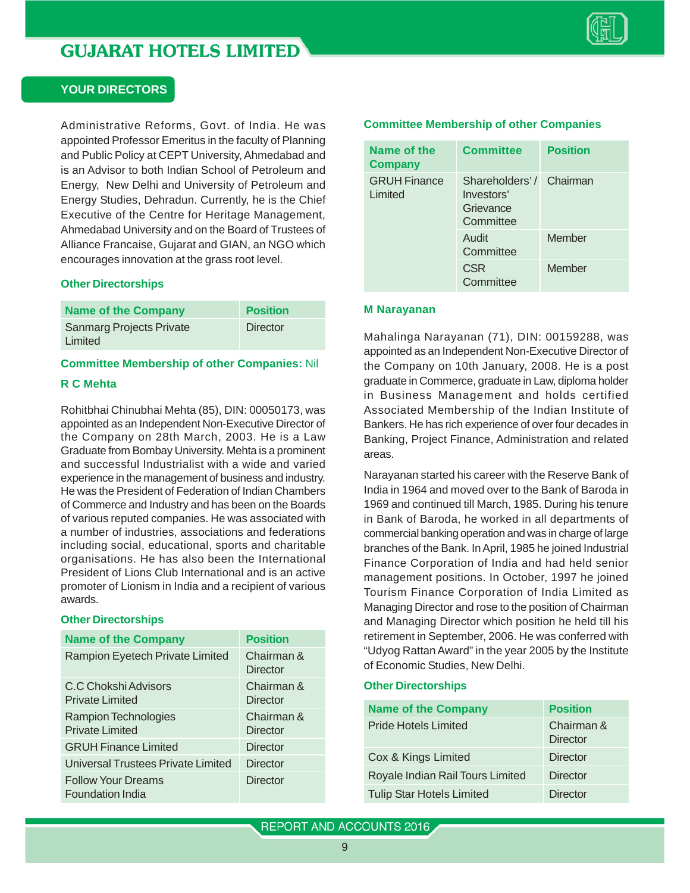## YOUR DIRECTORS

Administrative Reforms, Govt. of India. He was appointed Professor Emeritus in the faculty of Planning and Public Policy at CEPT University, Ahmedabad and is an Advisor to both Indian School of Petroleum and Energy, New Delhi and University of Petroleum and Energy Studies, Dehradun. Currently, he is the Chief Executive of the Centre for Heritage Management, Ahmedabad University and on the Board of Trustees of Alliance Francaise, Gujarat and GIAN, an NGO which encourages innovation at the grass root level.

**Other Directorships**

| Name of the Company | Position |
|---|---|
| Sanmarg Projects Private Limited | Director |

**Committee Membership of other Companies:** Nil

### R C Mehta

Rohitbhai Chinubhai Mehta (85), DIN: 00050173, was appointed as an Independent Non-Executive Director of the Company on 28th March, 2003. He is a Law Graduate from Bombay University. Mehta is a prominent and successful Industrialist with a wide and varied experience in the management of business and industry. He was the President of Federation of Indian Chambers of Commerce and Industry and has been on the Boards of various reputed companies. He was associated with a number of industries, associations and federations including social, educational, sports and charitable organisations. He has also been the International President of Lions Club International and is an active promoter of Lionism in India and a recipient of various awards.

**Other Directorships**

| Name of the Company | Position |
|---|---|
| Rampion Eyetech Private Limited | Chairman & Director |
| C.C Chokshi Advisors Private Limited | Chairman & Director |
| Rampion Technologies Private Limited | Chairman & Director |
| GRUH Finance Limited | Director |
| Universal Trustees Private Limited | Director |
| Follow Your Dreams Foundation India | Director |

**Committee Membership of other Companies**

| Name of the Company | Committee | Position |
|---|---|---|
| GRUH Finance Limited | Shareholders' / Investors' Grievance Committee | Chairman |
| | Audit Committee | Member |
| | CSR Committee | Member |

### M Narayanan

Mahalinga Narayanan (71), DIN: 00159288, was appointed as an Independent Non-Executive Director of the Company on 10th January, 2008. He is a post graduate in Commerce, graduate in Law, diploma holder in Business Management and holds certified Associated Membership of the Indian Institute of Bankers. He has rich experience of over four decades in Banking, Project Finance, Administration and related areas.

Narayanan started his career with the Reserve Bank of India in 1964 and moved over to the Bank of Baroda in 1969 and continued till March, 1985. During his tenure in Bank of Baroda, he worked in all departments of commercial banking operation and was in charge of large branches of the Bank. In April, 1985 he joined Industrial Finance Corporation of India and had held senior management positions. In October, 1997 he joined Tourism Finance Corporation of India Limited as Managing Director and rose to the position of Chairman and Managing Director which position he held till his retirement in September, 2006. He was conferred with "Udyog Rattan Award" in the year 2005 by the Institute of Economic Studies, New Delhi.

**Other Directorships**

| Name of the Company | Position |
|---|---|
| Pride Hotels Limited | Chairman & Director |
| Cox & Kings Limited | Director |
| Royale Indian Rail Tours Limited | Director |
| Tulip Star Hotels Limited | Director |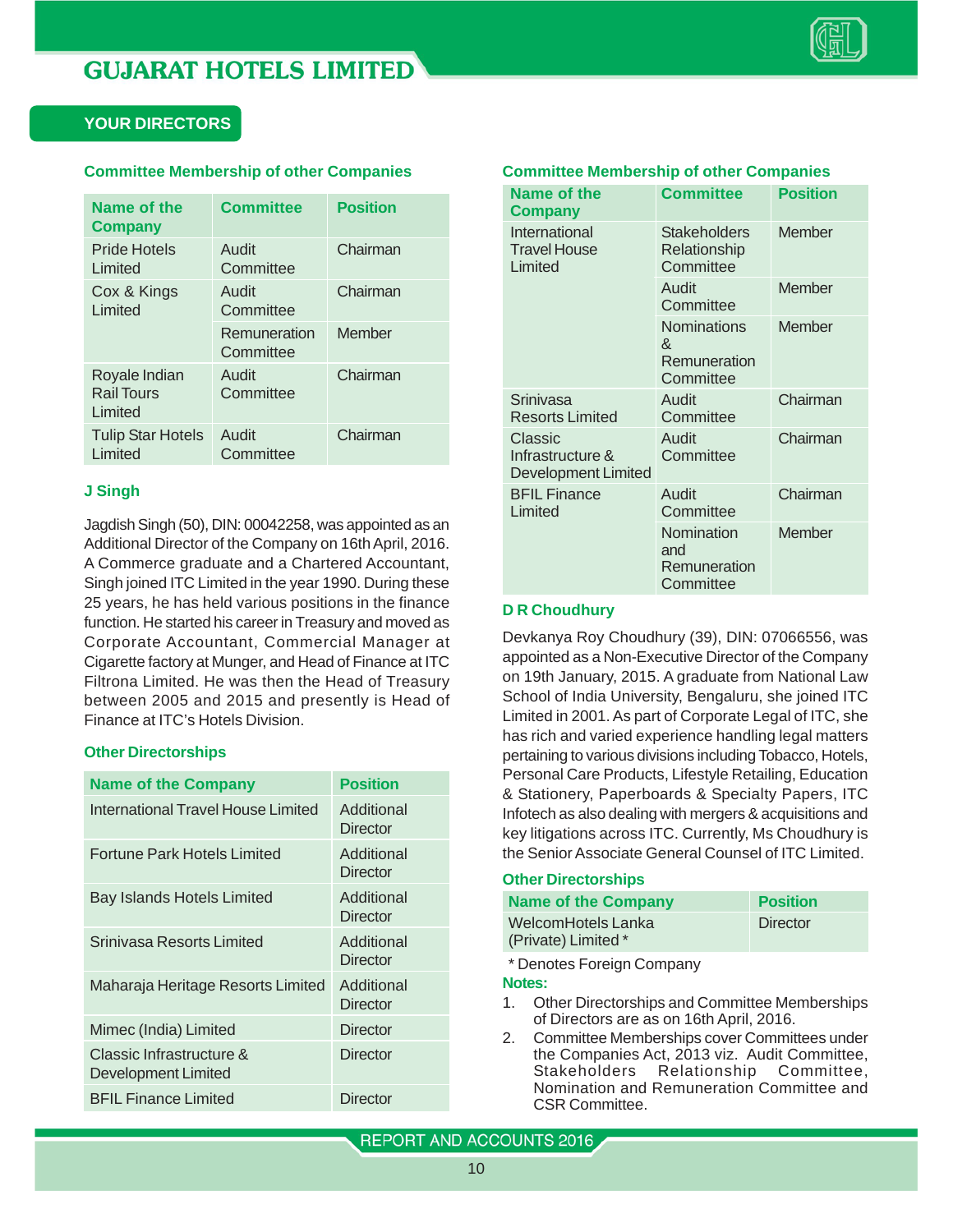## YOUR DIRECTORS

### Committee Membership of other Companies

| Name of the Company | Committee | Position |
|---|---|---|
| Pride Hotels Limited | Audit Committee | Chairman |
| Cox & Kings Limited | Audit Committee | Chairman |
| | Remuneration Committee | Member |
| Royale Indian Rail Tours Limited | Audit Committee | Chairman |
| Tulip Star Hotels Limited | Audit Committee | Chairman |

### J Singh

Jagdish Singh (50), DIN: 00042258, was appointed as an Additional Director of the Company on 16th April, 2016. A Commerce graduate and a Chartered Accountant, Singh joined ITC Limited in the year 1990. During these 25 years, he has held various positions in the finance function. He started his career in Treasury and moved as Corporate Accountant, Commercial Manager at Cigarette factory at Munger, and Head of Finance at ITC Filtrona Limited. He was then the Head of Treasury between 2005 and 2015 and presently is Head of Finance at ITC's Hotels Division.

### Other Directorships

| Name of the Company | Position |
|---|---|
| International Travel House Limited | Additional Director |
| Fortune Park Hotels Limited | Additional Director |
| Bay Islands Hotels Limited | Additional Director |
| Srinivasa Resorts Limited | Additional Director |
| Maharaja Heritage Resorts Limited | Additional Director |
| Mimec (India) Limited | Director |
| Classic Infrastructure & Development Limited | Director |
| BFIL Finance Limited | Director |

### Committee Membership of other Companies

| Name of the Company | Committee | Position |
|---|---|---|
| International Travel House Limited | Stakeholders Relationship Committee | Member |
| | Audit Committee | Member |
| | Nominations & Remuneration Committee | Member |
| Srinivasa Resorts Limited | Audit Committee | Chairman |
| Classic Infrastructure & Development Limited | Audit Committee | Chairman |
| BFIL Finance Limited | Audit Committee | Chairman |
| | Nomination and Remuneration Committee | Member |

### D R Choudhury

Devkanya Roy Choudhury (39), DIN: 07066556, was appointed as a Non-Executive Director of the Company on 19th January, 2015. A graduate from National Law School of India University, Bengaluru, she joined ITC Limited in 2001. As part of Corporate Legal of ITC, she has rich and varied experience handling legal matters pertaining to various divisions including Tobacco, Hotels, Personal Care Products, Lifestyle Retailing, Education & Stationery, Paperboards & Specialty Papers, ITC Infotech as also dealing with mergers & acquisitions and key litigations across ITC. Currently, Ms Choudhury is the Senior Associate General Counsel of ITC Limited.

### Other Directorships

| Name of the Company | Position |
|---|---|
| WelcomHotels Lanka (Private) Limited * | Director |

\* Denotes Foreign Company

**Notes:**

1. Other Directorships and Committee Memberships of Directors are as on 16th April, 2016.
2. Committee Memberships cover Committees under the Companies Act, 2013 viz. Audit Committee, Stakeholders Relationship Committee, Nomination and Remuneration Committee and CSR Committee.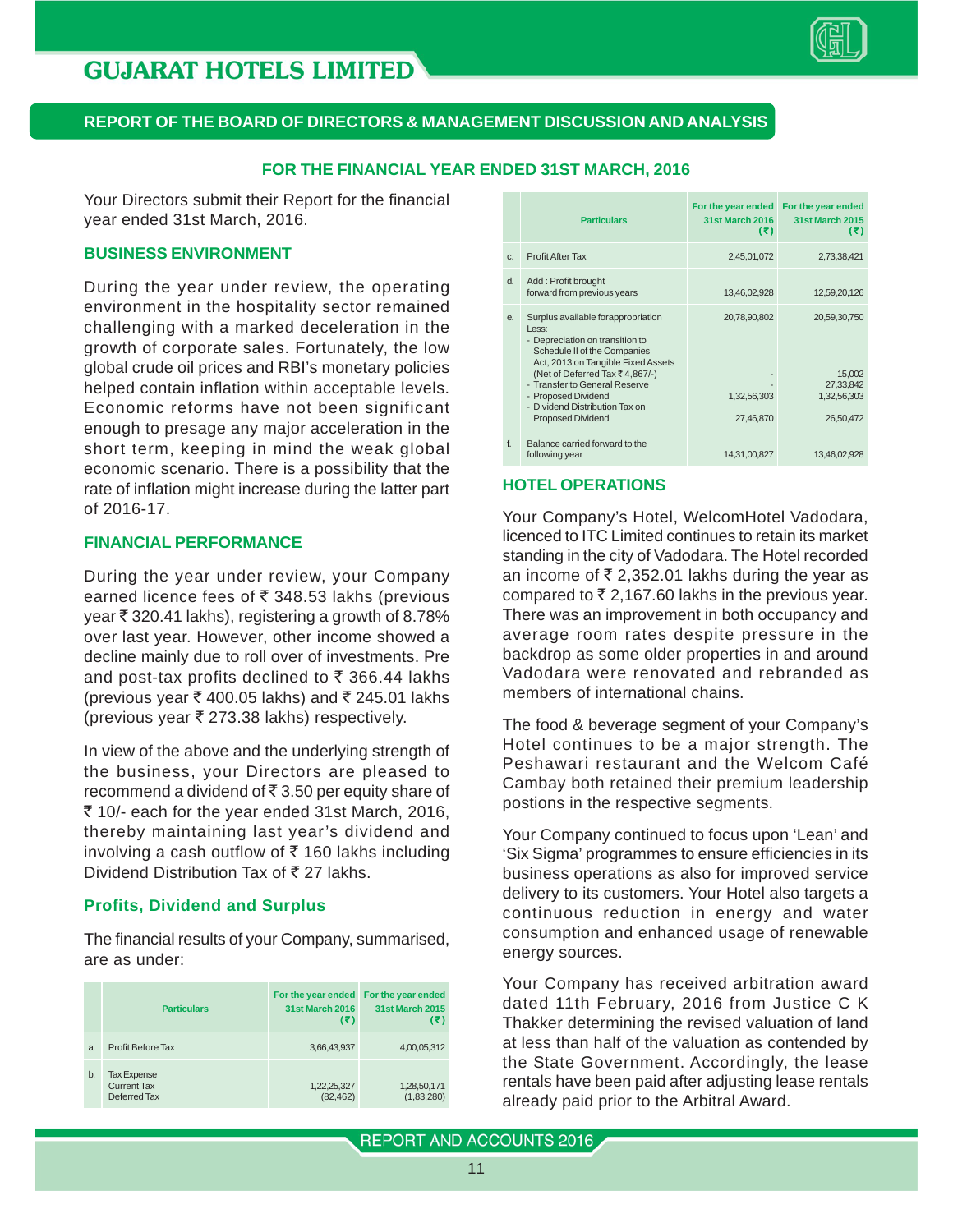# GUJARAT HOTELS LIMITED

## REPORT OF THE BOARD OF DIRECTORS & MANAGEMENT DISCUSSION AND ANALYSIS

### FOR THE FINANCIAL YEAR ENDED 31ST MARCH, 2016

Your Directors submit their Report for the financial year ended 31st March, 2016.

### BUSINESS ENVIRONMENT

During the year under review, the operating environment in the hospitality sector remained challenging with a marked deceleration in the growth of corporate sales. Fortunately, the low global crude oil prices and RBI's monetary policies helped contain inflation within acceptable levels. Economic reforms have not been significant enough to presage any major acceleration in the short term, keeping in mind the weak global economic scenario. There is a possibility that the rate of inflation might increase during the latter part of 2016-17.

### FINANCIAL PERFORMANCE

During the year under review, your Company earned licence fees of ₹ 348.53 lakhs (previous year ₹ 320.41 lakhs), registering a growth of 8.78% over last year. However, other income showed a decline mainly due to roll over of investments. Pre and post-tax profits declined to ₹ 366.44 lakhs (previous year ₹ 400.05 lakhs) and ₹ 245.01 lakhs (previous year ₹ 273.38 lakhs) respectively.

In view of the above and the underlying strength of the business, your Directors are pleased to recommend a dividend of ₹ 3.50 per equity share of ₹ 10/- each for the year ended 31st March, 2016, thereby maintaining last year's dividend and involving a cash outflow of ₹ 160 lakhs including Dividend Distribution Tax of ₹ 27 lakhs.

### Profits, Dividend and Surplus

The financial results of your Company, summarised, are as under:

| | Particulars | For the year ended 31st March 2016 (₹) | For the year ended 31st March 2015 (₹) |
|---|---|---|---|
| a. | Profit Before Tax | 3,66,43,937 | 4,00,05,312 |
| b. | Tax Expense<br>Current Tax<br>Deferred Tax | <br>1,22,25,327<br>(82,462) | <br>1,28,50,171<br>(1,83,280) |
| c. | Profit After Tax | 2,45,01,072 | 2,73,38,421 |
| d. | Add : Profit brought forward from previous years | 13,46,02,928 | 12,59,20,126 |
| e. | Surplus available forappropriation<br>Less:<br>- Depreciation on transition to Schedule II of the Companies Act, 2013 on Tangible Fixed Assets (Net of Deferred Tax ₹ 4,867/-)<br>- Transfer to General Reserve<br>- Proposed Dividend<br>- Dividend Distribution Tax on Proposed Dividend | 20,78,90,802<br><br>-<br>-<br>1,32,56,303<br>27,46,870 | 20,59,30,750<br><br>15,002<br>27,33,842<br>1,32,56,303<br>26,50,472 |
| f. | Balance carried forward to the following year | 14,31,00,827 | 13,46,02,928 |

### HOTEL OPERATIONS

Your Company's Hotel, WelcomHotel Vadodara, licenced to ITC Limited continues to retain its market standing in the city of Vadodara. The Hotel recorded an income of ₹ 2,352.01 lakhs during the year as compared to ₹ 2,167.60 lakhs in the previous year. There was an improvement in both occupancy and average room rates despite pressure in the backdrop as some older properties in and around Vadodara were renovated and rebranded as members of international chains.

The food & beverage segment of your Company's Hotel continues to be a major strength. The Peshawari restaurant and the Welcom Café Cambay both retained their premium leadership postions in the respective segments.

Your Company continued to focus upon 'Lean' and 'Six Sigma' programmes to ensure efficiencies in its business operations as also for improved service delivery to its customers. Your Hotel also targets a continuous reduction in energy and water consumption and enhanced usage of renewable energy sources.

Your Company has received arbitration award dated 11th February, 2016 from Justice C K Thakker determining the revised valuation of land at less than half of the valuation as contended by the State Government. Accordingly, the lease rentals have been paid after adjusting lease rentals already paid prior to the Arbitral Award.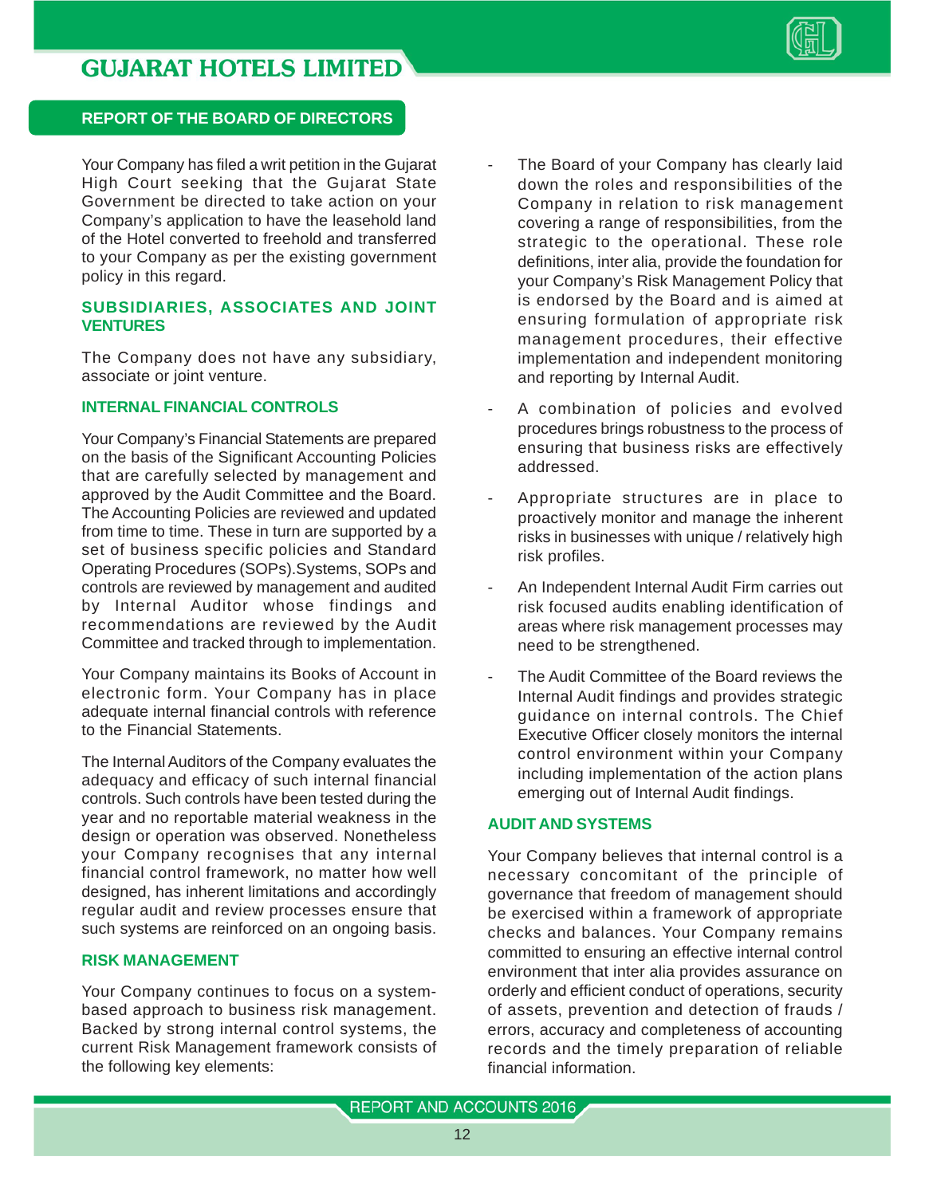Your Company has filed a writ petition in the Gujarat High Court seeking that the Gujarat State Government be directed to take action on your Company's application to have the leasehold land of the Hotel converted to freehold and transferred to your Company as per the existing government policy in this regard.

## SUBSIDIARIES, ASSOCIATES AND JOINT VENTURES

The Company does not have any subsidiary, associate or joint venture.

## INTERNAL FINANCIAL CONTROLS

Your Company's Financial Statements are prepared on the basis of the Significant Accounting Policies that are carefully selected by management and approved by the Audit Committee and the Board. The Accounting Policies are reviewed and updated from time to time. These in turn are supported by a set of business specific policies and Standard Operating Procedures (SOPs).Systems, SOPs and controls are reviewed by management and audited by Internal Auditor whose findings and recommendations are reviewed by the Audit Committee and tracked through to implementation.

Your Company maintains its Books of Account in electronic form. Your Company has in place adequate internal financial controls with reference to the Financial Statements.

The Internal Auditors of the Company evaluates the adequacy and efficacy of such internal financial controls. Such controls have been tested during the year and no reportable material weakness in the design or operation was observed. Nonetheless your Company recognises that any internal financial control framework, no matter how well designed, has inherent limitations and accordingly regular audit and review processes ensure that such systems are reinforced on an ongoing basis.

## RISK MANAGEMENT

Your Company continues to focus on a system-based approach to business risk management. Backed by strong internal control systems, the current Risk Management framework consists of the following key elements:

- The Board of your Company has clearly laid down the roles and responsibilities of the Company in relation to risk management covering a range of responsibilities, from the strategic to the operational. These role definitions, inter alia, provide the foundation for your Company's Risk Management Policy that is endorsed by the Board and is aimed at ensuring formulation of appropriate risk management procedures, their effective implementation and independent monitoring and reporting by Internal Audit.
- A combination of policies and evolved procedures brings robustness to the process of ensuring that business risks are effectively addressed.
- Appropriate structures are in place to proactively monitor and manage the inherent risks in businesses with unique / relatively high risk profiles.
- An Independent Internal Audit Firm carries out risk focused audits enabling identification of areas where risk management processes may need to be strengthened.
- The Audit Committee of the Board reviews the Internal Audit findings and provides strategic guidance on internal controls. The Chief Executive Officer closely monitors the internal control environment within your Company including implementation of the action plans emerging out of Internal Audit findings.

## AUDIT AND SYSTEMS

Your Company believes that internal control is a necessary concomitant of the principle of governance that freedom of management should be exercised within a framework of appropriate checks and balances. Your Company remains committed to ensuring an effective internal control environment that inter alia provides assurance on orderly and efficient conduct of operations, security of assets, prevention and detection of frauds / errors, accuracy and completeness of accounting records and the timely preparation of reliable financial information.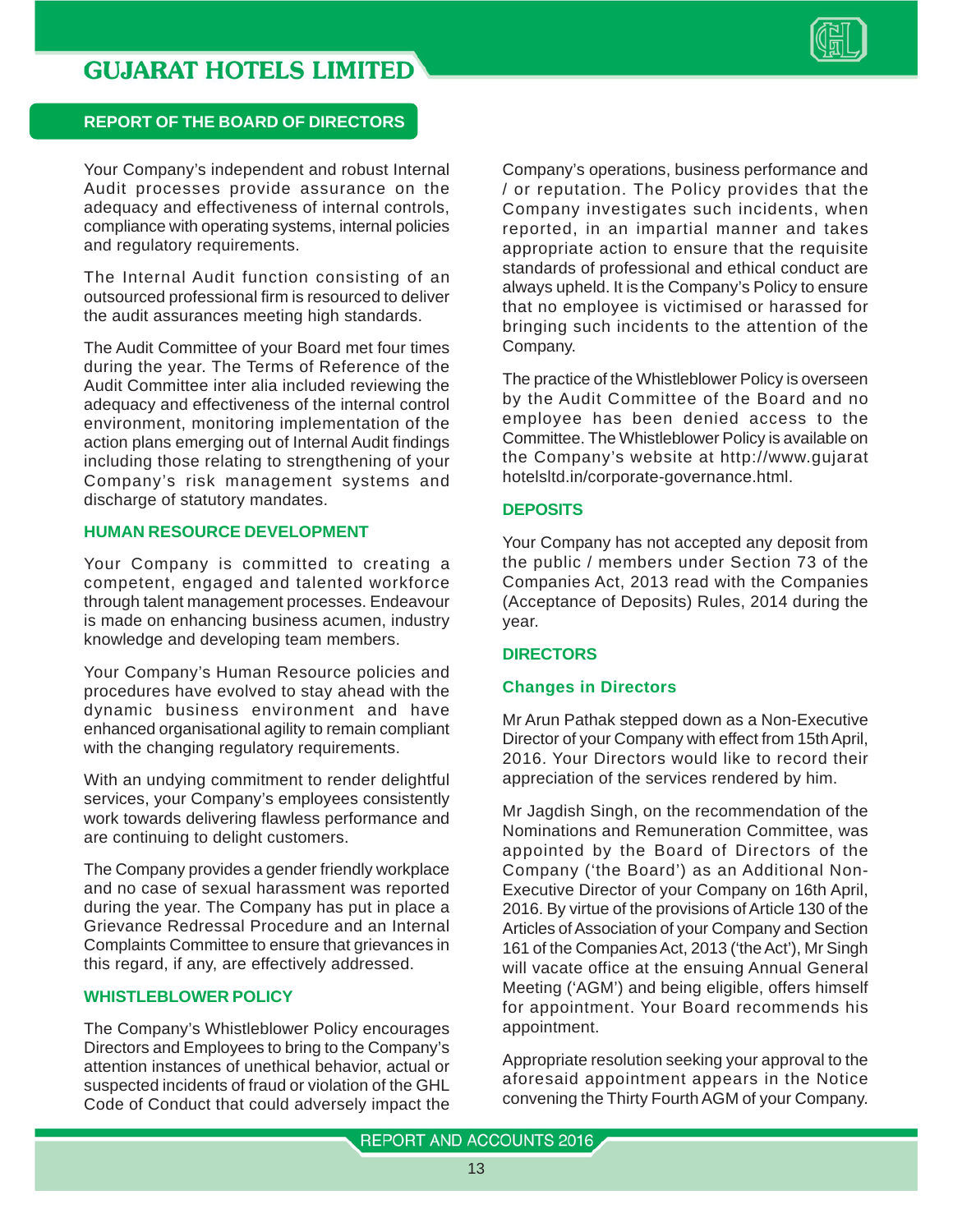Your Company's independent and robust Internal Audit processes provide assurance on the adequacy and effectiveness of internal controls, compliance with operating systems, internal policies and regulatory requirements.

The Internal Audit function consisting of an outsourced professional firm is resourced to deliver the audit assurances meeting high standards.

The Audit Committee of your Board met four times during the year. The Terms of Reference of the Audit Committee inter alia included reviewing the adequacy and effectiveness of the internal control environment, monitoring implementation of the action plans emerging out of Internal Audit findings including those relating to strengthening of your Company's risk management systems and discharge of statutory mandates.

## HUMAN RESOURCE DEVELOPMENT

Your Company is committed to creating a competent, engaged and talented workforce through talent management processes. Endeavour is made on enhancing business acumen, industry knowledge and developing team members.

Your Company's Human Resource policies and procedures have evolved to stay ahead with the dynamic business environment and have enhanced organisational agility to remain compliant with the changing regulatory requirements.

With an undying commitment to render delightful services, your Company's employees consistently work towards delivering flawless performance and are continuing to delight customers.

The Company provides a gender friendly workplace and no case of sexual harassment was reported during the year. The Company has put in place a Grievance Redressal Procedure and an Internal Complaints Committee to ensure that grievances in this regard, if any, are effectively addressed.

## WHISTLEBLOWER POLICY

The Company's Whistleblower Policy encourages Directors and Employees to bring to the Company's attention instances of unethical behavior, actual or suspected incidents of fraud or violation of the GHL Code of Conduct that could adversely impact the Company's operations, business performance and / or reputation. The Policy provides that the Company investigates such incidents, when reported, in an impartial manner and takes appropriate action to ensure that the requisite standards of professional and ethical conduct are always upheld. It is the Company's Policy to ensure that no employee is victimised or harassed for bringing such incidents to the attention of the Company.

The practice of the Whistleblower Policy is overseen by the Audit Committee of the Board and no employee has been denied access to the Committee. The Whistleblower Policy is available on the Company's website at http://www.gujarathotelsltd.in/corporate-governance.html.

## DEPOSITS

Your Company has not accepted any deposit from the public / members under Section 73 of the Companies Act, 2013 read with the Companies (Acceptance of Deposits) Rules, 2014 during the year.

## DIRECTORS

### Changes in Directors

Mr Arun Pathak stepped down as a Non-Executive Director of your Company with effect from 15th April, 2016. Your Directors would like to record their appreciation of the services rendered by him.

Mr Jagdish Singh, on the recommendation of the Nominations and Remuneration Committee, was appointed by the Board of Directors of the Company ('the Board') as an Additional Non-Executive Director of your Company on 16th April, 2016. By virtue of the provisions of Article 130 of the Articles of Association of your Company and Section 161 of the Companies Act, 2013 ('the Act'), Mr Singh will vacate office at the ensuing Annual General Meeting ('AGM') and being eligible, offers himself for appointment. Your Board recommends his appointment.

Appropriate resolution seeking your approval to the aforesaid appointment appears in the Notice convening the Thirty Fourth AGM of your Company.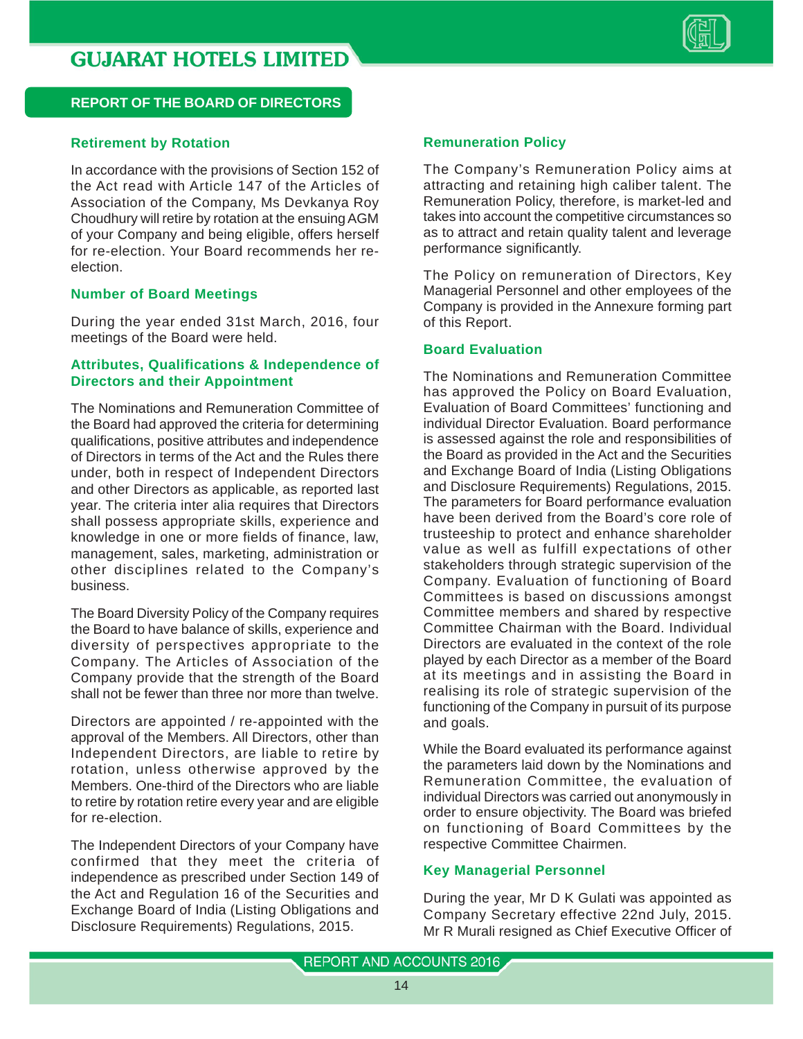## REPORT OF THE BOARD OF DIRECTORS

### Retirement by Rotation

In accordance with the provisions of Section 152 of the Act read with Article 147 of the Articles of Association of the Company, Ms Devkanya Roy Choudhury will retire by rotation at the ensuing AGM of your Company and being eligible, offers herself for re-election. Your Board recommends her re-election.

### Number of Board Meetings

During the year ended 31st March, 2016, four meetings of the Board were held.

### Attributes, Qualifications & Independence of Directors and their Appointment

The Nominations and Remuneration Committee of the Board had approved the criteria for determining qualifications, positive attributes and independence of Directors in terms of the Act and the Rules there under, both in respect of Independent Directors and other Directors as applicable, as reported last year. The criteria inter alia requires that Directors shall possess appropriate skills, experience and knowledge in one or more fields of finance, law, management, sales, marketing, administration or other disciplines related to the Company's business.

The Board Diversity Policy of the Company requires the Board to have balance of skills, experience and diversity of perspectives appropriate to the Company. The Articles of Association of the Company provide that the strength of the Board shall not be fewer than three nor more than twelve.

Directors are appointed / re-appointed with the approval of the Members. All Directors, other than Independent Directors, are liable to retire by rotation, unless otherwise approved by the Members. One-third of the Directors who are liable to retire by rotation retire every year and are eligible for re-election.

The Independent Directors of your Company have confirmed that they meet the criteria of independence as prescribed under Section 149 of the Act and Regulation 16 of the Securities and Exchange Board of India (Listing Obligations and Disclosure Requirements) Regulations, 2015.

### Remuneration Policy

The Company's Remuneration Policy aims at attracting and retaining high caliber talent. The Remuneration Policy, therefore, is market-led and takes into account the competitive circumstances so as to attract and retain quality talent and leverage performance significantly.

The Policy on remuneration of Directors, Key Managerial Personnel and other employees of the Company is provided in the Annexure forming part of this Report.

### Board Evaluation

The Nominations and Remuneration Committee has approved the Policy on Board Evaluation, Evaluation of Board Committees' functioning and individual Director Evaluation. Board performance is assessed against the role and responsibilities of the Board as provided in the Act and the Securities and Exchange Board of India (Listing Obligations and Disclosure Requirements) Regulations, 2015. The parameters for Board performance evaluation have been derived from the Board's core role of trusteeship to protect and enhance shareholder value as well as fulfill expectations of other stakeholders through strategic supervision of the Company. Evaluation of functioning of Board Committees is based on discussions amongst Committee members and shared by respective Committee Chairman with the Board. Individual Directors are evaluated in the context of the role played by each Director as a member of the Board at its meetings and in assisting the Board in realising its role of strategic supervision of the functioning of the Company in pursuit of its purpose and goals.

While the Board evaluated its performance against the parameters laid down by the Nominations and Remuneration Committee, the evaluation of individual Directors was carried out anonymously in order to ensure objectivity. The Board was briefed on functioning of Board Committees by the respective Committee Chairmen.

### Key Managerial Personnel

During the year, Mr D K Gulati was appointed as Company Secretary effective 22nd July, 2015. Mr R Murali resigned as Chief Executive Officer of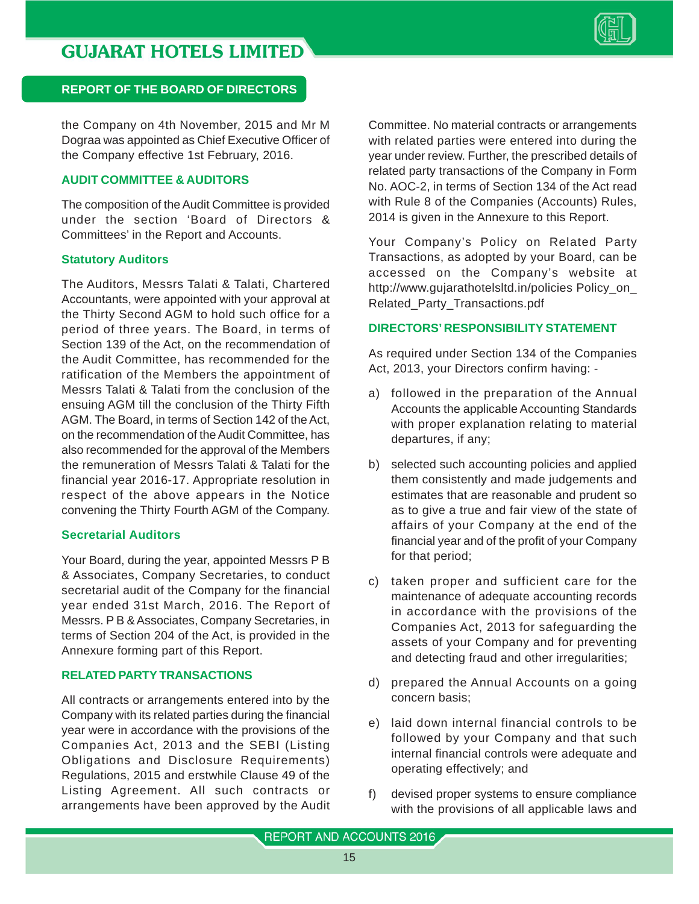the Company on 4th November, 2015 and Mr M Dograa was appointed as Chief Executive Officer of the Company effective 1st February, 2016.

## AUDIT COMMITTEE & AUDITORS

The composition of the Audit Committee is provided under the section 'Board of Directors & Committees' in the Report and Accounts.

### Statutory Auditors

The Auditors, Messrs Talati & Talati, Chartered Accountants, were appointed with your approval at the Thirty Second AGM to hold such office for a period of three years. The Board, in terms of Section 139 of the Act, on the recommendation of the Audit Committee, has recommended for the ratification of the Members the appointment of Messrs Talati & Talati from the conclusion of the ensuing AGM till the conclusion of the Thirty Fifth AGM. The Board, in terms of Section 142 of the Act, on the recommendation of the Audit Committee, has also recommended for the approval of the Members the remuneration of Messrs Talati & Talati for the financial year 2016-17. Appropriate resolution in respect of the above appears in the Notice convening the Thirty Fourth AGM of the Company.

### Secretarial Auditors

Your Board, during the year, appointed Messrs P B & Associates, Company Secretaries, to conduct secretarial audit of the Company for the financial year ended 31st March, 2016. The Report of Messrs. P B & Associates, Company Secretaries, in terms of Section 204 of the Act, is provided in the Annexure forming part of this Report.

## RELATED PARTY TRANSACTIONS

All contracts or arrangements entered into by the Company with its related parties during the financial year were in accordance with the provisions of the Companies Act, 2013 and the SEBI (Listing Obligations and Disclosure Requirements) Regulations, 2015 and erstwhile Clause 49 of the Listing Agreement. All such contracts or arrangements have been approved by the Audit Committee. No material contracts or arrangements with related parties were entered into during the year under review. Further, the prescribed details of related party transactions of the Company in Form No. AOC-2, in terms of Section 134 of the Act read with Rule 8 of the Companies (Accounts) Rules, 2014 is given in the Annexure to this Report.

Your Company's Policy on Related Party Transactions, as adopted by your Board, can be accessed on the Company's website at http://www.gujarathotelsltd.in/policies Policy_on_Related_Party_Transactions.pdf

## DIRECTORS' RESPONSIBILITY STATEMENT

As required under Section 134 of the Companies Act, 2013, your Directors confirm having: -

a) followed in the preparation of the Annual Accounts the applicable Accounting Standards with proper explanation relating to material departures, if any;

b) selected such accounting policies and applied them consistently and made judgements and estimates that are reasonable and prudent so as to give a true and fair view of the state of affairs of your Company at the end of the financial year and of the profit of your Company for that period;

c) taken proper and sufficient care for the maintenance of adequate accounting records in accordance with the provisions of the Companies Act, 2013 for safeguarding the assets of your Company and for preventing and detecting fraud and other irregularities;

d) prepared the Annual Accounts on a going concern basis;

e) laid down internal financial controls to be followed by your Company and that such internal financial controls were adequate and operating effectively; and

f) devised proper systems to ensure compliance with the provisions of all applicable laws and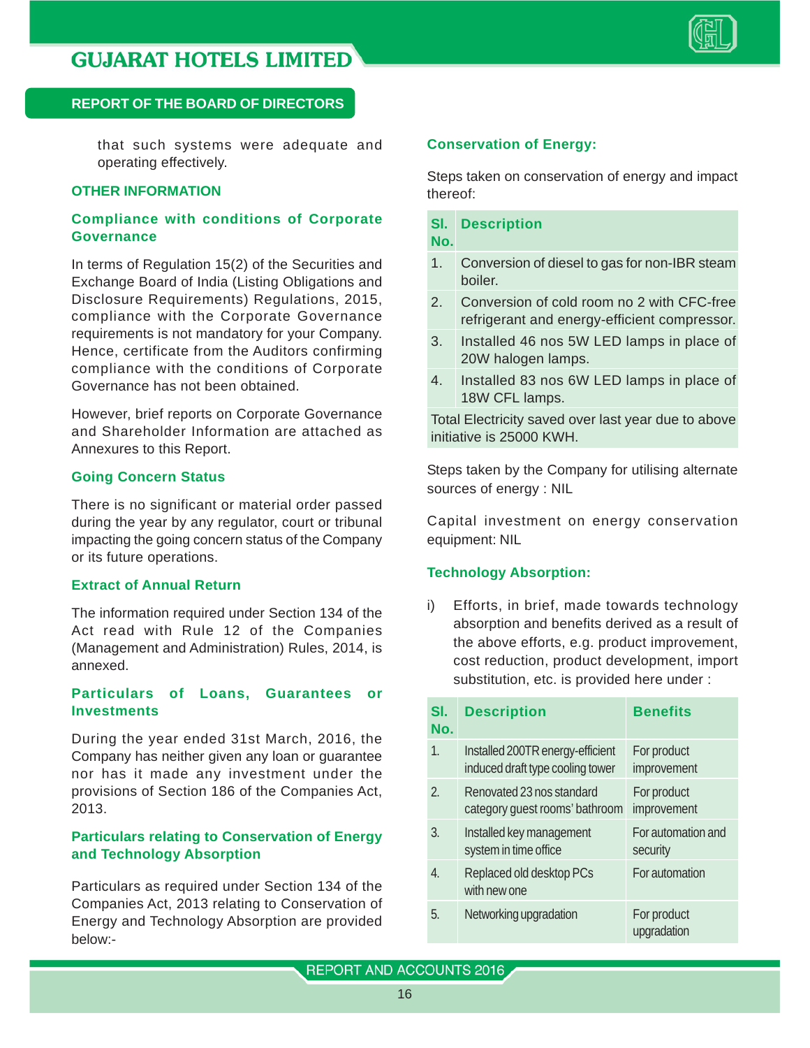that such systems were adequate and operating effectively.

## OTHER INFORMATION

### Compliance with conditions of Corporate Governance

In terms of Regulation 15(2) of the Securities and Exchange Board of India (Listing Obligations and Disclosure Requirements) Regulations, 2015, compliance with the Corporate Governance requirements is not mandatory for your Company. Hence, certificate from the Auditors confirming compliance with the conditions of Corporate Governance has not been obtained.

However, brief reports on Corporate Governance and Shareholder Information are attached as Annexures to this Report.

### Going Concern Status

There is no significant or material order passed during the year by any regulator, court or tribunal impacting the going concern status of the Company or its future operations.

### Extract of Annual Return

The information required under Section 134 of the Act read with Rule 12 of the Companies (Management and Administration) Rules, 2014, is annexed.

### Particulars of Loans, Guarantees or Investments

During the year ended 31st March, 2016, the Company has neither given any loan or guarantee nor has it made any investment under the provisions of Section 186 of the Companies Act, 2013.

### Particulars relating to Conservation of Energy and Technology Absorption

Particulars as required under Section 134 of the Companies Act, 2013 relating to Conservation of Energy and Technology Absorption are provided below:-

### Conservation of Energy:

Steps taken on conservation of energy and impact thereof:

| Sl. No. | Description |
|---|---|
| 1. | Conversion of diesel to gas for non-IBR steam boiler. |
| 2. | Conversion of cold room no 2 with CFC-free refrigerant and energy-efficient compressor. |
| 3. | Installed 46 nos 5W LED lamps in place of 20W halogen lamps. |
| 4. | Installed 83 nos 6W LED lamps in place of 18W CFL lamps. |
| Total Electricity saved over last year due to above initiative is 25000 KWH. | |

Steps taken by the Company for utilising alternate sources of energy : NIL

Capital investment on energy conservation equipment: NIL

### Technology Absorption:

i) Efforts, in brief, made towards technology absorption and benefits derived as a result of the above efforts, e.g. product improvement, cost reduction, product development, import substitution, etc. is provided here under :

| Sl. No. | Description | Benefits |
|---|---|---|
| 1. | Installed 200TR energy-efficient induced draft type cooling tower | For product improvement |
| 2. | Renovated 23 nos standard category guest rooms' bathroom | For product improvement |
| 3. | Installed key management system in time office | For automation and security |
| 4. | Replaced old desktop PCs with new one | For automation |
| 5. | Networking upgradation | For product upgradation |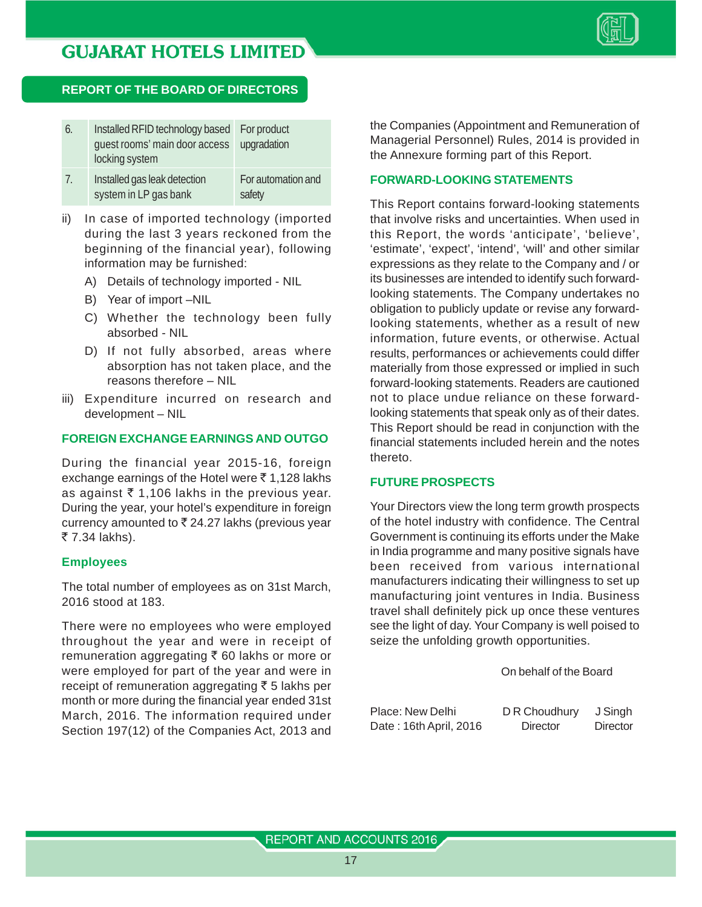## REPORT OF THE BOARD OF DIRECTORS

| | | |
|---|---|---|
| 6. | Installed RFID technology based guest rooms' main door access locking system | For product upgradation |
| 7. | Installed gas leak detection system in LP gas bank | For automation and safety |

ii) In case of imported technology (imported during the last 3 years reckoned from the beginning of the financial year), following information may be furnished:

   A) Details of technology imported - NIL

   B) Year of import –NIL

   C) Whether the technology been fully absorbed - NIL

   D) If not fully absorbed, areas where absorption has not taken place, and the reasons therefore – NIL

iii) Expenditure incurred on research and development – NIL

### FOREIGN EXCHANGE EARNINGS AND OUTGO

During the financial year 2015-16, foreign exchange earnings of the Hotel were ₹ 1,128 lakhs as against ₹ 1,106 lakhs in the previous year. During the year, your hotel's expenditure in foreign currency amounted to ₹ 24.27 lakhs (previous year ₹ 7.34 lakhs).

### Employees

The total number of employees as on 31st March, 2016 stood at 183.

There were no employees who were employed throughout the year and were in receipt of remuneration aggregating ₹ 60 lakhs or more or were employed for part of the year and were in receipt of remuneration aggregating ₹ 5 lakhs per month or more during the financial year ended 31st March, 2016. The information required under Section 197(12) of the Companies Act, 2013 and the Companies (Appointment and Remuneration of Managerial Personnel) Rules, 2014 is provided in the Annexure forming part of this Report.

### FORWARD-LOOKING STATEMENTS

This Report contains forward-looking statements that involve risks and uncertainties. When used in this Report, the words 'anticipate', 'believe', 'estimate', 'expect', 'intend', 'will' and other similar expressions as they relate to the Company and / or its businesses are intended to identify such forward-looking statements. The Company undertakes no obligation to publicly update or revise any forward-looking statements, whether as a result of new information, future events, or otherwise. Actual results, performances or achievements could differ materially from those expressed or implied in such forward-looking statements. Readers are cautioned not to place undue reliance on these forward-looking statements that speak only as of their dates. This Report should be read in conjunction with the financial statements included herein and the notes thereto.

### FUTURE PROSPECTS

Your Directors view the long term growth prospects of the hotel industry with confidence. The Central Government is continuing its efforts under the Make in India programme and many positive signals have been received from various international manufacturers indicating their willingness to set up manufacturing joint ventures in India. Business travel shall definitely pick up once these ventures see the light of day. Your Company is well poised to seize the unfolding growth opportunities.

On behalf of the Board

Place: New Delhi
Date : 16th April, 2016

D R Choudhury
Director

J Singh
Director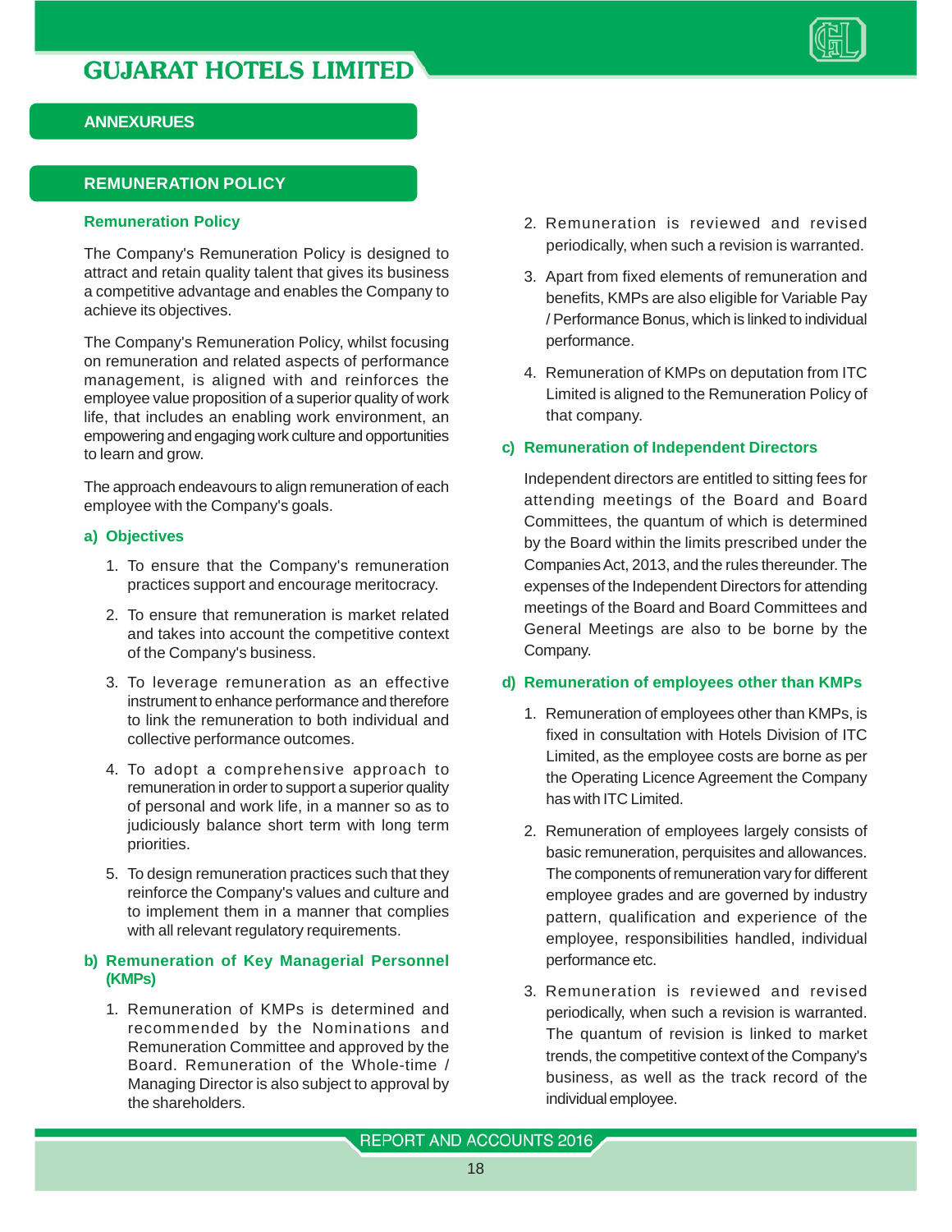## ANNEXURUES

## REMUNERATION POLICY

### Remuneration Policy

The Company's Remuneration Policy is designed to attract and retain quality talent that gives its business a competitive advantage and enables the Company to achieve its objectives.

The Company's Remuneration Policy, whilst focusing on remuneration and related aspects of performance management, is aligned with and reinforces the employee value proposition of a superior quality of work life, that includes an enabling work environment, an empowering and engaging work culture and opportunities to learn and grow.

The approach endeavours to align remuneration of each employee with the Company's goals.

### a) Objectives

1. To ensure that the Company's remuneration practices support and encourage meritocracy.
2. To ensure that remuneration is market related and takes into account the competitive context of the Company's business.
3. To leverage remuneration as an effective instrument to enhance performance and therefore to link the remuneration to both individual and collective performance outcomes.
4. To adopt a comprehensive approach to remuneration in order to support a superior quality of personal and work life, in a manner so as to judiciously balance short term with long term priorities.
5. To design remuneration practices such that they reinforce the Company's values and culture and to implement them in a manner that complies with all relevant regulatory requirements.

### b) Remuneration of Key Managerial Personnel (KMPs)

1. Remuneration of KMPs is determined and recommended by the Nominations and Remuneration Committee and approved by the Board. Remuneration of the Whole-time / Managing Director is also subject to approval by the shareholders.
2. Remuneration is reviewed and revised periodically, when such a revision is warranted.
3. Apart from fixed elements of remuneration and benefits, KMPs are also eligible for Variable Pay / Performance Bonus, which is linked to individual performance.
4. Remuneration of KMPs on deputation from ITC Limited is aligned to the Remuneration Policy of that company.

### c) Remuneration of Independent Directors

Independent directors are entitled to sitting fees for attending meetings of the Board and Board Committees, the quantum of which is determined by the Board within the limits prescribed under the Companies Act, 2013, and the rules thereunder. The expenses of the Independent Directors for attending meetings of the Board and Board Committees and General Meetings are also to be borne by the Company.

### d) Remuneration of employees other than KMPs

1. Remuneration of employees other than KMPs, is fixed in consultation with Hotels Division of ITC Limited, as the employee costs are borne as per the Operating Licence Agreement the Company has with ITC Limited.
2. Remuneration of employees largely consists of basic remuneration, perquisites and allowances. The components of remuneration vary for different employee grades and are governed by industry pattern, qualification and experience of the employee, responsibilities handled, individual performance etc.
3. Remuneration is reviewed and revised periodically, when such a revision is warranted. The quantum of revision is linked to market trends, the competitive context of the Company's business, as well as the track record of the individual employee.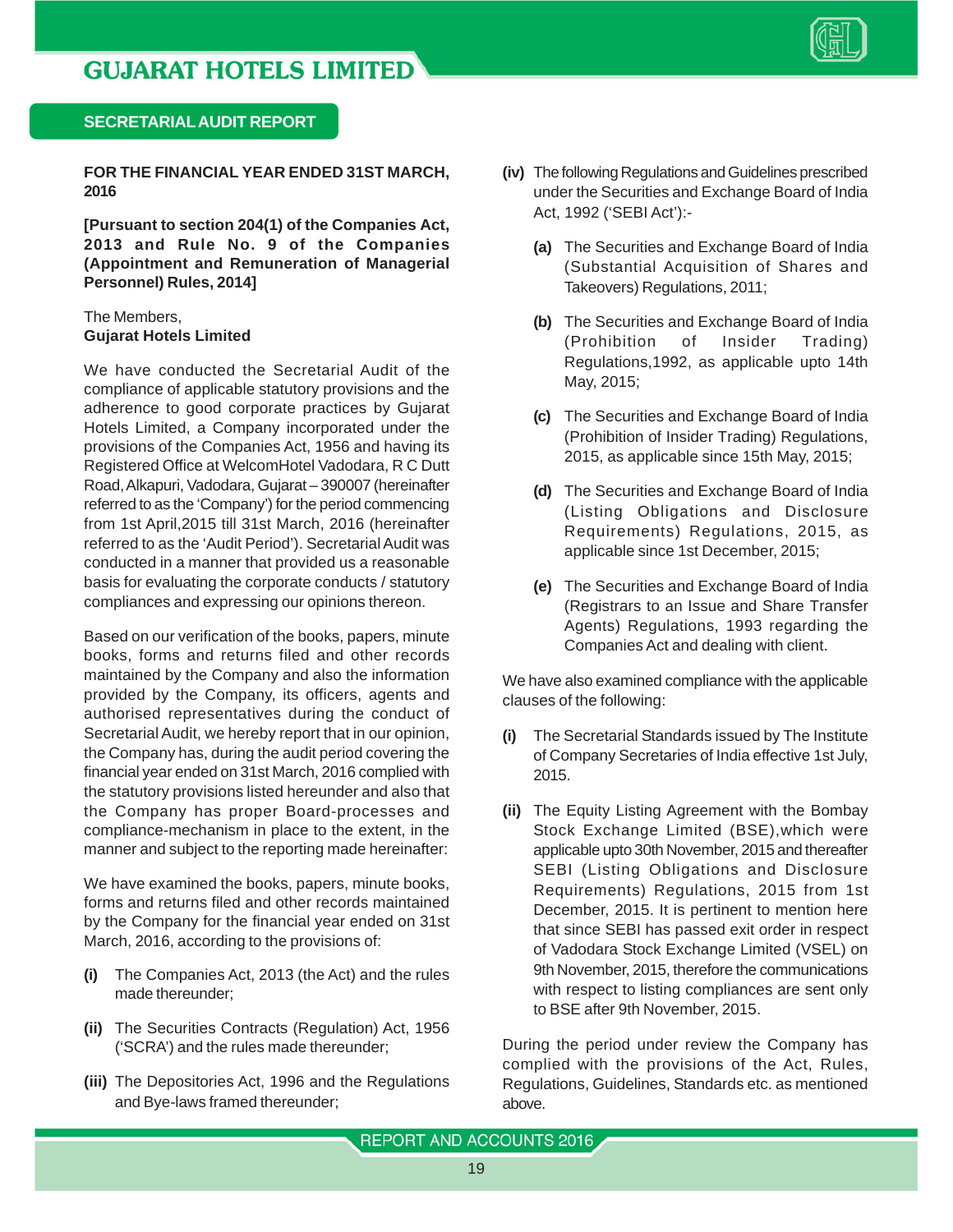## SECRETARIAL AUDIT REPORT

**FOR THE FINANCIAL YEAR ENDED 31ST MARCH, 2016**

**[Pursuant to section 204(1) of the Companies Act, 2013 and Rule No. 9 of the Companies (Appointment and Remuneration of Managerial Personnel) Rules, 2014]**

The Members,
**Gujarat Hotels Limited**

We have conducted the Secretarial Audit of the compliance of applicable statutory provisions and the adherence to good corporate practices by Gujarat Hotels Limited, a Company incorporated under the provisions of the Companies Act, 1956 and having its Registered Office at WelcomHotel Vadodara, R C Dutt Road, Alkapuri, Vadodara, Gujarat – 390007 (hereinafter referred to as the 'Company') for the period commencing from 1st April,2015 till 31st March, 2016 (hereinafter referred to as the 'Audit Period'). Secretarial Audit was conducted in a manner that provided us a reasonable basis for evaluating the corporate conducts / statutory compliances and expressing our opinions thereon.

Based on our verification of the books, papers, minute books, forms and returns filed and other records maintained by the Company and also the information provided by the Company, its officers, agents and authorised representatives during the conduct of Secretarial Audit, we hereby report that in our opinion, the Company has, during the audit period covering the financial year ended on 31st March, 2016 complied with the statutory provisions listed hereunder and also that the Company has proper Board-processes and compliance-mechanism in place to the extent, in the manner and subject to the reporting made hereinafter:

We have examined the books, papers, minute books, forms and returns filed and other records maintained by the Company for the financial year ended on 31st March, 2016, according to the provisions of:

**(i)** The Companies Act, 2013 (the Act) and the rules made thereunder;

**(ii)** The Securities Contracts (Regulation) Act, 1956 ('SCRA') and the rules made thereunder;

**(iii)** The Depositories Act, 1996 and the Regulations and Bye-laws framed thereunder;

**(iv)** The following Regulations and Guidelines prescribed under the Securities and Exchange Board of India Act, 1992 ('SEBI Act'):-

- **(a)** The Securities and Exchange Board of India (Substantial Acquisition of Shares and Takeovers) Regulations, 2011;
- **(b)** The Securities and Exchange Board of India (Prohibition of Insider Trading) Regulations,1992, as applicable upto 14th May, 2015;
- **(c)** The Securities and Exchange Board of India (Prohibition of Insider Trading) Regulations, 2015, as applicable since 15th May, 2015;
- **(d)** The Securities and Exchange Board of India (Listing Obligations and Disclosure Requirements) Regulations, 2015, as applicable since 1st December, 2015;
- **(e)** The Securities and Exchange Board of India (Registrars to an Issue and Share Transfer Agents) Regulations, 1993 regarding the Companies Act and dealing with client.

We have also examined compliance with the applicable clauses of the following:

**(i)** The Secretarial Standards issued by The Institute of Company Secretaries of India effective 1st July, 2015.

**(ii)** The Equity Listing Agreement with the Bombay Stock Exchange Limited (BSE),which were applicable upto 30th November, 2015 and thereafter SEBI (Listing Obligations and Disclosure Requirements) Regulations, 2015 from 1st December, 2015. It is pertinent to mention here that since SEBI has passed exit order in respect of Vadodara Stock Exchange Limited (VSEL) on 9th November, 2015, therefore the communications with respect to listing compliances are sent only to BSE after 9th November, 2015.

During the period under review the Company has complied with the provisions of the Act, Rules, Regulations, Guidelines, Standards etc. as mentioned above.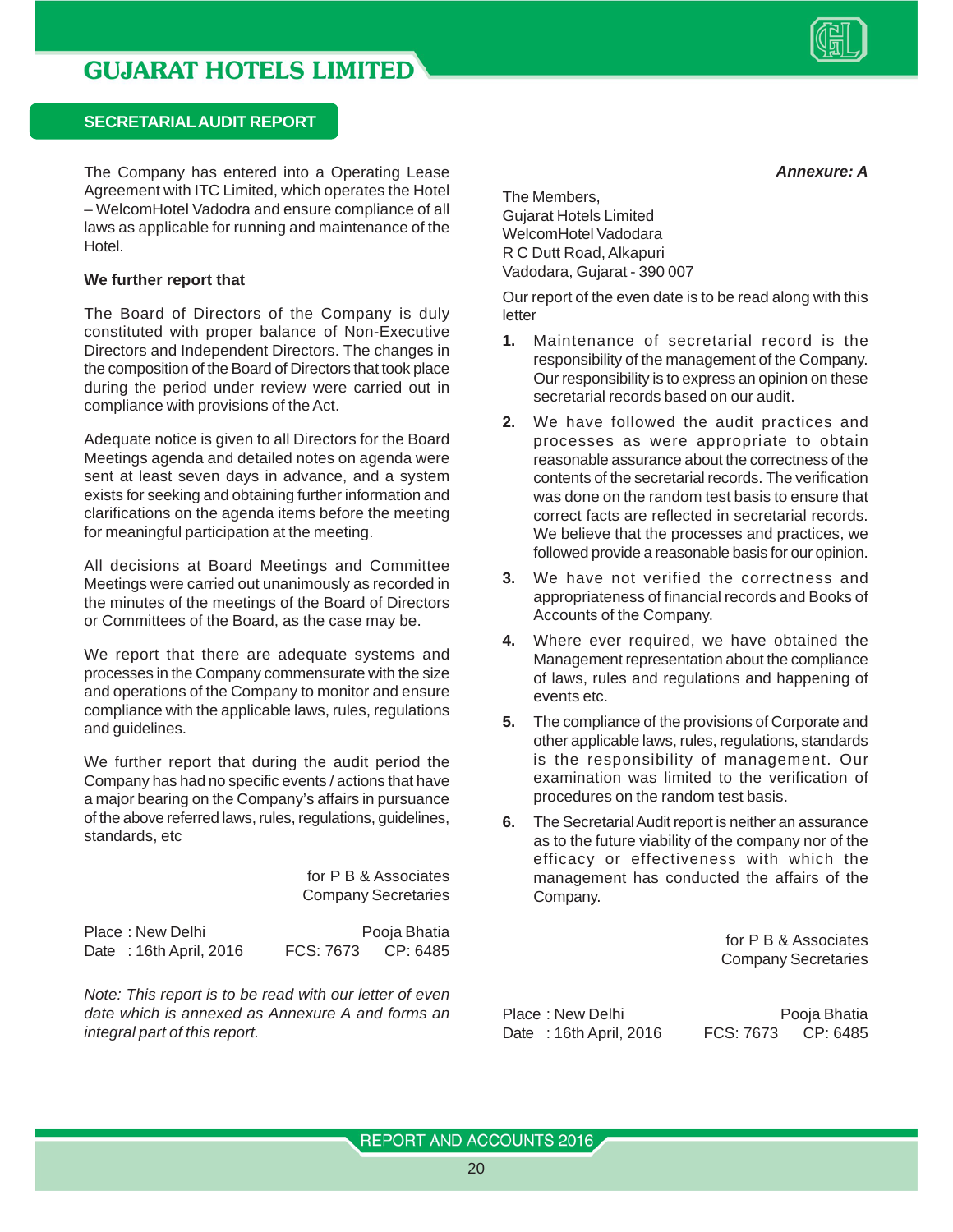## SECRETARIAL AUDIT REPORT

The Company has entered into a Operating Lease Agreement with ITC Limited, which operates the Hotel – WelcomHotel Vadodra and ensure compliance of all laws as applicable for running and maintenance of the Hotel.

**We further report that**

The Board of Directors of the Company is duly constituted with proper balance of Non-Executive Directors and Independent Directors. The changes in the composition of the Board of Directors that took place during the period under review were carried out in compliance with provisions of the Act.

Adequate notice is given to all Directors for the Board Meetings agenda and detailed notes on agenda were sent at least seven days in advance, and a system exists for seeking and obtaining further information and clarifications on the agenda items before the meeting for meaningful participation at the meeting.

All decisions at Board Meetings and Committee Meetings were carried out unanimously as recorded in the minutes of the meetings of the Board of Directors or Committees of the Board, as the case may be.

We report that there are adequate systems and processes in the Company commensurate with the size and operations of the Company to monitor and ensure compliance with the applicable laws, rules, regulations and guidelines.

We further report that during the audit period the Company has had no specific events / actions that have a major bearing on the Company's affairs in pursuance of the above referred laws, rules, regulations, guidelines, standards, etc

for P B & Associates
Company Secretaries

Place : New Delhi
Date : 16th April, 2016

Pooja Bhatia
FCS: 7673 CP: 6485

*Note: This report is to be read with our letter of even date which is annexed as Annexure A and forms an integral part of this report.*

***Annexure: A***

The Members,
Gujarat Hotels Limited
WelcomHotel Vadodara
R C Dutt Road, Alkapuri
Vadodara, Gujarat - 390 007

Our report of the even date is to be read along with this letter

1. Maintenance of secretarial record is the responsibility of the management of the Company. Our responsibility is to express an opinion on these secretarial records based on our audit.
2. We have followed the audit practices and processes as were appropriate to obtain reasonable assurance about the correctness of the contents of the secretarial records. The verification was done on the random test basis to ensure that correct facts are reflected in secretarial records. We believe that the processes and practices, we followed provide a reasonable basis for our opinion.
3. We have not verified the correctness and appropriateness of financial records and Books of Accounts of the Company.
4. Where ever required, we have obtained the Management representation about the compliance of laws, rules and regulations and happening of events etc.
5. The compliance of the provisions of Corporate and other applicable laws, rules, regulations, standards is the responsibility of management. Our examination was limited to the verification of procedures on the random test basis.
6. The Secretarial Audit report is neither an assurance as to the future viability of the company nor of the efficacy or effectiveness with which the management has conducted the affairs of the Company.

for P B & Associates
Company Secretaries

Place : New Delhi
Date : 16th April, 2016

Pooja Bhatia
FCS: 7673 CP: 6485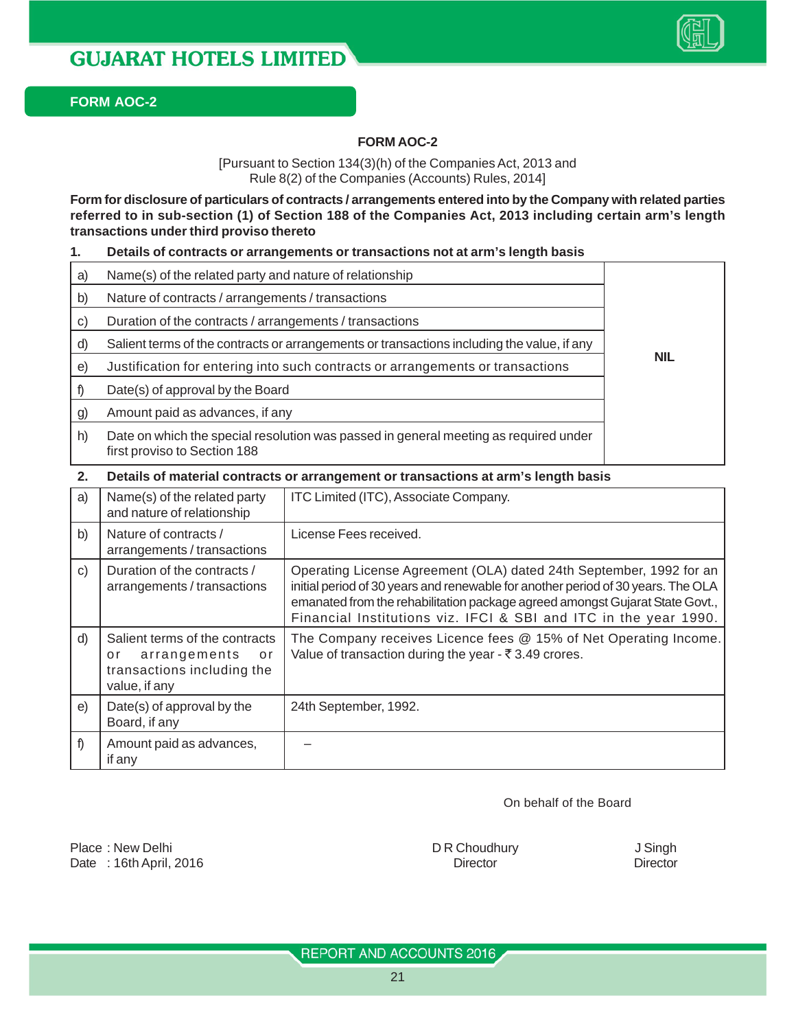## FORM AOC-2

### FORM AOC-2

[Pursuant to Section 134(3)(h) of the Companies Act, 2013 and
Rule 8(2) of the Companies (Accounts) Rules, 2014]

**Form for disclosure of particulars of contracts / arrangements entered into by the Company with related parties referred to in sub-section (1) of Section 188 of the Companies Act, 2013 including certain arm's length transactions under third proviso thereto**

**1. Details of contracts or arrangements or transactions not at arm's length basis**

| | | |
|---|---|---|
| a) | Name(s) of the related party and nature of relationship | **NIL** |
| b) | Nature of contracts / arrangements / transactions | |
| c) | Duration of the contracts / arrangements / transactions | |
| d) | Salient terms of the contracts or arrangements or transactions including the value, if any | |
| e) | Justification for entering into such contracts or arrangements or transactions | |
| f) | Date(s) of approval by the Board | |
| g) | Amount paid as advances, if any | |
| h) | Date on which the special resolution was passed in general meeting as required under first proviso to Section 188 | |

**2. Details of material contracts or arrangement or transactions at arm's length basis**

| | | |
|---|---|---|
| a) | Name(s) of the related party and nature of relationship | ITC Limited (ITC), Associate Company. |
| b) | Nature of contracts / arrangements / transactions | License Fees received. |
| c) | Duration of the contracts / arrangements / transactions | Operating License Agreement (OLA) dated 24th September, 1992 for an initial period of 30 years and renewable for another period of 30 years. The OLA emanated from the rehabilitation package agreed amongst Gujarat State Govt., Financial Institutions viz. IFCI & SBI and ITC in the year 1990. |
| d) | Salient terms of the contracts or arrangements or transactions including the value, if any | The Company receives Licence fees @ 15% of Net Operating Income. Value of transaction during the year - ₹ 3.49 crores. |
| e) | Date(s) of approval by the Board, if any | 24th September, 1992. |
| f) | Amount paid as advances, if any | – |

On behalf of the Board

Place : New Delhi
Date : 16th April, 2016

D R Choudhury
Director

J Singh
Director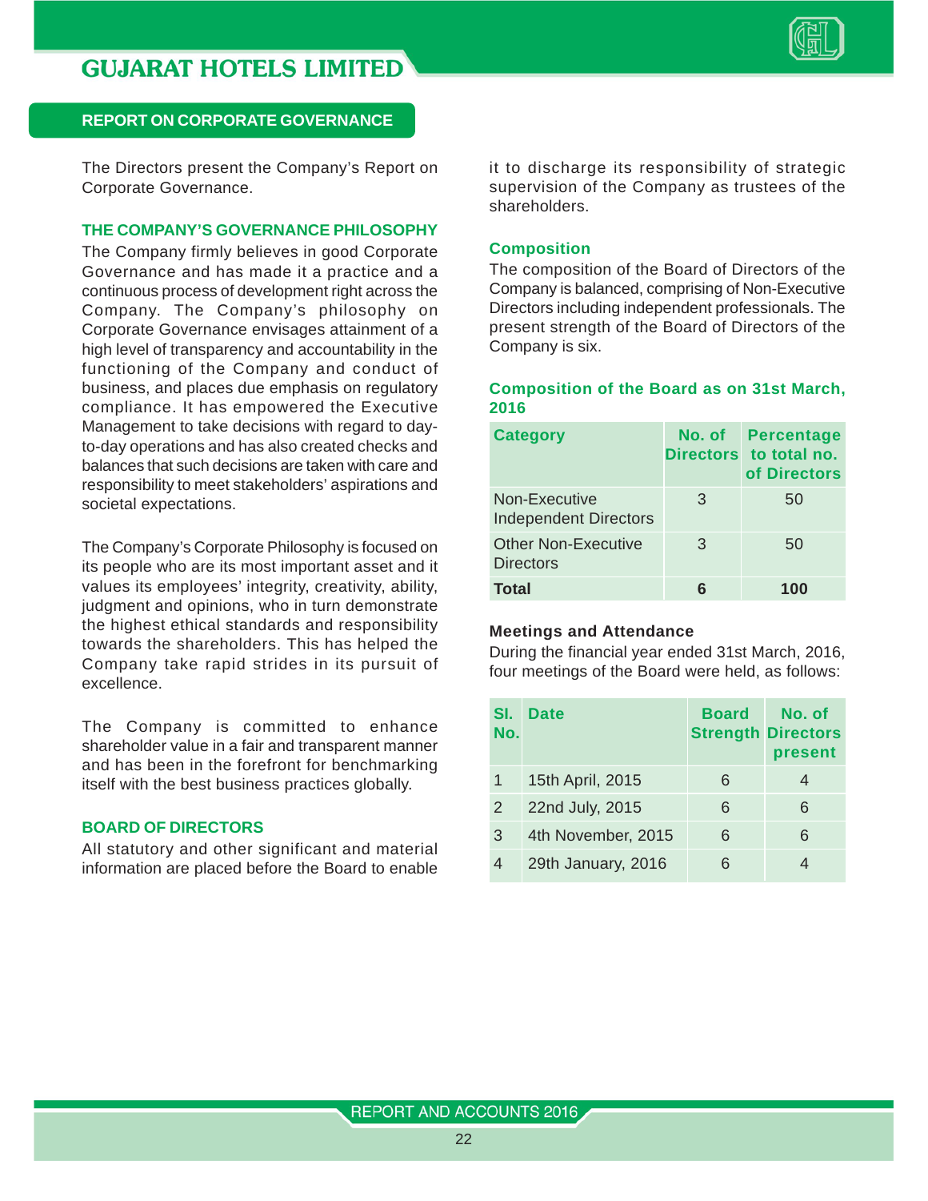## REPORT ON CORPORATE GOVERNANCE

The Directors present the Company's Report on Corporate Governance.

### THE COMPANY'S GOVERNANCE PHILOSOPHY

The Company firmly believes in good Corporate Governance and has made it a practice and a continuous process of development right across the Company. The Company's philosophy on Corporate Governance envisages attainment of a high level of transparency and accountability in the functioning of the Company and conduct of business, and places due emphasis on regulatory compliance. It has empowered the Executive Management to take decisions with regard to day-to-day operations and has also created checks and balances that such decisions are taken with care and responsibility to meet stakeholders' aspirations and societal expectations.

The Company's Corporate Philosophy is focused on its people who are its most important asset and it values its employees' integrity, creativity, ability, judgment and opinions, who in turn demonstrate the highest ethical standards and responsibility towards the shareholders. This has helped the Company take rapid strides in its pursuit of excellence.

The Company is committed to enhance shareholder value in a fair and transparent manner and has been in the forefront for benchmarking itself with the best business practices globally.

### BOARD OF DIRECTORS

All statutory and other significant and material information are placed before the Board to enable it to discharge its responsibility of strategic supervision of the Company as trustees of the shareholders.

#### Composition

The composition of the Board of Directors of the Company is balanced, comprising of Non-Executive Directors including independent professionals. The present strength of the Board of Directors of the Company is six.

#### Composition of the Board as on 31st March, 2016

| Category | No. of Directors | Percentage to total no. of Directors |
|---|---|---|
| Non-Executive Independent Directors | 3 | 50 |
| Other Non-Executive Directors | 3 | 50 |
| **Total** | **6** | **100** |

#### Meetings and Attendance

During the financial year ended 31st March, 2016, four meetings of the Board were held, as follows:

| Sl. No. | Date | Board Strength | No. of Directors present |
|---|---|---|---|
| 1 | 15th April, 2015 | 6 | 4 |
| 2 | 22nd July, 2015 | 6 | 6 |
| 3 | 4th November, 2015 | 6 | 6 |
| 4 | 29th January, 2016 | 6 | 4 |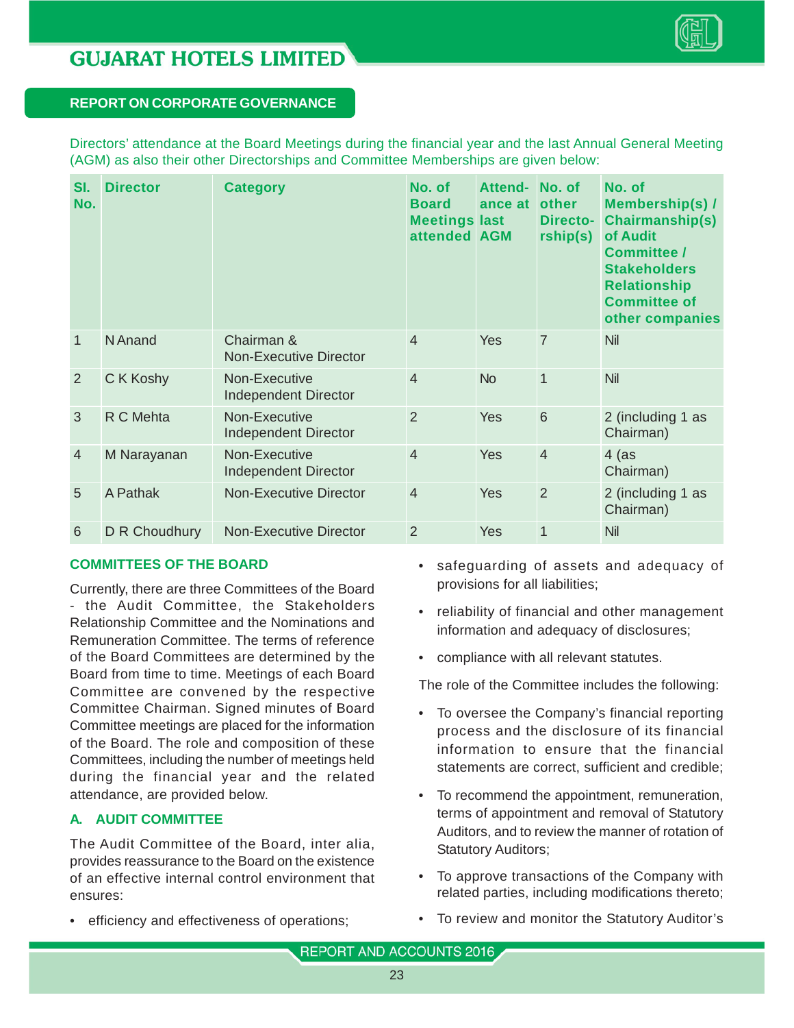## REPORT ON CORPORATE GOVERNANCE

Directors' attendance at the Board Meetings during the financial year and the last Annual General Meeting (AGM) as also their other Directorships and Committee Memberships are given below:

| Sl. No. | Director | Category | No. of Board Meetings attended | Attendance at last AGM | No. of other Directorship(s) | No. of Membership(s) / Chairmanship(s) of Audit Committee / Stakeholders Relationship Committee of other companies |
|---|---|---|---|---|---|---|
| 1 | N Anand | Chairman & Non-Executive Director | 4 | Yes | 7 | Nil |
| 2 | C K Koshy | Non-Executive Independent Director | 4 | No | 1 | Nil |
| 3 | R C Mehta | Non-Executive Independent Director | 2 | Yes | 6 | 2 (including 1 as Chairman) |
| 4 | M Narayanan | Non-Executive Independent Director | 4 | Yes | 4 | 4 (as Chairman) |
| 5 | A Pathak | Non-Executive Director | 4 | Yes | 2 | 2 (including 1 as Chairman) |
| 6 | D R Choudhury | Non-Executive Director | 2 | Yes | 1 | Nil |

### COMMITTEES OF THE BOARD

Currently, there are three Committees of the Board - the Audit Committee, the Stakeholders Relationship Committee and the Nominations and Remuneration Committee. The terms of reference of the Board Committees are determined by the Board from time to time. Meetings of each Board Committee are convened by the respective Committee Chairman. Signed minutes of Board Committee meetings are placed for the information of the Board. The role and composition of these Committees, including the number of meetings held during the financial year and the related attendance, are provided below.

### A. AUDIT COMMITTEE

The Audit Committee of the Board, inter alia, provides reassurance to the Board on the existence of an effective internal control environment that ensures:

- efficiency and effectiveness of operations;
- safeguarding of assets and adequacy of provisions for all liabilities;
- reliability of financial and other management information and adequacy of disclosures;
- compliance with all relevant statutes.

The role of the Committee includes the following:

- To oversee the Company's financial reporting process and the disclosure of its financial information to ensure that the financial statements are correct, sufficient and credible;
- To recommend the appointment, remuneration, terms of appointment and removal of Statutory Auditors, and to review the manner of rotation of Statutory Auditors;
- To approve transactions of the Company with related parties, including modifications thereto;
- To review and monitor the Statutory Auditor's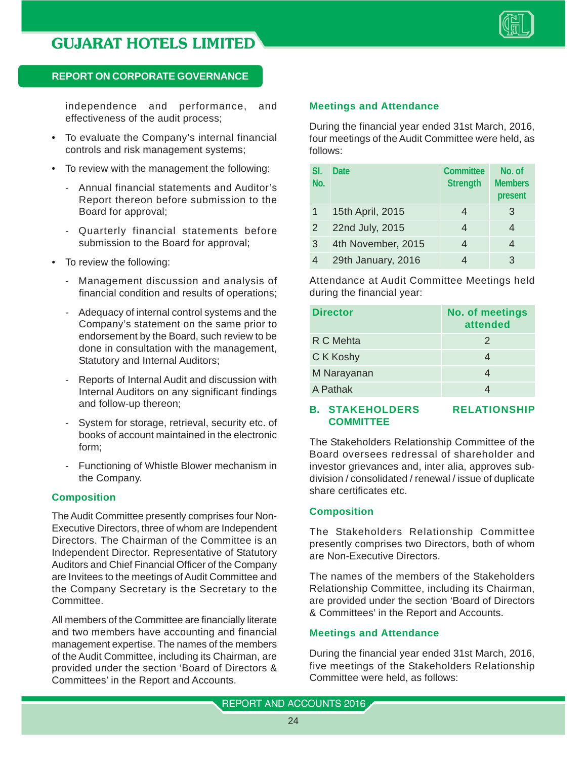independence and performance, and effectiveness of the audit process;

- To evaluate the Company's internal financial controls and risk management systems;
- To review with the management the following:
  - Annual financial statements and Auditor's Report thereon before submission to the Board for approval;
  - Quarterly financial statements before submission to the Board for approval;
- To review the following:
  - Management discussion and analysis of financial condition and results of operations;
  - Adequacy of internal control systems and the Company's statement on the same prior to endorsement by the Board, such review to be done in consultation with the management, Statutory and Internal Auditors;
  - Reports of Internal Audit and discussion with Internal Auditors on any significant findings and follow-up thereon;
  - System for storage, retrieval, security etc. of books of account maintained in the electronic form;
  - Functioning of Whistle Blower mechanism in the Company.

### Composition

The Audit Committee presently comprises four Non-Executive Directors, three of whom are Independent Directors. The Chairman of the Committee is an Independent Director. Representative of Statutory Auditors and Chief Financial Officer of the Company are Invitees to the meetings of Audit Committee and the Company Secretary is the Secretary to the Committee.

All members of the Committee are financially literate and two members have accounting and financial management expertise. The names of the members of the Audit Committee, including its Chairman, are provided under the section 'Board of Directors & Committees' in the Report and Accounts.

### Meetings and Attendance

During the financial year ended 31st March, 2016, four meetings of the Audit Committee were held, as follows:

| Sl. No. | Date | Committee Strength | No. of Members present |
|---|---|---|---|
| 1 | 15th April, 2015 | 4 | 3 |
| 2 | 22nd July, 2015 | 4 | 4 |
| 3 | 4th November, 2015 | 4 | 4 |
| 4 | 29th January, 2016 | 4 | 3 |

Attendance at Audit Committee Meetings held during the financial year:

| Director | No. of meetings attended |
|---|---|
| R C Mehta | 2 |
| C K Koshy | 4 |
| M Narayanan | 4 |
| A Pathak | 4 |

## B. STAKEHOLDERS RELATIONSHIP COMMITTEE

The Stakeholders Relationship Committee of the Board oversees redressal of shareholder and investor grievances and, inter alia, approves sub-division / consolidated / renewal / issue of duplicate share certificates etc.

### Composition

The Stakeholders Relationship Committee presently comprises two Directors, both of whom are Non-Executive Directors.

The names of the members of the Stakeholders Relationship Committee, including its Chairman, are provided under the section 'Board of Directors & Committees' in the Report and Accounts.

### Meetings and Attendance

During the financial year ended 31st March, 2016, five meetings of the Stakeholders Relationship Committee were held, as follows: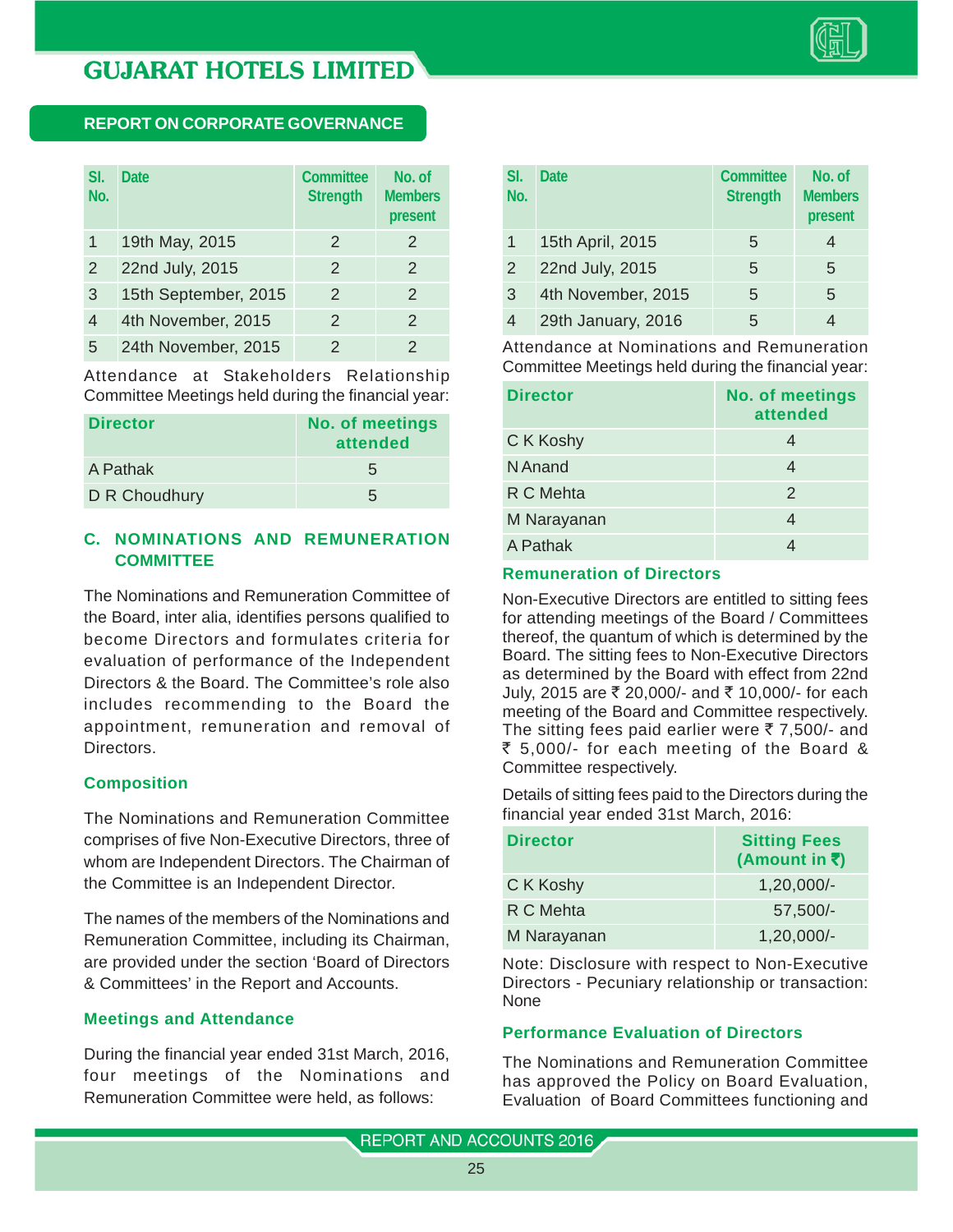## REPORT ON CORPORATE GOVERNANCE

| Sl. No. | Date | Committee Strength | No. of Members present |
|---|---|---|---|
| 1 | 19th May, 2015 | 2 | 2 |
| 2 | 22nd July, 2015 | 2 | 2 |
| 3 | 15th September, 2015 | 2 | 2 |
| 4 | 4th November, 2015 | 2 | 2 |
| 5 | 24th November, 2015 | 2 | 2 |

Attendance at Stakeholders Relationship Committee Meetings held during the financial year:

| Director | No. of meetings attended |
|---|---|
| A Pathak | 5 |
| D R Choudhury | 5 |

### C. NOMINATIONS AND REMUNERATION COMMITTEE

The Nominations and Remuneration Committee of the Board, inter alia, identifies persons qualified to become Directors and formulates criteria for evaluation of performance of the Independent Directors & the Board. The Committee's role also includes recommending to the Board the appointment, remuneration and removal of Directors.

#### Composition

The Nominations and Remuneration Committee comprises of five Non-Executive Directors, three of whom are Independent Directors. The Chairman of the Committee is an Independent Director.

The names of the members of the Nominations and Remuneration Committee, including its Chairman, are provided under the section 'Board of Directors & Committees' in the Report and Accounts.

#### Meetings and Attendance

During the financial year ended 31st March, 2016, four meetings of the Nominations and Remuneration Committee were held, as follows:

| Sl. No. | Date | Committee Strength | No. of Members present |
|---|---|---|---|
| 1 | 15th April, 2015 | 5 | 4 |
| 2 | 22nd July, 2015 | 5 | 5 |
| 3 | 4th November, 2015 | 5 | 5 |
| 4 | 29th January, 2016 | 5 | 4 |

Attendance at Nominations and Remuneration Committee Meetings held during the financial year:

| Director | No. of meetings attended |
|---|---|
| C K Koshy | 4 |
| N Anand | 4 |
| R C Mehta | 2 |
| M Narayanan | 4 |
| A Pathak | 4 |

#### Remuneration of Directors

Non-Executive Directors are entitled to sitting fees for attending meetings of the Board / Committees thereof, the quantum of which is determined by the Board. The sitting fees to Non-Executive Directors as determined by the Board with effect from 22nd July, 2015 are ₹ 20,000/- and ₹ 10,000/- for each meeting of the Board and Committee respectively. The sitting fees paid earlier were ₹ 7,500/- and ₹ 5,000/- for each meeting of the Board & Committee respectively.

Details of sitting fees paid to the Directors during the financial year ended 31st March, 2016:

| Director | Sitting Fees (Amount in ₹) |
|---|---|
| C K Koshy | 1,20,000/- |
| R C Mehta | 57,500/- |
| M Narayanan | 1,20,000/- |

Note: Disclosure with respect to Non-Executive Directors - Pecuniary relationship or transaction: None

#### Performance Evaluation of Directors

The Nominations and Remuneration Committee has approved the Policy on Board Evaluation, Evaluation of Board Committees functioning and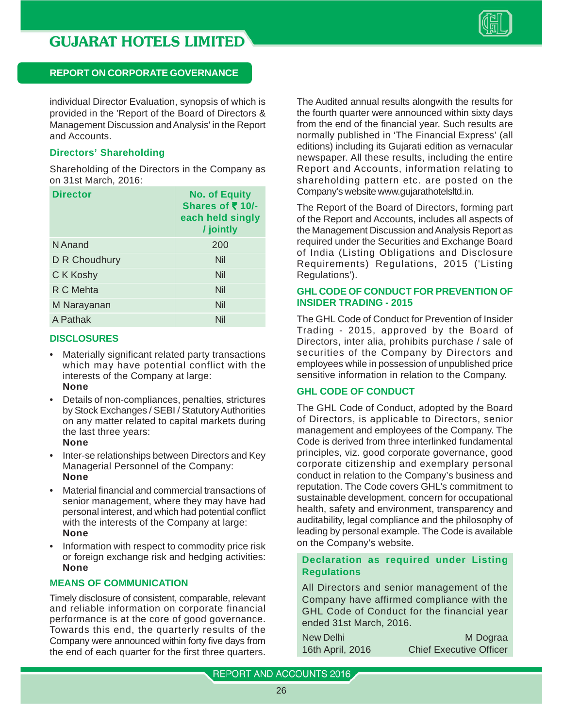individual Director Evaluation, synopsis of which is provided in the 'Report of the Board of Directors & Management Discussion and Analysis' in the Report and Accounts.

### Directors' Shareholding

Shareholding of the Directors in the Company as on 31st March, 2016:

| Director | No. of Equity Shares of ₹ 10/- each held singly / jointly |
|---|---|
| N Anand | 200 |
| D R Choudhury | Nil |
| C K Koshy | Nil |
| R C Mehta | Nil |
| M Narayanan | Nil |
| A Pathak | Nil |

### DISCLOSURES

- Materially significant related party transactions which may have potential conflict with the interests of the Company at large:
  **None**
- Details of non-compliances, penalties, strictures by Stock Exchanges / SEBI / Statutory Authorities on any matter related to capital markets during the last three years:
  **None**
- Inter-se relationships between Directors and Key Managerial Personnel of the Company:
  **None**
- Material financial and commercial transactions of senior management, where they may have had personal interest, and which had potential conflict with the interests of the Company at large:
  **None**
- Information with respect to commodity price risk or foreign exchange risk and hedging activities:
  **None**

### MEANS OF COMMUNICATION

Timely disclosure of consistent, comparable, relevant and reliable information on corporate financial performance is at the core of good governance. Towards this end, the quarterly results of the Company were announced within forty five days from the end of each quarter for the first three quarters. The Audited annual results alongwith the results for the fourth quarter were announced within sixty days from the end of the financial year. Such results are normally published in 'The Financial Express' (all editions) including its Gujarati edition as vernacular newspaper. All these results, including the entire Report and Accounts, information relating to shareholding pattern etc. are posted on the Company's website www.gujarathotelsltd.in.

The Report of the Board of Directors, forming part of the Report and Accounts, includes all aspects of the Management Discussion and Analysis Report as required under the Securities and Exchange Board of India (Listing Obligations and Disclosure Requirements) Regulations, 2015 ('Listing Regulations').

### GHL CODE OF CONDUCT FOR PREVENTION OF INSIDER TRADING - 2015

The GHL Code of Conduct for Prevention of Insider Trading - 2015, approved by the Board of Directors, inter alia, prohibits purchase / sale of securities of the Company by Directors and employees while in possession of unpublished price sensitive information in relation to the Company.

### GHL CODE OF CONDUCT

The GHL Code of Conduct, adopted by the Board of Directors, is applicable to Directors, senior management and employees of the Company. The Code is derived from three interlinked fundamental principles, viz. good corporate governance, good corporate citizenship and exemplary personal conduct in relation to the Company's business and reputation. The Code covers GHL's commitment to sustainable development, concern for occupational health, safety and environment, transparency and auditability, legal compliance and the philosophy of leading by personal example. The Code is available on the Company's website.

### Declaration as required under Listing Regulations

All Directors and senior management of the Company have affirmed compliance with the GHL Code of Conduct for the financial year ended 31st March, 2016.

New Delhi
16th April, 2016

M Dograa
Chief Executive Officer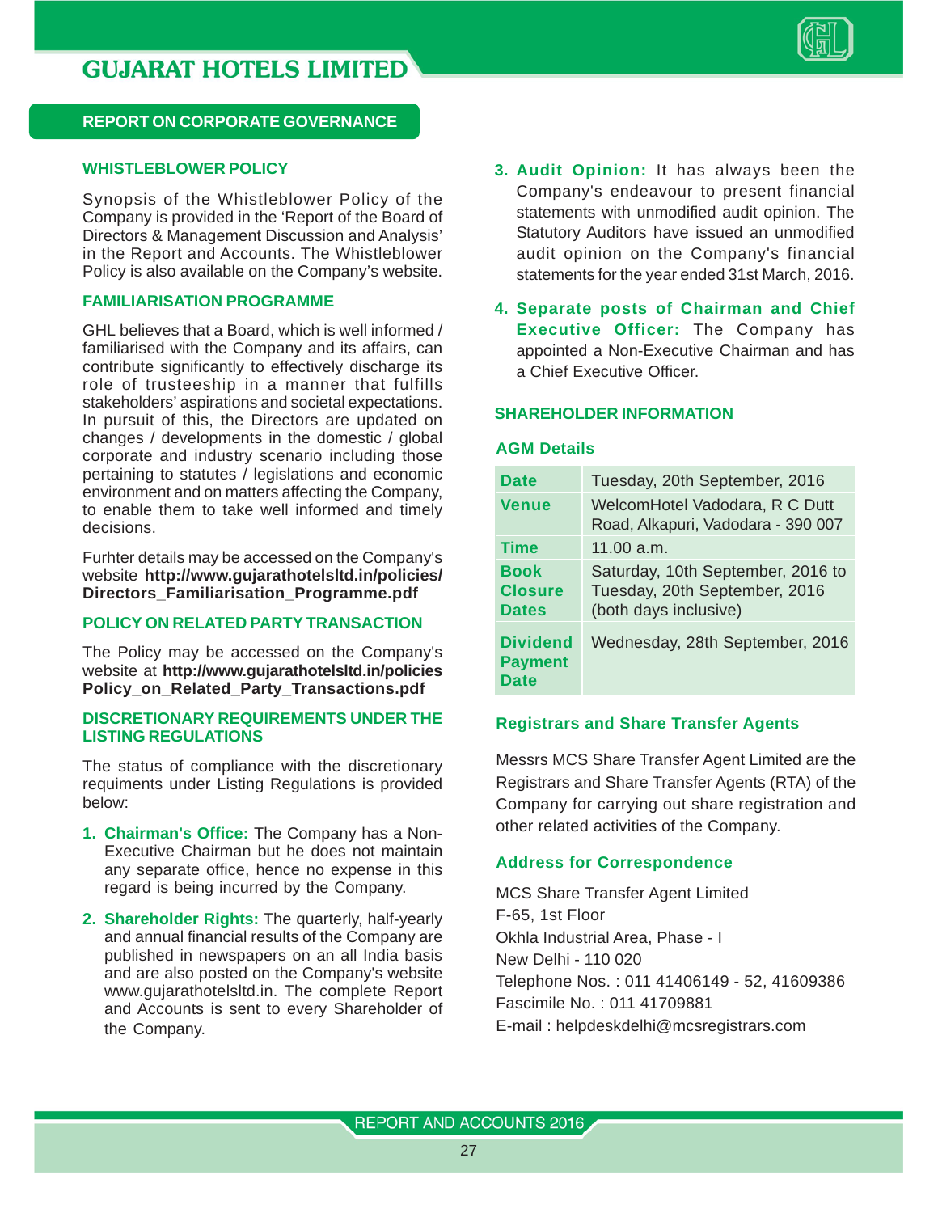## REPORT ON CORPORATE GOVERNANCE

### WHISTLEBLOWER POLICY

Synopsis of the Whistleblower Policy of the Company is provided in the 'Report of the Board of Directors & Management Discussion and Analysis' in the Report and Accounts. The Whistleblower Policy is also available on the Company's website.

### FAMILIARISATION PROGRAMME

GHL believes that a Board, which is well informed / familiarised with the Company and its affairs, can contribute significantly to effectively discharge its role of trusteeship in a manner that fulfills stakeholders' aspirations and societal expectations. In pursuit of this, the Directors are updated on changes / developments in the domestic / global corporate and industry scenario including those pertaining to statutes / legislations and economic environment and on matters affecting the Company, to enable them to take well informed and timely decisions.

Furhter details may be accessed on the Company's website **http://www.gujarathotelsltd.in/policies/Directors_Familiarisation_Programme.pdf**

### POLICY ON RELATED PARTY TRANSACTION

The Policy may be accessed on the Company's website at **http://www.gujarathotelsltd.in/policies Policy_on_Related_Party_Transactions.pdf**

### DISCRETIONARY REQUIREMENTS UNDER THE LISTING REGULATIONS

The status of compliance with the discretionary requiments under Listing Regulations is provided below:

1. **Chairman's Office:** The Company has a Non-Executive Chairman but he does not maintain any separate office, hence no expense in this regard is being incurred by the Company.
2. **Shareholder Rights:** The quarterly, half-yearly and annual financial results of the Company are published in newspapers on an all India basis and are also posted on the Company's website www.gujarathotelsltd.in. The complete Report and Accounts is sent to every Shareholder of the Company.
3. **Audit Opinion:** It has always been the Company's endeavour to present financial statements with unmodified audit opinion. The Statutory Auditors have issued an unmodified audit opinion on the Company's financial statements for the year ended 31st March, 2016.
4. **Separate posts of Chairman and Chief Executive Officer:** The Company has appointed a Non-Executive Chairman and has a Chief Executive Officer.

### SHAREHOLDER INFORMATION

#### AGM Details

| | |
|---|---|
| **Date** | Tuesday, 20th September, 2016 |
| **Venue** | WelcomHotel Vadodara, R C Dutt Road, Alkapuri, Vadodara - 390 007 |
| **Time** | 11.00 a.m. |
| **Book Closure Dates** | Saturday, 10th September, 2016 to Tuesday, 20th September, 2016 (both days inclusive) |
| **Dividend Payment Date** | Wednesday, 28th September, 2016 |

#### Registrars and Share Transfer Agents

Messrs MCS Share Transfer Agent Limited are the Registrars and Share Transfer Agents (RTA) of the Company for carrying out share registration and other related activities of the Company.

#### Address for Correspondence

MCS Share Transfer Agent Limited
F-65, 1st Floor
Okhla Industrial Area, Phase - I
New Delhi - 110 020
Telephone Nos. : 011 41406149 - 52, 41609386
Fascimile No. : 011 41709881
E-mail : helpdeskdelhi@mcsregistrars.com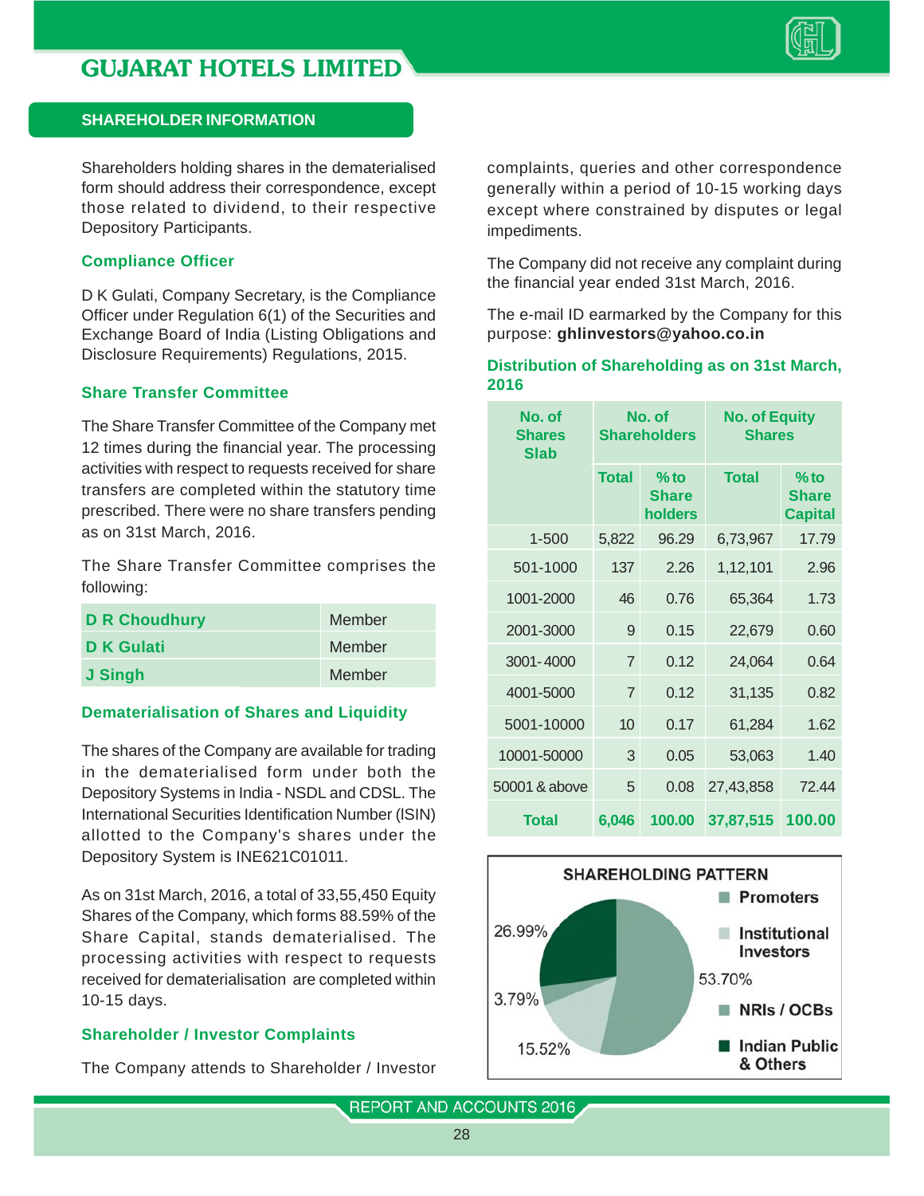## SHAREHOLDER INFORMATION

Shareholders holding shares in the dematerialised form should address their correspondence, except those related to dividend, to their respective Depository Participants.

### Compliance Officer

D K Gulati, Company Secretary, is the Compliance Officer under Regulation 6(1) of the Securities and Exchange Board of India (Listing Obligations and Disclosure Requirements) Regulations, 2015.

### Share Transfer Committee

The Share Transfer Committee of the Company met 12 times during the financial year. The processing activities with respect to requests received for share transfers are completed within the statutory time prescribed. There were no share transfers pending as on 31st March, 2016.

The Share Transfer Committee comprises the following:

| | |
|---|---|
| **D R Choudhury** | Member |
| **D K Gulati** | Member |
| **J Singh** | Member |

### Dematerialisation of Shares and Liquidity

The shares of the Company are available for trading in the dematerialised form under both the Depository Systems in India - NSDL and CDSL. The International Securities Identification Number (ISIN) allotted to the Company's shares under the Depository System is INE621C01011.

As on 31st March, 2016, a total of 33,55,450 Equity Shares of the Company, which forms 88.59% of the Share Capital, stands dematerialised. The processing activities with respect to requests received for dematerialisation are completed within 10-15 days.

### Shareholder / Investor Complaints

The Company attends to Shareholder / Investor complaints, queries and other correspondence generally within a period of 10-15 working days except where constrained by disputes or legal impediments.

The Company did not receive any complaint during the financial year ended 31st March, 2016.

The e-mail ID earmarked by the Company for this purpose: **ghlinvestors@yahoo.co.in**

### Distribution of Shareholding as on 31st March, 2016

| No. of Shares Slab | No. of Shareholders | | No. of Equity Shares | |
|---|---|---|---|---|
| | Total | % to Share holders | Total | % to Share Capital |
| 1-500 | 5,822 | 96.29 | 6,73,967 | 17.79 |
| 501-1000 | 137 | 2.26 | 1,12,101 | 2.96 |
| 1001-2000 | 46 | 0.76 | 65,364 | 1.73 |
| 2001-3000 | 9 | 0.15 | 22,679 | 0.60 |
| 3001-4000 | 7 | 0.12 | 24,064 | 0.64 |
| 4001-5000 | 7 | 0.12 | 31,135 | 0.82 |
| 5001-10000 | 10 | 0.17 | 61,284 | 1.62 |
| 10001-50000 | 3 | 0.05 | 53,063 | 1.40 |
| 50001 & above | 5 | 0.08 | 27,43,858 | 72.44 |
| **Total** | **6,046** | **100.00** | **37,87,515** | **100.00** |

**SHAREHOLDING PATTERN**

| Category | % |
|---|---|
| Promoters | 53.70% |
| Institutional Investors | 15.52% |
| NRIs / OCBs | 3.79% |
| Indian Public & Others | 26.99% |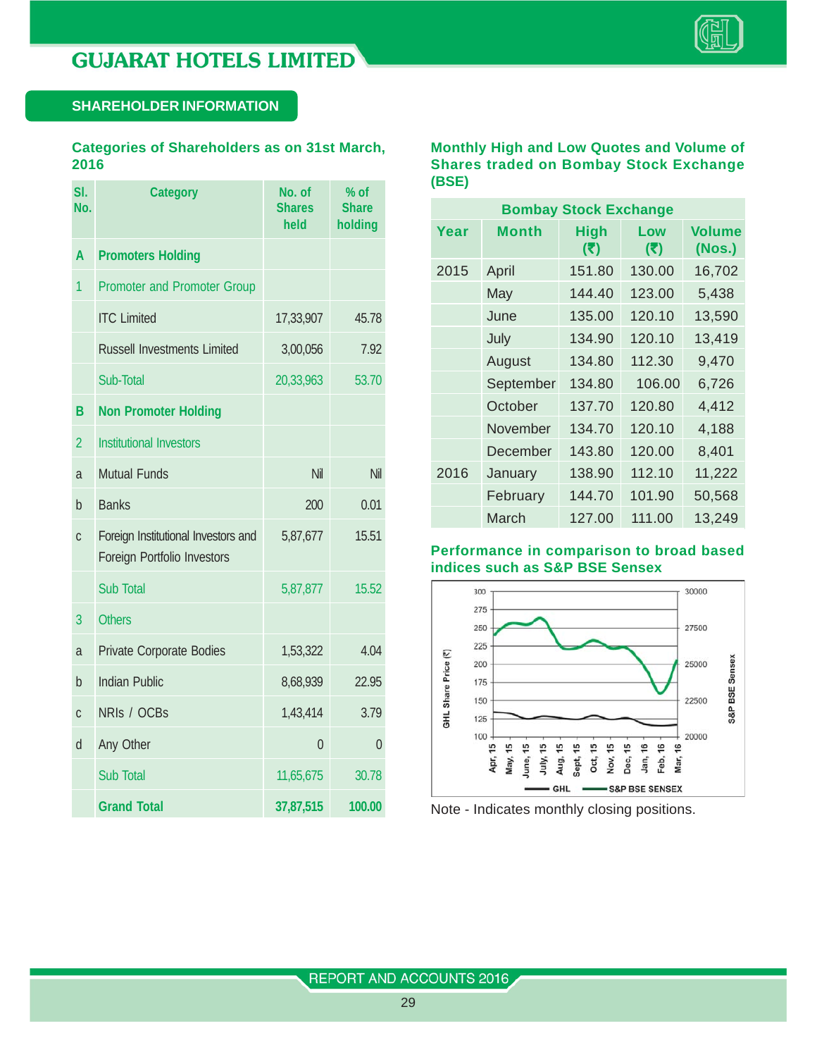## SHAREHOLDER INFORMATION

### Categories of Shareholders as on 31st March, 2016

| Sl. No. | Category | No. of Shares held | % of Share holding |
|---|---|---|---|
| A | Promoters Holding | | |
| 1 | Promoter and Promoter Group | | |
| | ITC Limited | 17,33,907 | 45.78 |
| | Russell Investments Limited | 3,00,056 | 7.92 |
| | Sub-Total | 20,33,963 | 53.70 |
| B | Non Promoter Holding | | |
| 2 | Institutional Investors | | |
| a | Mutual Funds | Nil | Nil |
| b | Banks | 200 | 0.01 |
| c | Foreign Institutional Investors and Foreign Portfolio Investors | 5,87,677 | 15.51 |
| | Sub Total | 5,87,877 | 15.52 |
| 3 | Others | | |
| a | Private Corporate Bodies | 1,53,322 | 4.04 |
| b | Indian Public | 8,68,939 | 22.95 |
| c | NRIs / OCBs | 1,43,414 | 3.79 |
| d | Any Other | 0 | 0 |
| | Sub Total | 11,65,675 | 30.78 |
| | **Grand Total** | **37,87,515** | **100.00** |

### Monthly High and Low Quotes and Volume of Shares traded on Bombay Stock Exchange (BSE)

| Bombay Stock Exchange | | | | |
|---|---|---|---|---|
| Year | Month | High (₹) | Low (₹) | Volume (Nos.) |
| 2015 | April | 151.80 | 130.00 | 16,702 |
| | May | 144.40 | 123.00 | 5,438 |
| | June | 135.00 | 120.10 | 13,590 |
| | July | 134.90 | 120.10 | 13,419 |
| | August | 134.80 | 112.30 | 9,470 |
| | September | 134.80 | 106.00 | 6,726 |
| | October | 137.70 | 120.80 | 4,412 |
| | November | 134.70 | 120.10 | 4,188 |
| | December | 143.80 | 120.00 | 8,401 |
| 2016 | January | 138.90 | 112.10 | 11,222 |
| | February | 144.70 | 101.90 | 50,568 |
| | March | 127.00 | 111.00 | 13,249 |

### Performance in comparison to broad based indices such as S&P BSE Sensex

Note - Indicates monthly closing positions.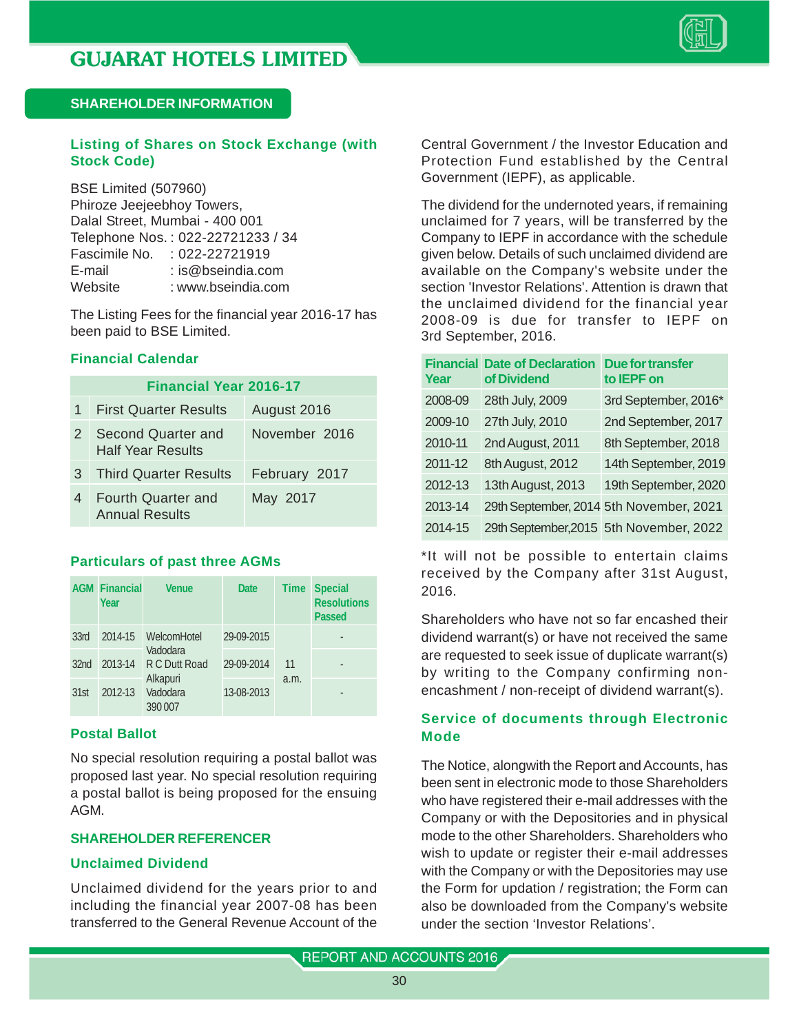## SHAREHOLDER INFORMATION

### Listing of Shares on Stock Exchange (with Stock Code)

BSE Limited (507960)
Phiroze Jeejeebhoy Towers,
Dalal Street, Mumbai - 400 001
Telephone Nos. : 022-22721233 / 34
Fascimile No. : 022-22721919
E-mail : is@bseindia.com
Website : www.bseindia.com

The Listing Fees for the financial year 2016-17 has been paid to BSE Limited.

### Financial Calendar

| Financial Year 2016-17 | | |
|---|---|---|
| 1 | First Quarter Results | August 2016 |
| 2 | Second Quarter and Half Year Results | November 2016 |
| 3 | Third Quarter Results | February 2017 |
| 4 | Fourth Quarter and Annual Results | May 2017 |

### Particulars of past three AGMs

| AGM | Financial Year | Venue | Date | Time | Special Resolutions Passed |
|---|---|---|---|---|---|
| 33rd | 2014-15 | WelcomHotel Vadodara R C Dutt Road Alkapuri Vadodara 390 007 | 29-09-2015 | 11 a.m. | - |
| 32nd | 2013-14 | | 29-09-2014 | | - |
| 31st | 2012-13 | | 13-08-2013 | | - |

### Postal Ballot

No special resolution requiring a postal ballot was proposed last year. No special resolution requiring a postal ballot is being proposed for the ensuing AGM.

### SHAREHOLDER REFERENCER

### Unclaimed Dividend

Unclaimed dividend for the years prior to and including the financial year 2007-08 has been transferred to the General Revenue Account of the Central Government / the Investor Education and Protection Fund established by the Central Government (IEPF), as applicable.

The dividend for the undernoted years, if remaining unclaimed for 7 years, will be transferred by the Company to IEPF in accordance with the schedule given below. Details of such unclaimed dividend are available on the Company's website under the section 'Investor Relations'. Attention is drawn that the unclaimed dividend for the financial year 2008-09 is due for transfer to IEPF on 3rd September, 2016.

| Financial Year | Date of Declaration of Dividend | Due for transfer to IEPF on |
|---|---|---|
| 2008-09 | 28th July, 2009 | 3rd September, 2016* |
| 2009-10 | 27th July, 2010 | 2nd September, 2017 |
| 2010-11 | 2nd August, 2011 | 8th September, 2018 |
| 2011-12 | 8th August, 2012 | 14th September, 2019 |
| 2012-13 | 13th August, 2013 | 19th September, 2020 |
| 2013-14 | 29th September, 2014 | 5th November, 2021 |
| 2014-15 | 29th September,2015 | 5th November, 2022 |

*It will not be possible to entertain claims received by the Company after 31st August, 2016.

Shareholders who have not so far encashed their dividend warrant(s) or have not received the same are requested to seek issue of duplicate warrant(s) by writing to the Company confirming non-encashment / non-receipt of dividend warrant(s).

### Service of documents through Electronic Mode

The Notice, alongwith the Report and Accounts, has been sent in electronic mode to those Shareholders who have registered their e-mail addresses with the Company or with the Depositories and in physical mode to the other Shareholders. Shareholders who wish to update or register their e-mail addresses with the Company or with the Depositories may use the Form for updation / registration; the Form can also be downloaded from the Company's website under the section 'Investor Relations'.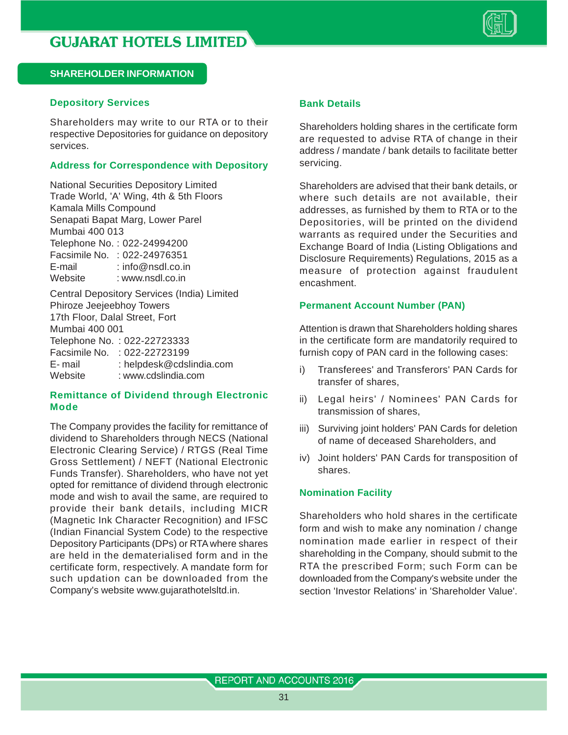## SHAREHOLDER INFORMATION

### Depository Services

Shareholders may write to our RTA or to their respective Depositories for guidance on depository services.

### Address for Correspondence with Depository

National Securities Depository Limited
Trade World, 'A' Wing, 4th & 5th Floors
Kamala Mills Compound
Senapati Bapat Marg, Lower Parel
Mumbai 400 013
Telephone No. : 022-24994200
Facsimile No. : 022-24976351
E-mail : info@nsdl.co.in
Website : www.nsdl.co.in

Central Depository Services (India) Limited
Phiroze Jeejeebhoy Towers
17th Floor, Dalal Street, Fort
Mumbai 400 001
Telephone No. : 022-22723333
Facsimile No. : 022-22723199
E- mail : helpdesk@cdslindia.com
Website : www.cdslindia.com

### Remittance of Dividend through Electronic Mode

The Company provides the facility for remittance of dividend to Shareholders through NECS (National Electronic Clearing Service) / RTGS (Real Time Gross Settlement) / NEFT (National Electronic Funds Transfer). Shareholders, who have not yet opted for remittance of dividend through electronic mode and wish to avail the same, are required to provide their bank details, including MICR (Magnetic Ink Character Recognition) and IFSC (Indian Financial System Code) to the respective Depository Participants (DPs) or RTA where shares are held in the dematerialised form and in the certificate form, respectively. A mandate form for such updation can be downloaded from the Company's website www.gujarathotelsltd.in.

### Bank Details

Shareholders holding shares in the certificate form are requested to advise RTA of change in their address / mandate / bank details to facilitate better servicing.

Shareholders are advised that their bank details, or where such details are not available, their addresses, as furnished by them to RTA or to the Depositories, will be printed on the dividend warrants as required under the Securities and Exchange Board of India (Listing Obligations and Disclosure Requirements) Regulations, 2015 as a measure of protection against fraudulent encashment.

### Permanent Account Number (PAN)

Attention is drawn that Shareholders holding shares in the certificate form are mandatorily required to furnish copy of PAN card in the following cases:

i) Transferees' and Transferors' PAN Cards for transfer of shares,

ii) Legal heirs' / Nominees' PAN Cards for transmission of shares,

iii) Surviving joint holders' PAN Cards for deletion of name of deceased Shareholders, and

iv) Joint holders' PAN Cards for transposition of shares.

### Nomination Facility

Shareholders who hold shares in the certificate form and wish to make any nomination / change nomination made earlier in respect of their shareholding in the Company, should submit to the RTA the prescribed Form; such Form can be downloaded from the Company's website under the section 'Investor Relations' in 'Shareholder Value'.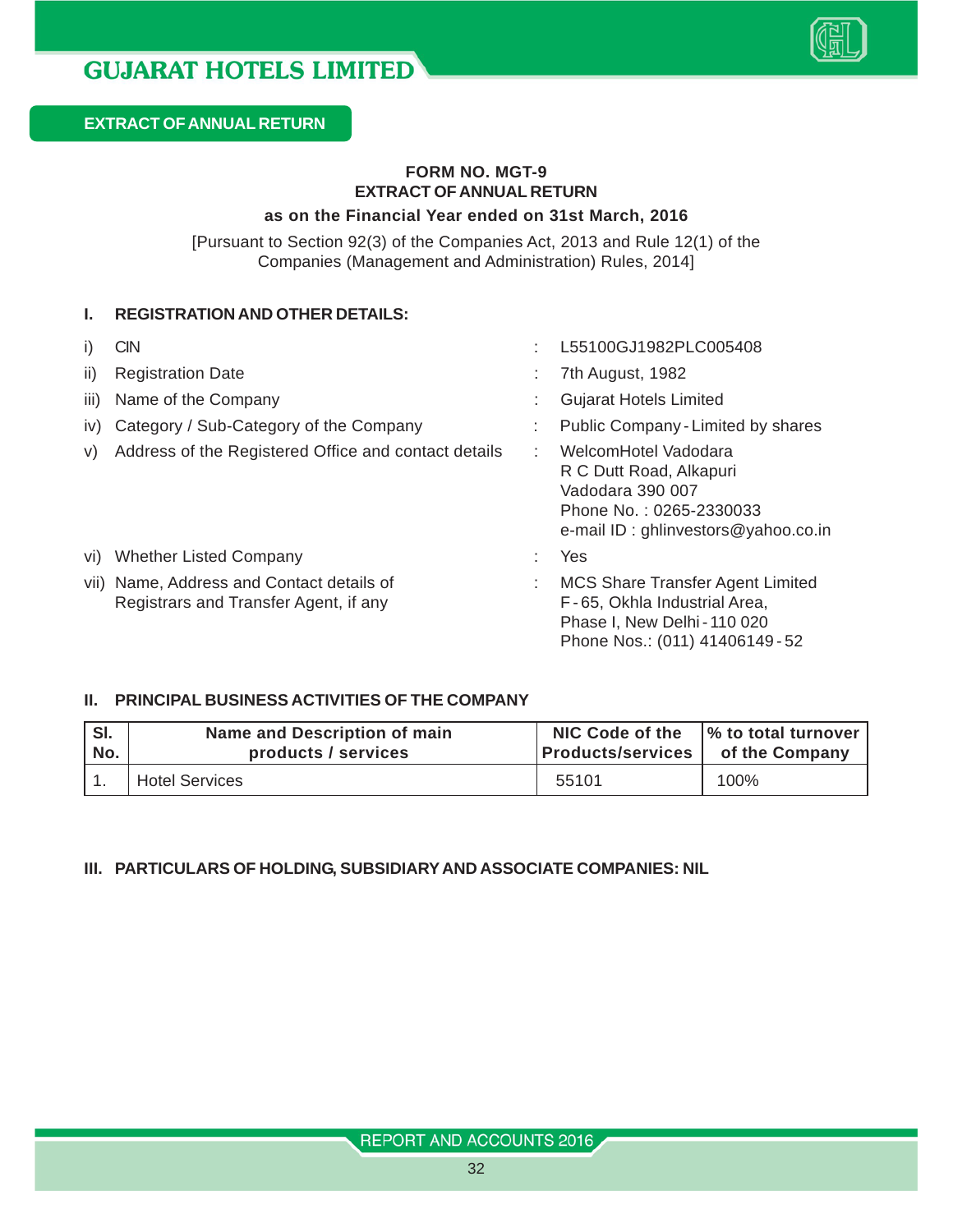## EXTRACT OF ANNUAL RETURN

### FORM NO. MGT-9
### EXTRACT OF ANNUAL RETURN
### as on the Financial Year ended on 31st March, 2016

[Pursuant to Section 92(3) of the Companies Act, 2013 and Rule 12(1) of the Companies (Management and Administration) Rules, 2014]

### I. REGISTRATION AND OTHER DETAILS:

| | | | |
|---|---|---|---|
| i) | CIN | : | L55100GJ1982PLC005408 |
| ii) | Registration Date | : | 7th August, 1982 |
| iii) | Name of the Company | : | Gujarat Hotels Limited |
| iv) | Category / Sub-Category of the Company | : | Public Company - Limited by shares |
| v) | Address of the Registered Office and contact details | : | WelcomHotel Vadodara<br>R C Dutt Road, Alkapuri<br>Vadodara 390 007<br>Phone No. : 0265-2330033<br>e-mail ID : ghlinvestors@yahoo.co.in |
| vi) | Whether Listed Company | : | Yes |
| vii) | Name, Address and Contact details of Registrars and Transfer Agent, if any | : | MCS Share Transfer Agent Limited<br>F - 65, Okhla Industrial Area,<br>Phase I, New Delhi - 110 020<br>Phone Nos.: (011) 41406149 - 52 |

### II. PRINCIPAL BUSINESS ACTIVITIES OF THE COMPANY

| Sl. No. | Name and Description of main products / services | NIC Code of the Products/services | % to total turnover of the Company |
|---|---|---|---|
| 1. | Hotel Services | 55101 | 100% |

### III. PARTICULARS OF HOLDING, SUBSIDIARY AND ASSOCIATE COMPANIES: NIL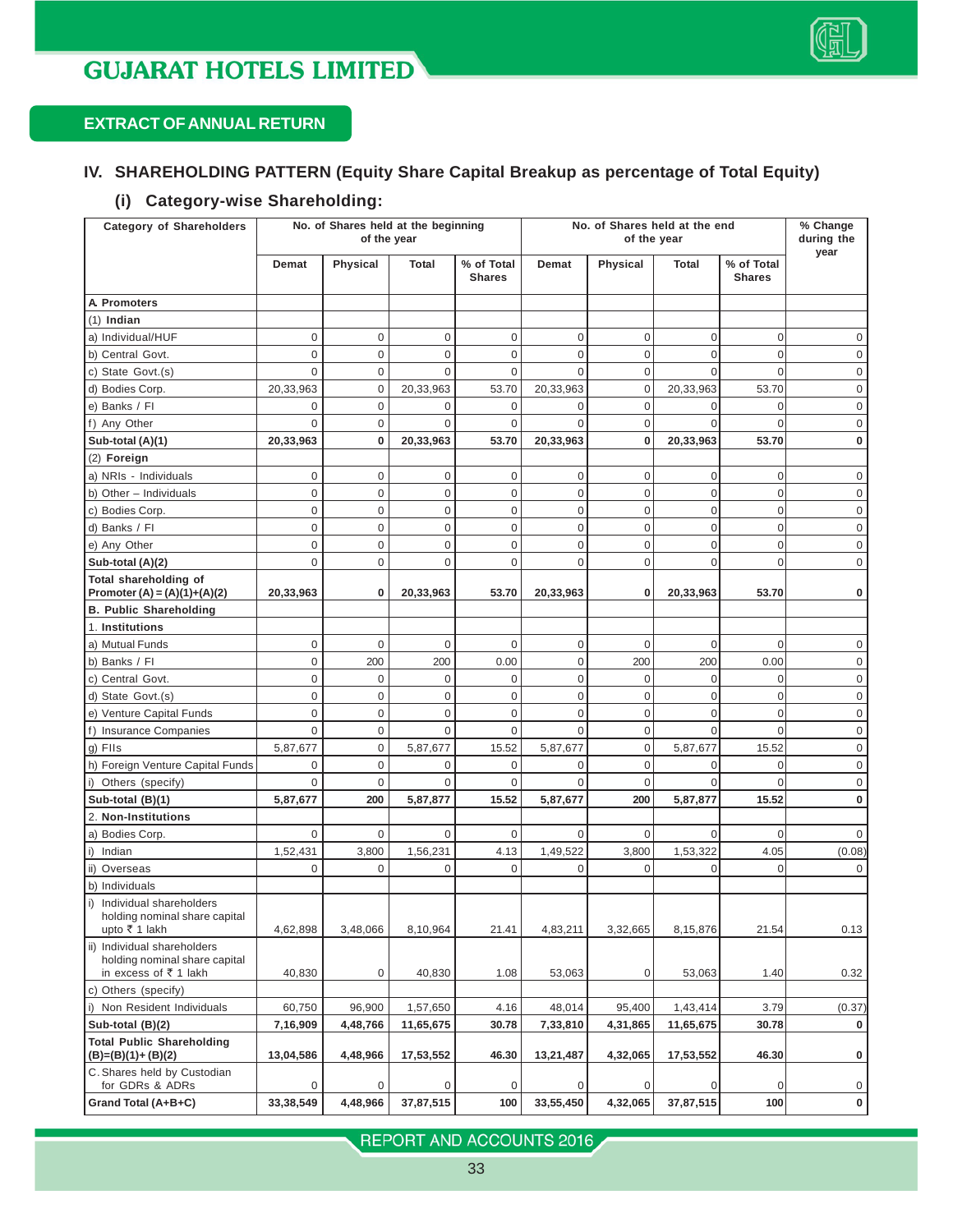## EXTRACT OF ANNUAL RETURN

## IV. SHAREHOLDING PATTERN (Equity Share Capital Breakup as percentage of Total Equity)

### (i) Category-wise Shareholding:

| Category of Shareholders | No. of Shares held at the beginning of the year | | | | No. of Shares held at the end of the year | | | | % Change during the year |
|---|---|---|---|---|---|---|---|---|---|
| | Demat | Physical | Total | % of Total Shares | Demat | Physical | Total | % of Total Shares | |
| **A. Promoters** | | | | | | | | | |
| (1) **Indian** | | | | | | | | | |
| a) Individual/HUF | 0 | 0 | 0 | 0 | 0 | 0 | 0 | 0 | 0 |
| b) Central Govt. | 0 | 0 | 0 | 0 | 0 | 0 | 0 | 0 | 0 |
| c) State Govt.(s) | 0 | 0 | 0 | 0 | 0 | 0 | 0 | 0 | 0 |
| d) Bodies Corp. | 20,33,963 | 0 | 20,33,963 | 53.70 | 20,33,963 | 0 | 20,33,963 | 53.70 | 0 |
| e) Banks / FI | 0 | 0 | 0 | 0 | 0 | 0 | 0 | 0 | 0 |
| f) Any Other | 0 | 0 | 0 | 0 | 0 | 0 | 0 | 0 | 0 |
| **Sub-total (A)(1)** | **20,33,963** | **0** | **20,33,963** | **53.70** | **20,33,963** | **0** | **20,33,963** | **53.70** | **0** |
| (2) **Foreign** | | | | | | | | | |
| a) NRIs - Individuals | 0 | 0 | 0 | 0 | 0 | 0 | 0 | 0 | 0 |
| b) Other – Individuals | 0 | 0 | 0 | 0 | 0 | 0 | 0 | 0 | 0 |
| c) Bodies Corp. | 0 | 0 | 0 | 0 | 0 | 0 | 0 | 0 | 0 |
| d) Banks / FI | 0 | 0 | 0 | 0 | 0 | 0 | 0 | 0 | 0 |
| e) Any Other | 0 | 0 | 0 | 0 | 0 | 0 | 0 | 0 | 0 |
| **Sub-total (A)(2)** | 0 | 0 | 0 | 0 | 0 | 0 | 0 | 0 | 0 |
| **Total shareholding of Promoter (A) = (A)(1)+(A)(2)** | **20,33,963** | **0** | **20,33,963** | **53.70** | **20,33,963** | **0** | **20,33,963** | **53.70** | **0** |
| **B. Public Shareholding** | | | | | | | | | |
| 1. **Institutions** | | | | | | | | | |
| a) Mutual Funds | 0 | 0 | 0 | 0 | 0 | 0 | 0 | 0 | 0 |
| b) Banks / FI | 0 | 200 | 200 | 0.00 | 0 | 200 | 200 | 0.00 | 0 |
| c) Central Govt. | 0 | 0 | 0 | 0 | 0 | 0 | 0 | 0 | 0 |
| d) State Govt.(s) | 0 | 0 | 0 | 0 | 0 | 0 | 0 | 0 | 0 |
| e) Venture Capital Funds | 0 | 0 | 0 | 0 | 0 | 0 | 0 | 0 | 0 |
| f) Insurance Companies | 0 | 0 | 0 | 0 | 0 | 0 | 0 | 0 | 0 |
| g) FIIs | 5,87,677 | 0 | 5,87,677 | 15.52 | 5,87,677 | 0 | 5,87,677 | 15.52 | 0 |
| h) Foreign Venture Capital Funds | 0 | 0 | 0 | 0 | 0 | 0 | 0 | 0 | 0 |
| i) Others (specify) | 0 | 0 | 0 | 0 | 0 | 0 | 0 | 0 | 0 |
| **Sub-total (B)(1)** | **5,87,677** | **200** | **5,87,877** | **15.52** | **5,87,677** | **200** | **5,87,877** | **15.52** | **0** |
| 2. **Non-Institutions** | | | | | | | | | |
| a) Bodies Corp. | 0 | 0 | 0 | 0 | 0 | 0 | 0 | 0 | 0 |
| i) Indian | 1,52,431 | 3,800 | 1,56,231 | 4.13 | 1,49,522 | 3,800 | 1,53,322 | 4.05 | (0.08) |
| ii) Overseas | 0 | 0 | 0 | 0 | 0 | 0 | 0 | 0 | 0 |
| b) Individuals | | | | | | | | | |
| i) Individual shareholders holding nominal share capital upto ₹ 1 lakh | 4,62,898 | 3,48,066 | 8,10,964 | 21.41 | 4,83,211 | 3,32,665 | 8,15,876 | 21.54 | 0.13 |
| ii) Individual shareholders holding nominal share capital in excess of ₹ 1 lakh | 40,830 | 0 | 40,830 | 1.08 | 53,063 | 0 | 53,063 | 1.40 | 0.32 |
| c) Others (specify) | | | | | | | | | |
| i) Non Resident Individuals | 60,750 | 96,900 | 1,57,650 | 4.16 | 48,014 | 95,400 | 1,43,414 | 3.79 | (0.37) |
| **Sub-total (B)(2)** | **7,16,909** | **4,48,766** | **11,65,675** | **30.78** | **7,33,810** | **4,31,865** | **11,65,675** | **30.78** | **0** |
| **Total Public Shareholding (B)=(B)(1)+ (B)(2)** | **13,04,586** | **4,48,966** | **17,53,552** | **46.30** | **13,21,487** | **4,32,065** | **17,53,552** | **46.30** | **0** |
| C. Shares held by Custodian for GDRs & ADRs | 0 | 0 | 0 | 0 | 0 | 0 | 0 | 0 | 0 |
| **Grand Total (A+B+C)** | **33,38,549** | **4,48,966** | **37,87,515** | **100** | **33,55,450** | **4,32,065** | **37,87,515** | **100** | **0** |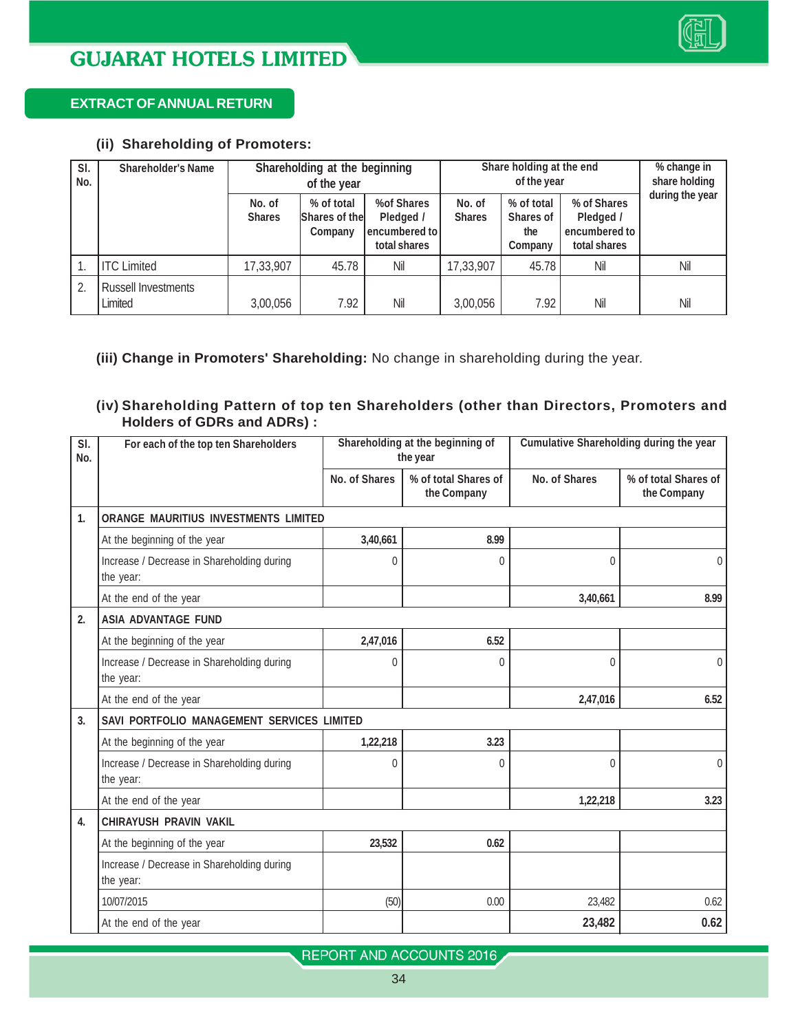## EXTRACT OF ANNUAL RETURN

### (ii) Shareholding of Promoters:

| Sl. No. | Shareholder's Name | Shareholding at the beginning of the year | | | Share holding at the end of the year | | | % change in share holding during the year |
|---|---|---|---|---|---|---|---|---|
| | | No. of Shares | % of total Shares of the Company | %of Shares Pledged / encumbered to total shares | No. of Shares | % of total Shares of the Company | % of Shares Pledged / encumbered to total shares | |
| 1. | ITC Limited | 17,33,907 | 45.78 | Nil | 17,33,907 | 45.78 | Nil | Nil |
| 2. | Russell Investments Limited | 3,00,056 | 7.92 | Nil | 3,00,056 | 7.92 | Nil | Nil |

**(iii) Change in Promoters' Shareholding:** No change in shareholding during the year.

### (iv) Shareholding Pattern of top ten Shareholders (other than Directors, Promoters and Holders of GDRs and ADRs) :

| Sl. No. | For each of the top ten Shareholders | Shareholding at the beginning of the year | | Cumulative Shareholding during the year | |
|---|---|---|---|---|---|
| | | No. of Shares | % of total Shares of the Company | No. of Shares | % of total Shares of the Company |
| 1. | **ORANGE MAURITIUS INVESTMENTS LIMITED** | | | | |
| | At the beginning of the year | **3,40,661** | **8.99** | | |
| | Increase / Decrease in Shareholding during the year: | 0 | 0 | 0 | 0 |
| | At the end of the year | | | **3,40,661** | **8.99** |
| 2. | **ASIA ADVANTAGE FUND** | | | | |
| | At the beginning of the year | **2,47,016** | **6.52** | | |
| | Increase / Decrease in Shareholding during the year: | 0 | 0 | 0 | 0 |
| | At the end of the year | | | **2,47,016** | **6.52** |
| 3. | **SAVI PORTFOLIO MANAGEMENT SERVICES LIMITED** | | | | |
| | At the beginning of the year | **1,22,218** | **3.23** | | |
| | Increase / Decrease in Shareholding during the year: | 0 | 0 | 0 | 0 |
| | At the end of the year | | | **1,22,218** | **3.23** |
| 4. | **CHIRAYUSH PRAVIN VAKIL** | | | | |
| | At the beginning of the year | **23,532** | **0.62** | | |
| | Increase / Decrease in Shareholding during the year: | | | | |
| | 10/07/2015 | (50) | 0.00 | 23,482 | 0.62 |
| | At the end of the year | | | **23,482** | **0.62** |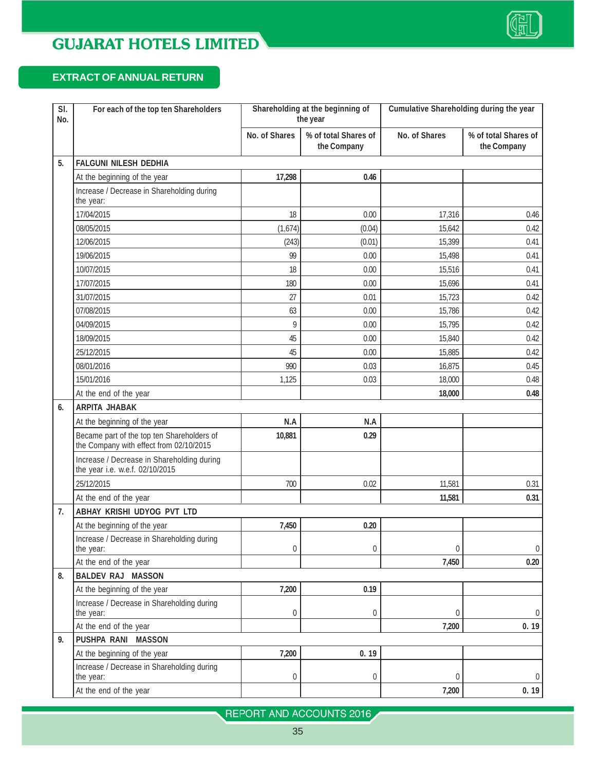## EXTRACT OF ANNUAL RETURN

| Sl. No. | For each of the top ten Shareholders | Shareholding at the beginning of the year | | Cumulative Shareholding during the year | |
|---|---|---|---|---|---|
| | | No. of Shares | % of total Shares of the Company | No. of Shares | % of total Shares of the Company |
| 5. | **FALGUNI NILESH DEDHIA** | | | | |
| | At the beginning of the year | **17,298** | **0.46** | | |
| | Increase / Decrease in Shareholding during the year: | | | | |
| | 17/04/2015 | 18 | 0.00 | 17,316 | 0.46 |
| | 08/05/2015 | (1,674) | (0.04) | 15,642 | 0.42 |
| | 12/06/2015 | (243) | (0.01) | 15,399 | 0.41 |
| | 19/06/2015 | 99 | 0.00 | 15,498 | 0.41 |
| | 10/07/2015 | 18 | 0.00 | 15,516 | 0.41 |
| | 17/07/2015 | 180 | 0.00 | 15,696 | 0.41 |
| | 31/07/2015 | 27 | 0.01 | 15,723 | 0.42 |
| | 07/08/2015 | 63 | 0.00 | 15,786 | 0.42 |
| | 04/09/2015 | 9 | 0.00 | 15,795 | 0.42 |
| | 18/09/2015 | 45 | 0.00 | 15,840 | 0.42 |
| | 25/12/2015 | 45 | 0.00 | 15,885 | 0.42 |
| | 08/01/2016 | 990 | 0.03 | 16,875 | 0.45 |
| | 15/01/2016 | 1,125 | 0.03 | 18,000 | 0.48 |
| | At the end of the year | | | **18,000** | **0.48** |
| 6. | **ARPITA JHABAK** | | | | |
| | At the beginning of the year | **N.A** | **N.A** | | |
| | Became part of the top ten Shareholders of the Company with effect from 02/10/2015 | **10,881** | **0.29** | | |
| | Increase / Decrease in Shareholding during the year i.e. w.e.f. 02/10/2015 | | | | |
| | 25/12/2015 | 700 | 0.02 | 11,581 | 0.31 |
| | At the end of the year | | | **11,581** | **0.31** |
| 7. | **ABHAY KRISHI UDYOG PVT LTD** | | | | |
| | At the beginning of the year | **7,450** | **0.20** | | |
| | Increase / Decrease in Shareholding during the year: | 0 | 0 | 0 | 0 |
| | At the end of the year | | | **7,450** | **0.20** |
| 8. | **BALDEV RAJ MASSON** | | | | |
| | At the beginning of the year | **7,200** | **0.19** | | |
| | Increase / Decrease in Shareholding during the year: | 0 | 0 | 0 | 0 |
| | At the end of the year | | | **7,200** | **0. 19** |
| 9. | **PUSHPA RANI MASSON** | | | | |
| | At the beginning of the year | **7,200** | **0. 19** | | |
| | Increase / Decrease in Shareholding during the year: | 0 | 0 | 0 | 0 |
| | At the end of the year | | | **7,200** | **0. 19** |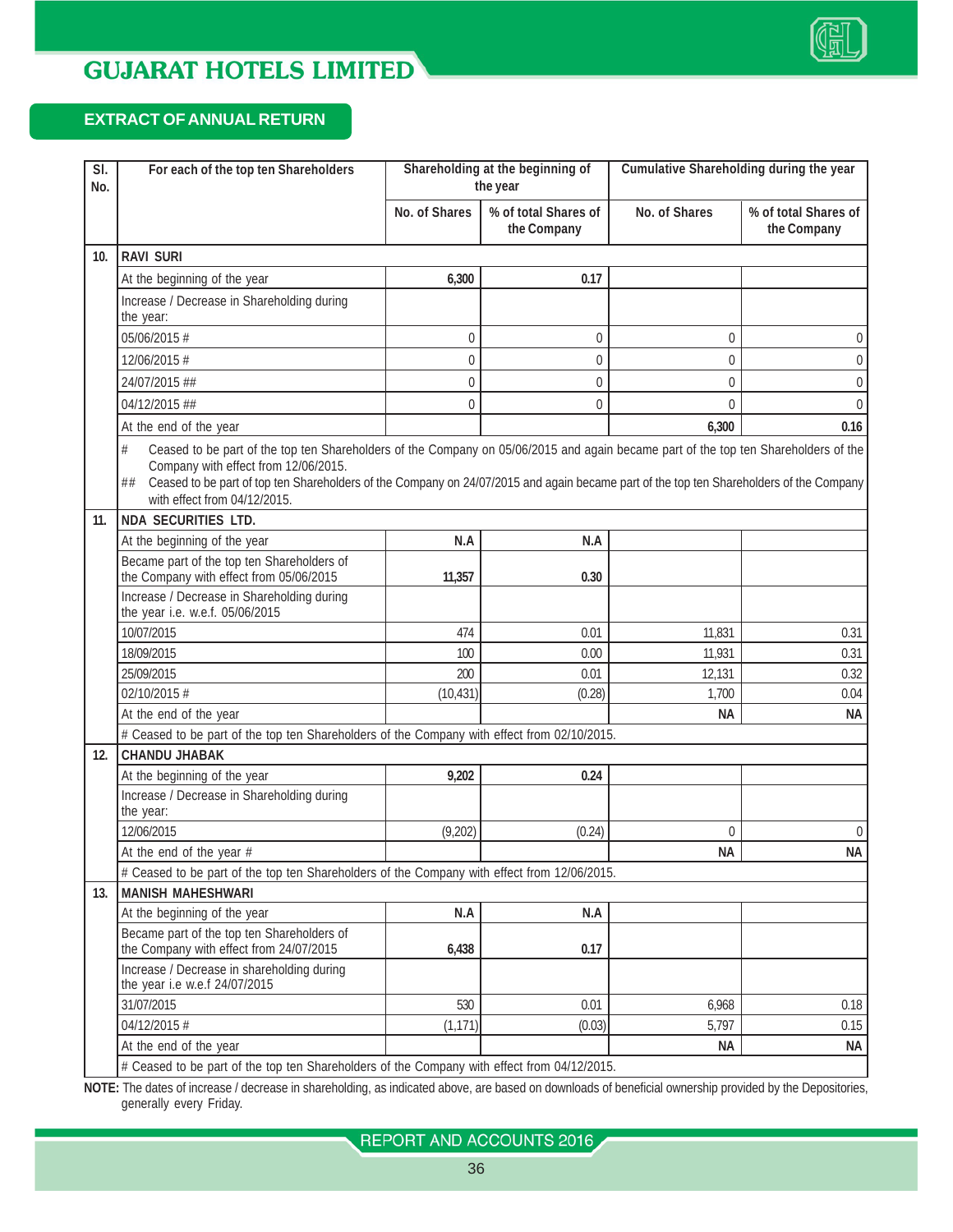## EXTRACT OF ANNUAL RETURN

| Sl. No. | For each of the top ten Shareholders | Shareholding at the beginning of the year | | Cumulative Shareholding during the year | |
|---|---|---|---|---|---|
| | | No. of Shares | % of total Shares of the Company | No. of Shares | % of total Shares of the Company |
| 10. | **RAVI SURI** | | | | |
| | At the beginning of the year | **6,300** | **0.17** | | |
| | Increase / Decrease in Shareholding during the year: | | | | |
| | 05/06/2015 # | 0 | 0 | 0 | 0 |
| | 12/06/2015 # | 0 | 0 | 0 | 0 |
| | 24/07/2015 ## | 0 | 0 | 0 | 0 |
| | 04/12/2015 ## | 0 | 0 | 0 | 0 |
| | At the end of the year | | | **6,300** | **0.16** |
| | # Ceased to be part of the top ten Shareholders of the Company on 05/06/2015 and again became part of the top ten Shareholders of the Company with effect from 12/06/2015. ## Ceased to be part of top ten Shareholders of the Company on 24/07/2015 and again became part of the top ten Shareholders of the Company with effect from 04/12/2015. | | | | |
| 11. | **NDA SECURITIES LTD.** | | | | |
| | At the beginning of the year | **N.A** | **N.A** | | |
| | Became part of the top ten Shareholders of the Company with effect from 05/06/2015 | **11,357** | **0.30** | | |
| | Increase / Decrease in Shareholding during the year i.e. w.e.f. 05/06/2015 | | | | |
| | 10/07/2015 | 474 | 0.01 | 11,831 | 0.31 |
| | 18/09/2015 | 100 | 0.00 | 11,931 | 0.31 |
| | 25/09/2015 | 200 | 0.01 | 12,131 | 0.32 |
| | 02/10/2015 # | (10,431) | (0.28) | 1,700 | 0.04 |
| | At the end of the year | | | **NA** | **NA** |
| | # Ceased to be part of the top ten Shareholders of the Company with effect from 02/10/2015. | | | | |
| 12. | **CHANDU JHABAK** | | | | |
| | At the beginning of the year | **9,202** | **0.24** | | |
| | Increase / Decrease in Shareholding during the year: | | | | |
| | 12/06/2015 | (9,202) | (0.24) | 0 | 0 |
| | At the end of the year # | | | **NA** | **NA** |
| | # Ceased to be part of the top ten Shareholders of the Company with effect from 12/06/2015. | | | | |
| 13. | **MANISH MAHESHWARI** | | | | |
| | At the beginning of the year | **N.A** | **N.A** | | |
| | Became part of the top ten Shareholders of the Company with effect from 24/07/2015 | **6,438** | **0.17** | | |
| | Increase / Decrease in shareholding during the year i.e w.e.f 24/07/2015 | | | | |
| | 31/07/2015 | 530 | 0.01 | 6,968 | 0.18 |
| | 04/12/2015 # | (1,171) | (0.03) | 5,797 | 0.15 |
| | At the end of the year | | | **NA** | **NA** |
| | # Ceased to be part of the top ten Shareholders of the Company with effect from 04/12/2015. | | | | |

**NOTE:** The dates of increase / decrease in shareholding, as indicated above, are based on downloads of beneficial ownership provided by the Depositories, generally every Friday.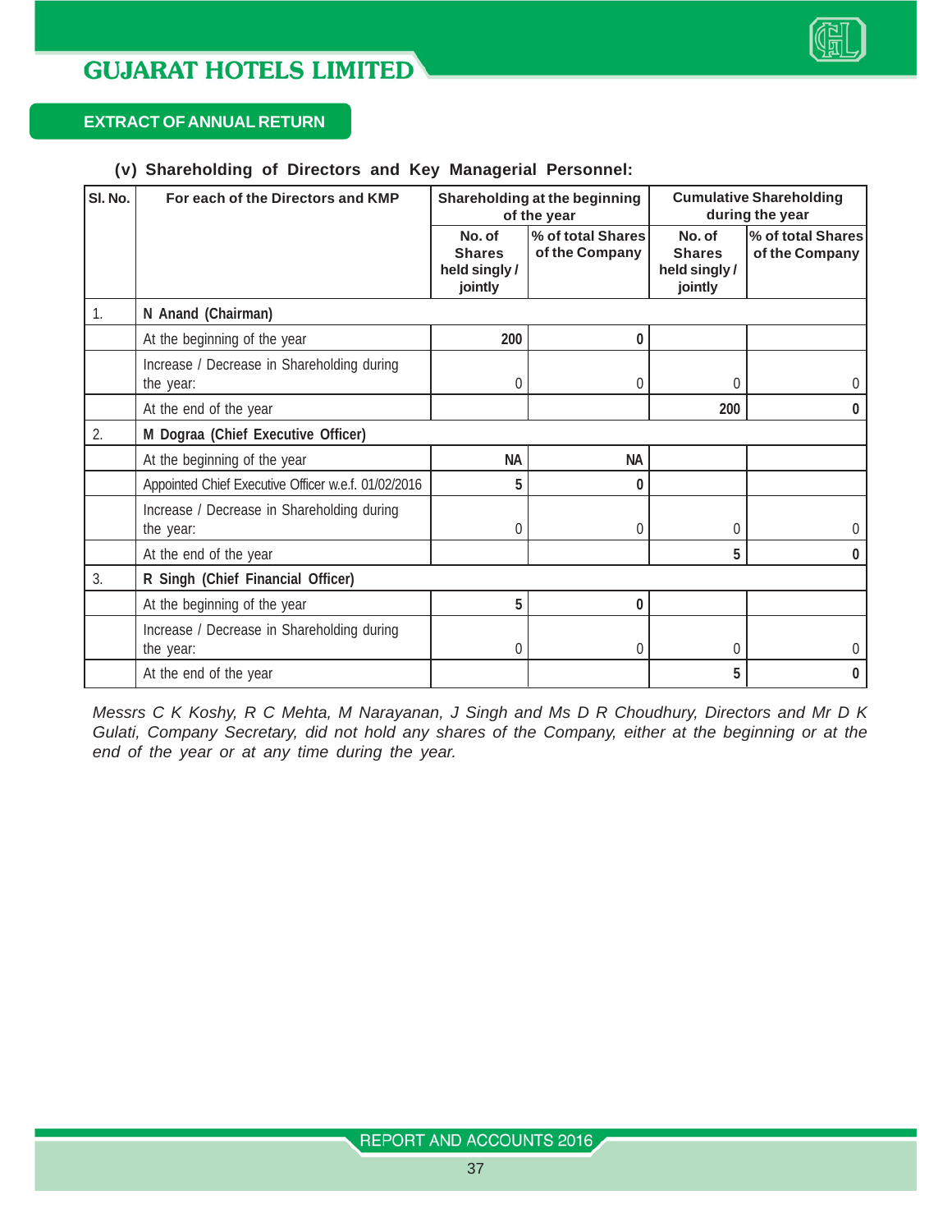## EXTRACT OF ANNUAL RETURN

### (v) Shareholding of Directors and Key Managerial Personnel:

| Sl. No. | For each of the Directors and KMP | Shareholding at the beginning of the year | | Cumulative Shareholding during the year | |
|---|---|---|---|---|---|
| | | No. of Shares held singly / jointly | % of total Shares of the Company | No. of Shares held singly / jointly | % of total Shares of the Company |
| 1. | **N Anand (Chairman)** | | | | |
| | At the beginning of the year | **200** | **0** | | |
| | Increase / Decrease in Shareholding during the year: | 0 | 0 | 0 | 0 |
| | At the end of the year | | | **200** | **0** |
| 2. | **M Dograa (Chief Executive Officer)** | | | | |
| | At the beginning of the year | **NA** | **NA** | | |
| | Appointed Chief Executive Officer w.e.f. 01/02/2016 | **5** | **0** | | |
| | Increase / Decrease in Shareholding during the year: | 0 | 0 | 0 | 0 |
| | At the end of the year | | | **5** | **0** |
| 3. | **R Singh (Chief Financial Officer)** | | | | |
| | At the beginning of the year | **5** | **0** | | |
| | Increase / Decrease in Shareholding during the year: | 0 | 0 | 0 | 0 |
| | At the end of the year | | | **5** | **0** |

*Messrs C K Koshy, R C Mehta, M Narayanan, J Singh and Ms D R Choudhury, Directors and Mr D K Gulati, Company Secretary, did not hold any shares of the Company, either at the beginning or at the end of the year or at any time during the year.*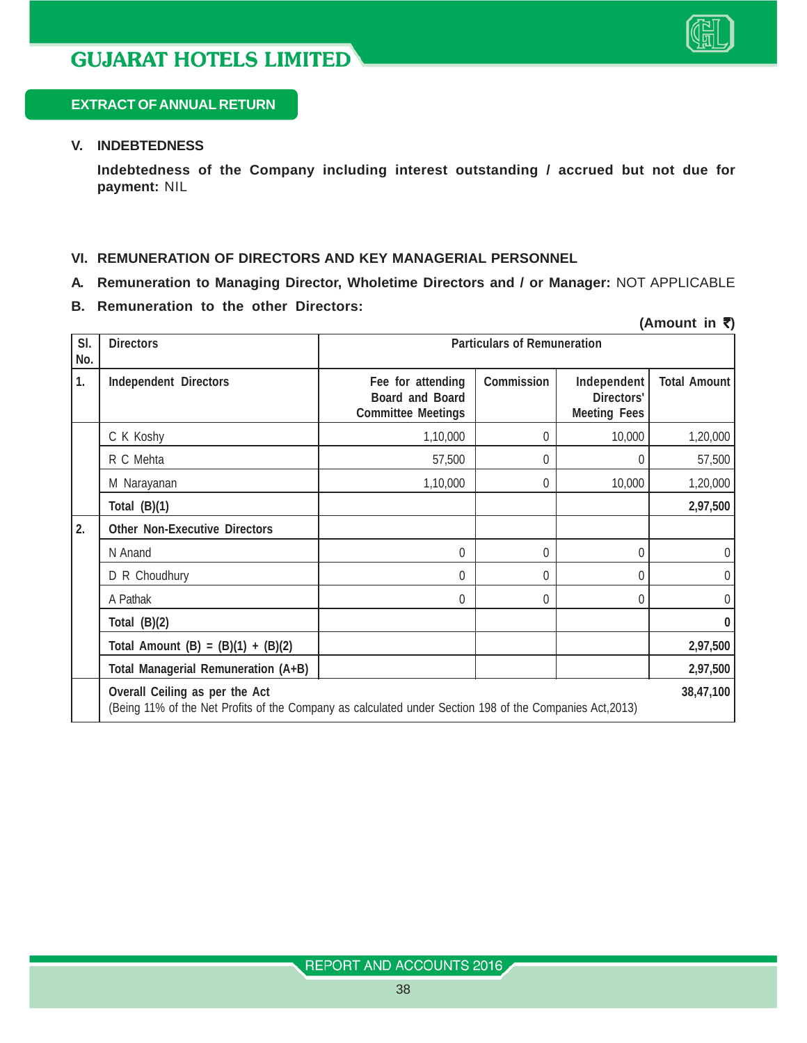## EXTRACT OF ANNUAL RETURN

### V. INDEBTEDNESS

**Indebtedness of the Company including interest outstanding / accrued but not due for payment:** NIL

### VI. REMUNERATION OF DIRECTORS AND KEY MANAGERIAL PERSONNEL

**A. Remuneration to Managing Director, Wholetime Directors and / or Manager:** NOT APPLICABLE

**B. Remuneration to the other Directors:**

**(Amount in ₹)**

| Sl. No. | Directors | Particulars of Remuneration | | | |
|---|---|---|---|---|---|
| 1. | **Independent Directors** | **Fee for attending Board and Board Committee Meetings** | **Commission** | **Independent Directors' Meeting Fees** | **Total Amount** |
| | C K Koshy | 1,10,000 | 0 | 10,000 | 1,20,000 |
| | R C Mehta | 57,500 | 0 | 0 | 57,500 |
| | M Narayanan | 1,10,000 | 0 | 10,000 | 1,20,000 |
| | **Total (B)(1)** | | | | **2,97,500** |
| 2. | **Other Non-Executive Directors** | | | | |
| | N Anand | 0 | 0 | 0 | 0 |
| | D R Choudhury | 0 | 0 | 0 | 0 |
| | A Pathak | 0 | 0 | 0 | 0 |
| | **Total (B)(2)** | | | | **0** |
| | **Total Amount (B) = (B)(1) + (B)(2)** | | | | **2,97,500** |
| | **Total Managerial Remuneration (A+B)** | | | | **2,97,500** |
| | **Overall Ceiling as per the Act** (Being 11% of the Net Profits of the Company as calculated under Section 198 of the Companies Act,2013) | | | | **38,47,100** |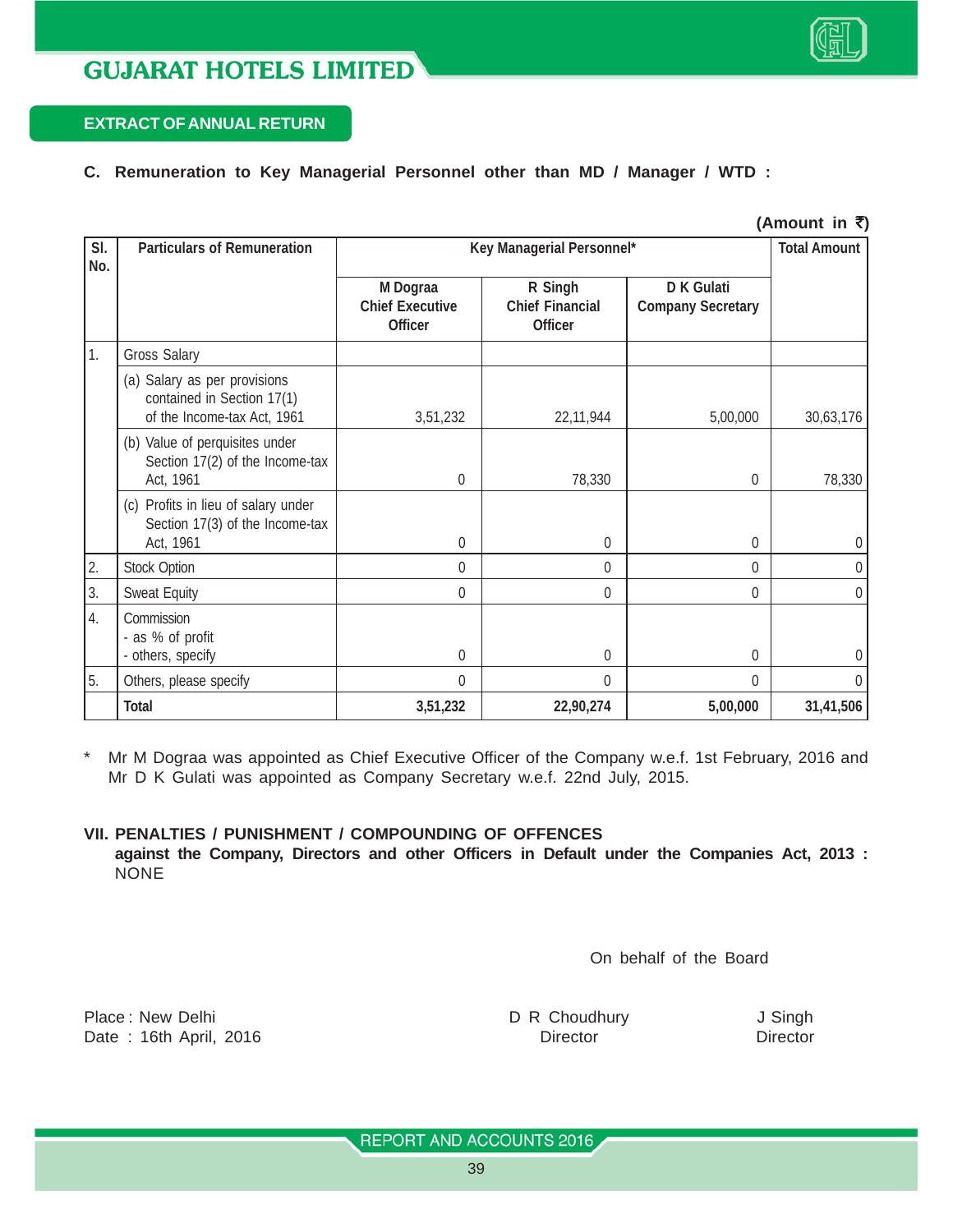## EXTRACT OF ANNUAL RETURN

**C. Remuneration to Key Managerial Personnel other than MD / Manager / WTD :**

**(Amount in ₹)**

| Sl. No. | Particulars of Remuneration | Key Managerial Personnel* | | | Total Amount |
|---|---|---|---|---|---|
| | | M Dograa Chief Executive Officer | R Singh Chief Financial Officer | D K Gulati Company Secretary | |
| 1. | Gross Salary | | | | |
| | (a) Salary as per provisions contained in Section 17(1) of the Income-tax Act, 1961 | 3,51,232 | 22,11,944 | 5,00,000 | 30,63,176 |
| | (b) Value of perquisites under Section 17(2) of the Income-tax Act, 1961 | 0 | 78,330 | 0 | 78,330 |
| | (c) Profits in lieu of salary under Section 17(3) of the Income-tax Act, 1961 | 0 | 0 | 0 | 0 |
| 2. | Stock Option | 0 | 0 | 0 | 0 |
| 3. | Sweat Equity | 0 | 0 | 0 | 0 |
| 4. | Commission - as % of profit - others, specify | 0 | 0 | 0 | 0 |
| 5. | Others, please specify | 0 | 0 | 0 | 0 |
| | **Total** | **3,51,232** | **22,90,274** | **5,00,000** | **31,41,506** |

\* Mr M Dograa was appointed as Chief Executive Officer of the Company w.e.f. 1st February, 2016 and Mr D K Gulati was appointed as Company Secretary w.e.f. 22nd July, 2015.

**VII. PENALTIES / PUNISHMENT / COMPOUNDING OF OFFENCES against the Company, Directors and other Officers in Default under the Companies Act, 2013 :**
NONE

On behalf of the Board

Place : New Delhi
Date : 16th April, 2016

D R Choudhury
Director

J Singh
Director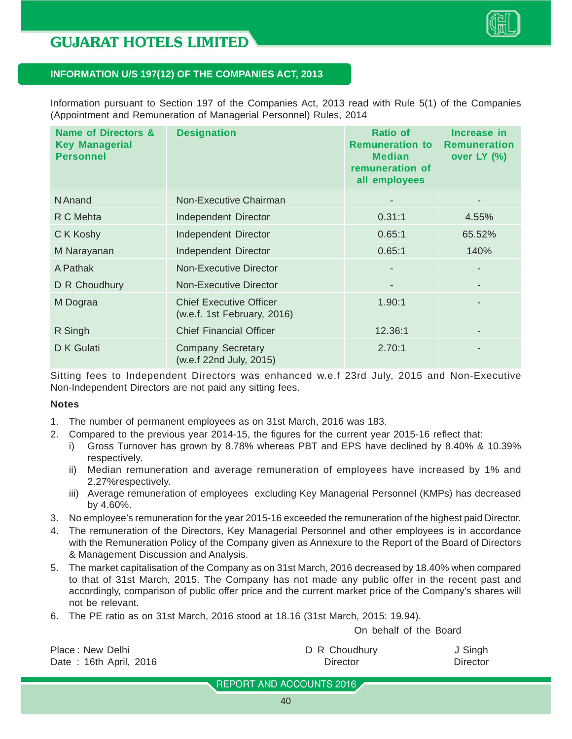## INFORMATION U/S 197(12) OF THE COMPANIES ACT, 2013

Information pursuant to Section 197 of the Companies Act, 2013 read with Rule 5(1) of the Companies (Appointment and Remuneration of Managerial Personnel) Rules, 2014

| Name of Directors & Key Managerial Personnel | Designation | Ratio of Remuneration to Median remuneration of all employees | Increase in Remuneration over LY (%) |
|---|---|---|---|
| N Anand | Non-Executive Chairman | - | - |
| R C Mehta | Independent Director | 0.31:1 | 4.55% |
| C K Koshy | Independent Director | 0.65:1 | 65.52% |
| M Narayanan | Independent Director | 0.65:1 | 140% |
| A Pathak | Non-Executive Director | - | - |
| D R Choudhury | Non-Executive Director | - | - |
| M Dograa | Chief Executive Officer (w.e.f. 1st February, 2016) | 1.90:1 | - |
| R Singh | Chief Financial Officer | 12.36:1 | - |
| D K Gulati | Company Secretary (w.e.f 22nd July, 2015) | 2.70:1 | - |

Sitting fees to Independent Directors was enhanced w.e.f 23rd July, 2015 and Non-Executive Non-Independent Directors are not paid any sitting fees.

**Notes**

1. The number of permanent employees as on 31st March, 2016 was 183.
2. Compared to the previous year 2014-15, the figures for the current year 2015-16 reflect that:
   i) Gross Turnover has grown by 8.78% whereas PBT and EPS have declined by 8.40% & 10.39% respectively.
   ii) Median remuneration and average remuneration of employees have increased by 1% and 2.27%respectively.
   iii) Average remuneration of employees excluding Key Managerial Personnel (KMPs) has decreased by 4.60%.
3. No employee's remuneration for the year 2015-16 exceeded the remuneration of the highest paid Director.
4. The remuneration of the Directors, Key Managerial Personnel and other employees is in accordance with the Remuneration Policy of the Company given as Annexure to the Report of the Board of Directors & Management Discussion and Analysis.
5. The market capitalisation of the Company as on 31st March, 2016 decreased by 18.40% when compared to that of 31st March, 2015. The Company has not made any public offer in the recent past and accordingly, comparison of public offer price and the current market price of the Company's shares will not be relevant.
6. The PE ratio as on 31st March, 2016 stood at 18.16 (31st March, 2015: 19.94).

On behalf of the Board

Place : New Delhi
Date : 16th April, 2016

D R Choudhury
Director

J Singh
Director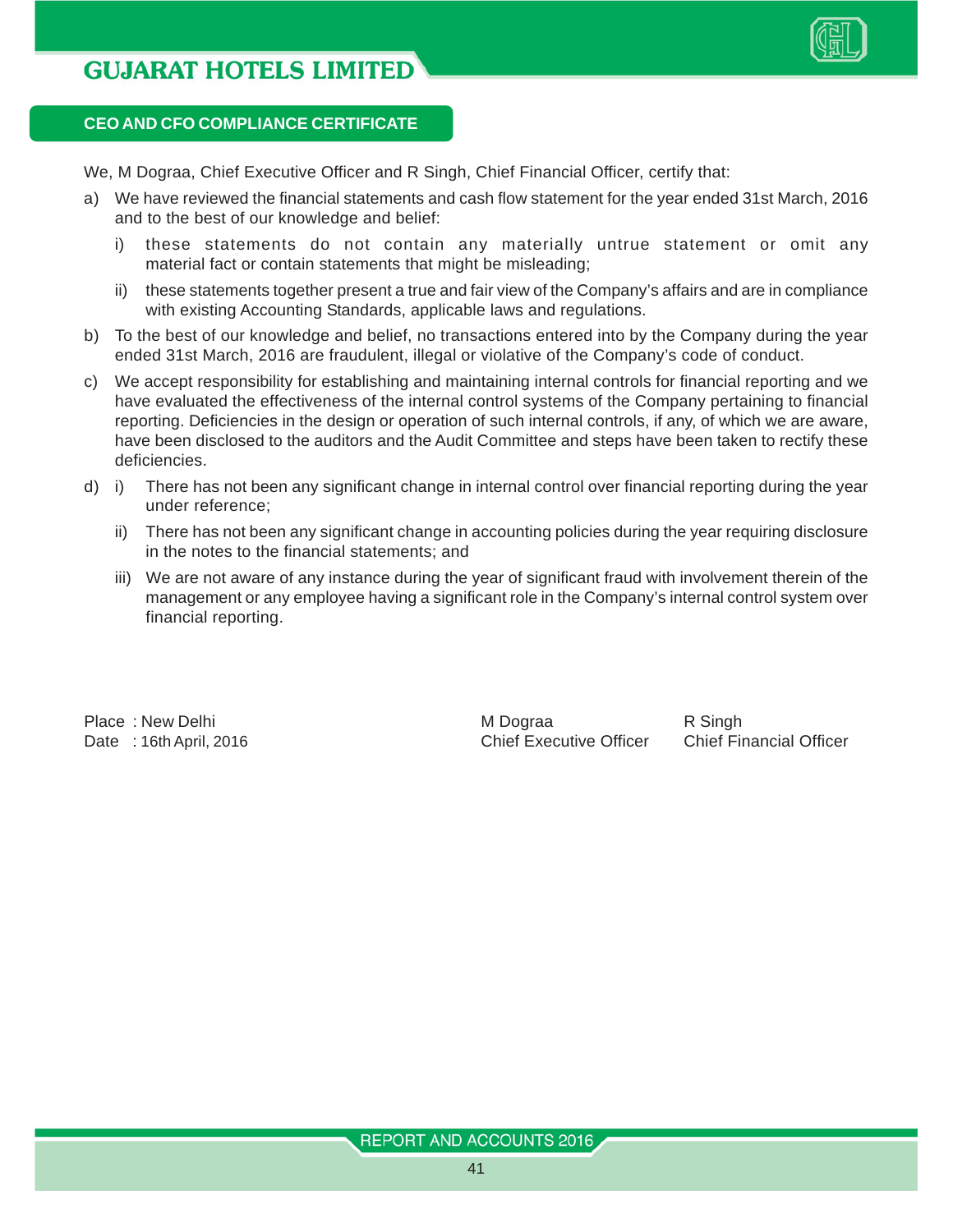## CEO AND CFO COMPLIANCE CERTIFICATE

We, M Dograa, Chief Executive Officer and R Singh, Chief Financial Officer, certify that:

a) We have reviewed the financial statements and cash flow statement for the year ended 31st March, 2016 and to the best of our knowledge and belief:

   i) these statements do not contain any materially untrue statement or omit any material fact or contain statements that might be misleading;

   ii) these statements together present a true and fair view of the Company's affairs and are in compliance with existing Accounting Standards, applicable laws and regulations.

b) To the best of our knowledge and belief, no transactions entered into by the Company during the year ended 31st March, 2016 are fraudulent, illegal or violative of the Company's code of conduct.

c) We accept responsibility for establishing and maintaining internal controls for financial reporting and we have evaluated the effectiveness of the internal control systems of the Company pertaining to financial reporting. Deficiencies in the design or operation of such internal controls, if any, of which we are aware, have been disclosed to the auditors and the Audit Committee and steps have been taken to rectify these deficiencies.

d) i) There has not been any significant change in internal control over financial reporting during the year under reference;

   ii) There has not been any significant change in accounting policies during the year requiring disclosure in the notes to the financial statements; and

   iii) We are not aware of any instance during the year of significant fraud with involvement therein of the management or any employee having a significant role in the Company's internal control system over financial reporting.

Place : New Delhi
Date : 16th April, 2016

M Dograa
Chief Executive Officer

R Singh
Chief Financial Officer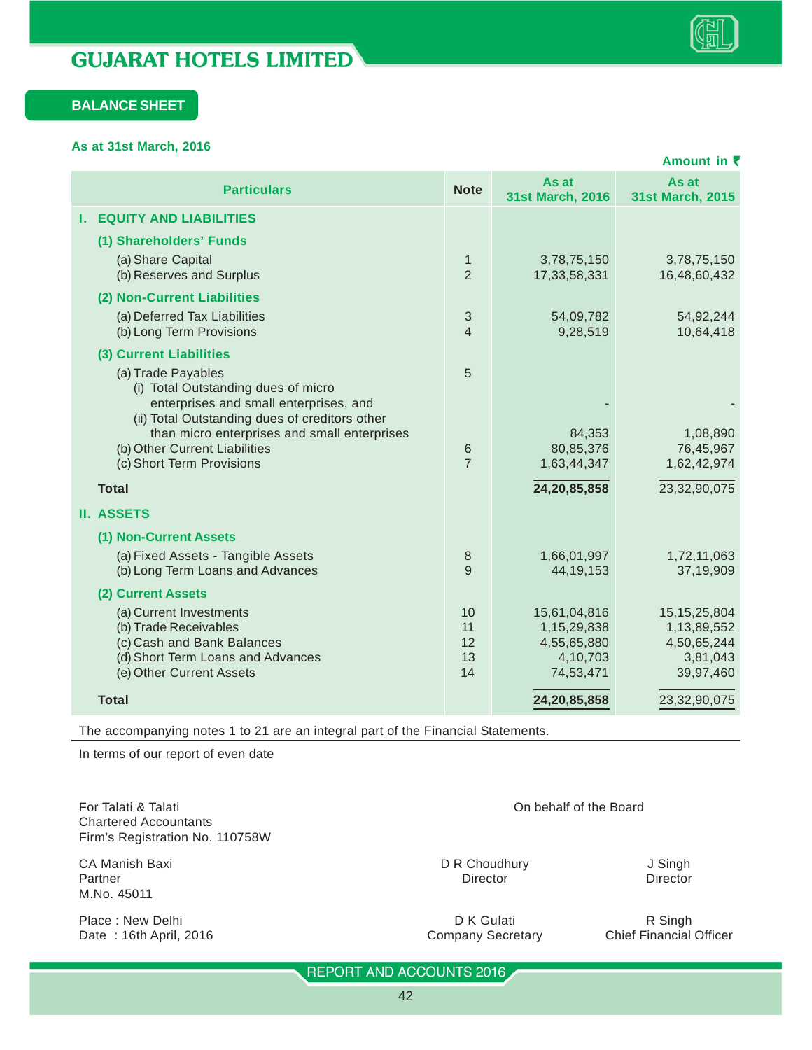# GUJARAT HOTELS LIMITED

## BALANCE SHEET

**As at 31st March, 2016**

**Amount in ₹**

| Particulars | Note | As at 31st March, 2016 | As at 31st March, 2015 |
|---|---|---|---|
| **I. EQUITY AND LIABILITIES** | | | |
| **(1) Shareholders' Funds** | | | |
| (a) Share Capital | 1 | 3,78,75,150 | 3,78,75,150 |
| (b) Reserves and Surplus | 2 | 17,33,58,331 | 16,48,60,432 |
| **(2) Non-Current Liabilities** | | | |
| (a) Deferred Tax Liabilities | 3 | 54,09,782 | 54,92,244 |
| (b) Long Term Provisions | 4 | 9,28,519 | 10,64,418 |
| **(3) Current Liabilities** | | | |
| (a) Trade Payables | 5 | | |
| (i) Total Outstanding dues of micro enterprises and small enterprises, and | | - | - |
| (ii) Total Outstanding dues of creditors other than micro enterprises and small enterprises | | 84,353 | 1,08,890 |
| (b) Other Current Liabilities | 6 | 80,85,376 | 76,45,967 |
| (c) Short Term Provisions | 7 | 1,63,44,347 | 1,62,42,974 |
| **Total** | | **24,20,85,858** | 23,32,90,075 |
| **II. ASSETS** | | | |
| **(1) Non-Current Assets** | | | |
| (a) Fixed Assets - Tangible Assets | 8 | 1,66,01,997 | 1,72,11,063 |
| (b) Long Term Loans and Advances | 9 | 44,19,153 | 37,19,909 |
| **(2) Current Assets** | | | |
| (a) Current Investments | 10 | 15,61,04,816 | 15,15,25,804 |
| (b) Trade Receivables | 11 | 1,15,29,838 | 1,13,89,552 |
| (c) Cash and Bank Balances | 12 | 4,55,65,880 | 4,50,65,244 |
| (d) Short Term Loans and Advances | 13 | 4,10,703 | 3,81,043 |
| (e) Other Current Assets | 14 | 74,53,471 | 39,97,460 |
| **Total** | | **24,20,85,858** | 23,32,90,075 |

The accompanying notes 1 to 21 are an integral part of the Financial Statements.

In terms of our report of even date

For Talati & Talati
Chartered Accountants
Firm's Registration No. 110758W

CA Manish Baxi
Partner
M.No. 45011

Place : New Delhi
Date : 16th April, 2016

On behalf of the Board

D R Choudhury
Director

J Singh
Director

D K Gulati
Company Secretary

R Singh
Chief Financial Officer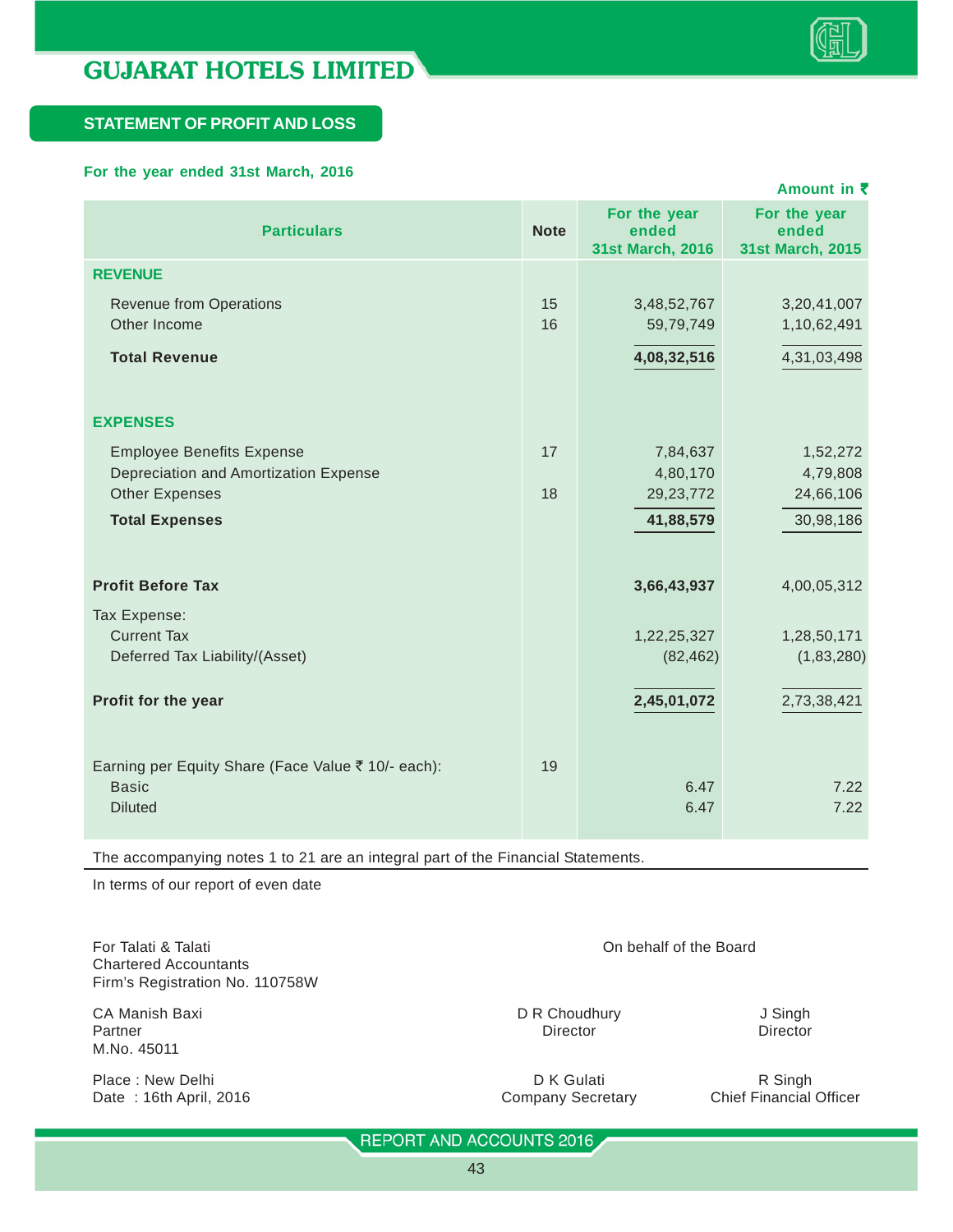# GUJARAT HOTELS LIMITED

## STATEMENT OF PROFIT AND LOSS

**For the year ended 31st March, 2016**

Amount in ₹

| Particulars | Note | For the year ended 31st March, 2016 | For the year ended 31st March, 2015 |
|---|---|---|---|
| **REVENUE** | | | |
| Revenue from Operations | 15 | 3,48,52,767 | 3,20,41,007 |
| Other Income | 16 | 59,79,749 | 1,10,62,491 |
| **Total Revenue** | | **4,08,32,516** | 4,31,03,498 |
| **EXPENSES** | | | |
| Employee Benefits Expense | 17 | 7,84,637 | 1,52,272 |
| Depreciation and Amortization Expense | | 4,80,170 | 4,79,808 |
| Other Expenses | 18 | 29,23,772 | 24,66,106 |
| **Total Expenses** | | **41,88,579** | 30,98,186 |
| **Profit Before Tax** | | **3,66,43,937** | 4,00,05,312 |
| Tax Expense: | | | |
| Current Tax | | 1,22,25,327 | 1,28,50,171 |
| Deferred Tax Liability/(Asset) | | (82,462) | (1,83,280) |
| **Profit for the year** | | **2,45,01,072** | 2,73,38,421 |
| Earning per Equity Share (Face Value ₹ 10/- each): | 19 | | |
| Basic | | 6.47 | 7.22 |
| Diluted | | 6.47 | 7.22 |

The accompanying notes 1 to 21 are an integral part of the Financial Statements.

In terms of our report of even date

For Talati & Talati
Chartered Accountants
Firm's Registration No. 110758W

CA Manish Baxi
Partner
M.No. 45011

Place : New Delhi
Date : 16th April, 2016

On behalf of the Board

D R Choudhury
Director

J Singh
Director

D K Gulati
Company Secretary

R Singh
Chief Financial Officer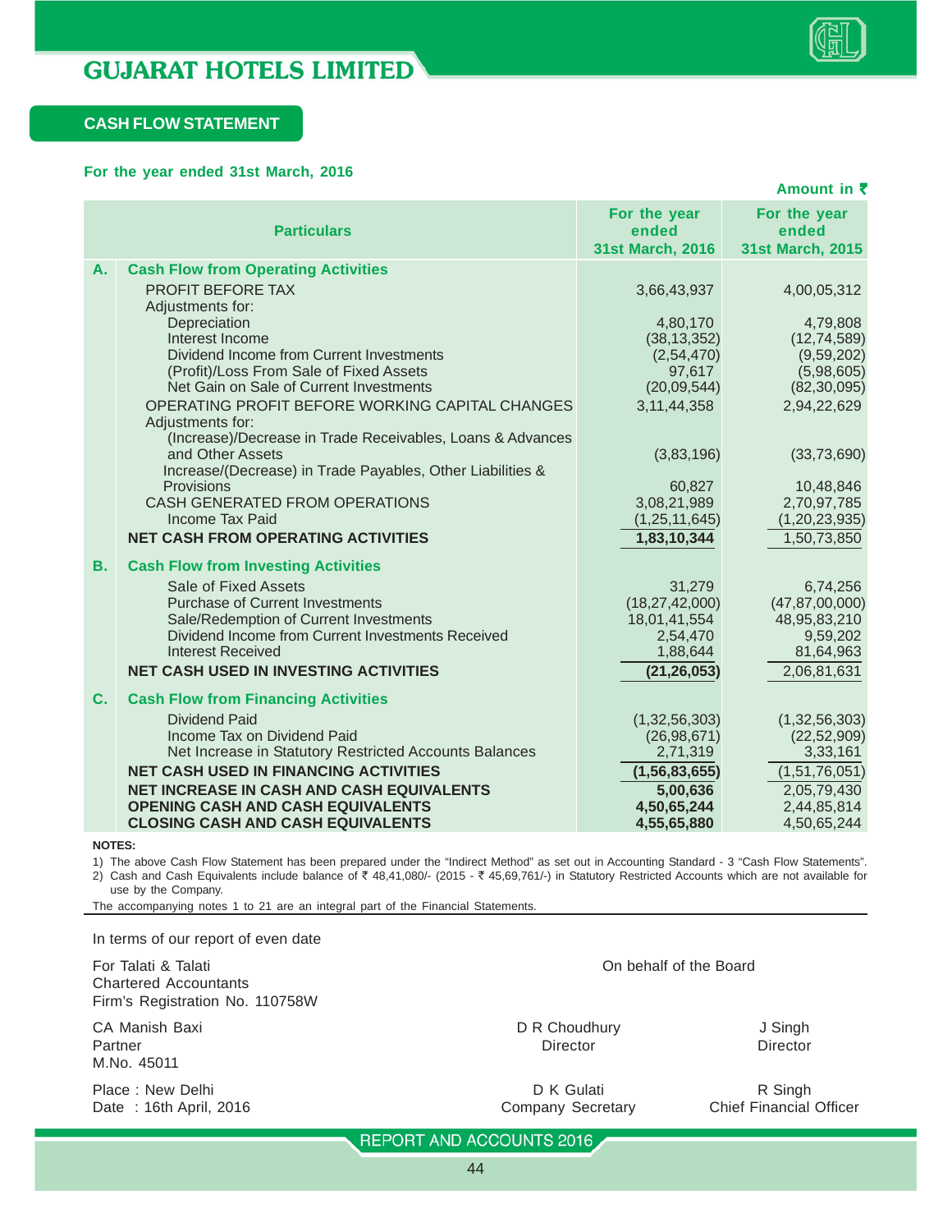# GUJARAT HOTELS LIMITED

## CASH FLOW STATEMENT

**For the year ended 31st March, 2016**

Amount in ₹

| | Particulars | For the year ended 31st March, 2016 | For the year ended 31st March, 2015 |
|---|---|---|---|
| **A.** | **Cash Flow from Operating Activities** | | |
| | PROFIT BEFORE TAX | 3,66,43,937 | 4,00,05,312 |
| | Adjustments for: | | |
| | Depreciation | 4,80,170 | 4,79,808 |
| | Interest Income | (38,13,352) | (12,74,589) |
| | Dividend Income from Current Investments | (2,54,470) | (9,59,202) |
| | (Profit)/Loss From Sale of Fixed Assets | 97,617 | (5,98,605) |
| | Net Gain on Sale of Current Investments | (20,09,544) | (82,30,095) |
| | OPERATING PROFIT BEFORE WORKING CAPITAL CHANGES | 3,11,44,358 | 2,94,22,629 |
| | Adjustments for: | | |
| | (Increase)/Decrease in Trade Receivables, Loans & Advances and Other Assets | (3,83,196) | (33,73,690) |
| | Increase/(Decrease) in Trade Payables, Other Liabilities & Provisions | 60,827 | 10,48,846 |
| | CASH GENERATED FROM OPERATIONS | 3,08,21,989 | 2,70,97,785 |
| | Income Tax Paid | (1,25,11,645) | (1,20,23,935) |
| | **NET CASH FROM OPERATING ACTIVITIES** | **1,83,10,344** | 1,50,73,850 |
| **B.** | **Cash Flow from Investing Activities** | | |
| | Sale of Fixed Assets | 31,279 | 6,74,256 |
| | Purchase of Current Investments | (18,27,42,000) | (47,87,00,000) |
| | Sale/Redemption of Current Investments | 18,01,41,554 | 48,95,83,210 |
| | Dividend Income from Current Investments Received | 2,54,470 | 9,59,202 |
| | Interest Received | 1,88,644 | 81,64,963 |
| | **NET CASH USED IN INVESTING ACTIVITIES** | **(21,26,053)** | 2,06,81,631 |
| **C.** | **Cash Flow from Financing Activities** | | |
| | Dividend Paid | (1,32,56,303) | (1,32,56,303) |
| | Income Tax on Dividend Paid | (26,98,671) | (22,52,909) |
| | Net Increase in Statutory Restricted Accounts Balances | 2,71,319 | 3,33,161 |
| | **NET CASH USED IN FINANCING ACTIVITIES** | **(1,56,83,655)** | (1,51,76,051) |
| | **NET INCREASE IN CASH AND CASH EQUIVALENTS** | **5,00,636** | 2,05,79,430 |
| | **OPENING CASH AND CASH EQUIVALENTS** | **4,50,65,244** | 2,44,85,814 |
| | **CLOSING CASH AND CASH EQUIVALENTS** | **4,55,65,880** | 4,50,65,244 |

**NOTES:**

1) The above Cash Flow Statement has been prepared under the "Indirect Method" as set out in Accounting Standard - 3 "Cash Flow Statements".
2) Cash and Cash Equivalents include balance of ₹ 48,41,080/- (2015 - ₹ 45,69,761/-) in Statutory Restricted Accounts which are not available for use by the Company.

The accompanying notes 1 to 21 are an integral part of the Financial Statements.

In terms of our report of even date

For Talati & Talati
Chartered Accountants
Firm's Registration No. 110758W

CA Manish Baxi
Partner
M.No. 45011

Place : New Delhi
Date : 16th April, 2016

On behalf of the Board

D R Choudhury
Director

J Singh
Director

D K Gulati
Company Secretary

R Singh
Chief Financial Officer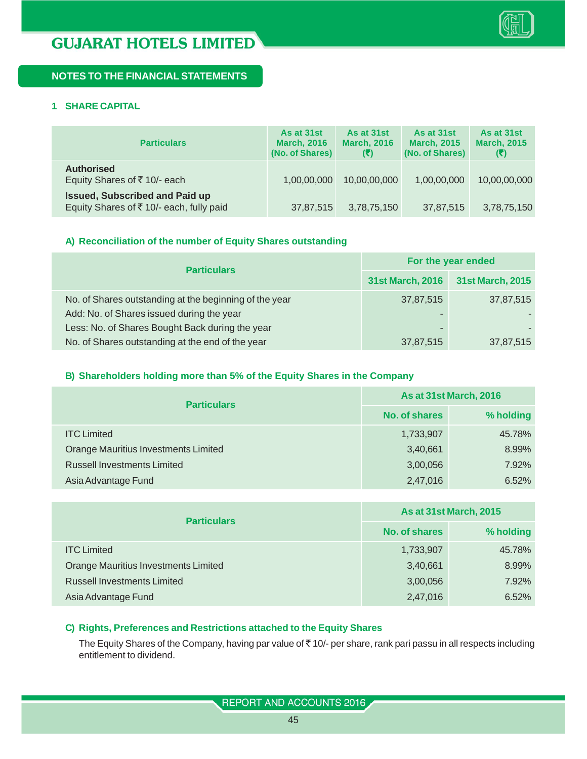## NOTES TO THE FINANCIAL STATEMENTS

### 1 SHARE CAPITAL

| Particulars | As at 31st March, 2016 (No. of Shares) | As at 31st March, 2016 (₹) | As at 31st March, 2015 (No. of Shares) | As at 31st March, 2015 (₹) |
|---|---|---|---|---|
| **Authorised**<br>Equity Shares of ₹ 10/- each | 1,00,00,000 | 10,00,00,000 | 1,00,00,000 | 10,00,00,000 |
| **Issued, Subscribed and Paid up**<br>Equity Shares of ₹ 10/- each, fully paid | 37,87,515 | 3,78,75,150 | 37,87,515 | 3,78,75,150 |

#### A) Reconciliation of the number of Equity Shares outstanding

| Particulars | For the year ended | |
|---|---|---|
| | 31st March, 2016 | 31st March, 2015 |
| No. of Shares outstanding at the beginning of the year | 37,87,515 | 37,87,515 |
| Add: No. of Shares issued during the year | - | - |
| Less: No. of Shares Bought Back during the year | - | - |
| No. of Shares outstanding at the end of the year | 37,87,515 | 37,87,515 |

#### B) Shareholders holding more than 5% of the Equity Shares in the Company

| Particulars | As at 31st March, 2016 | |
|---|---|---|
| | No. of shares | % holding |
| ITC Limited | 1,733,907 | 45.78% |
| Orange Mauritius Investments Limited | 3,40,661 | 8.99% |
| Russell Investments Limited | 3,00,056 | 7.92% |
| Asia Advantage Fund | 2,47,016 | 6.52% |

| Particulars | As at 31st March, 2015 | |
|---|---|---|
| | No. of shares | % holding |
| ITC Limited | 1,733,907 | 45.78% |
| Orange Mauritius Investments Limited | 3,40,661 | 8.99% |
| Russell Investments Limited | 3,00,056 | 7.92% |
| Asia Advantage Fund | 2,47,016 | 6.52% |

#### C) Rights, Preferences and Restrictions attached to the Equity Shares

The Equity Shares of the Company, having par value of ₹ 10/- per share, rank pari passu in all respects including entitlement to dividend.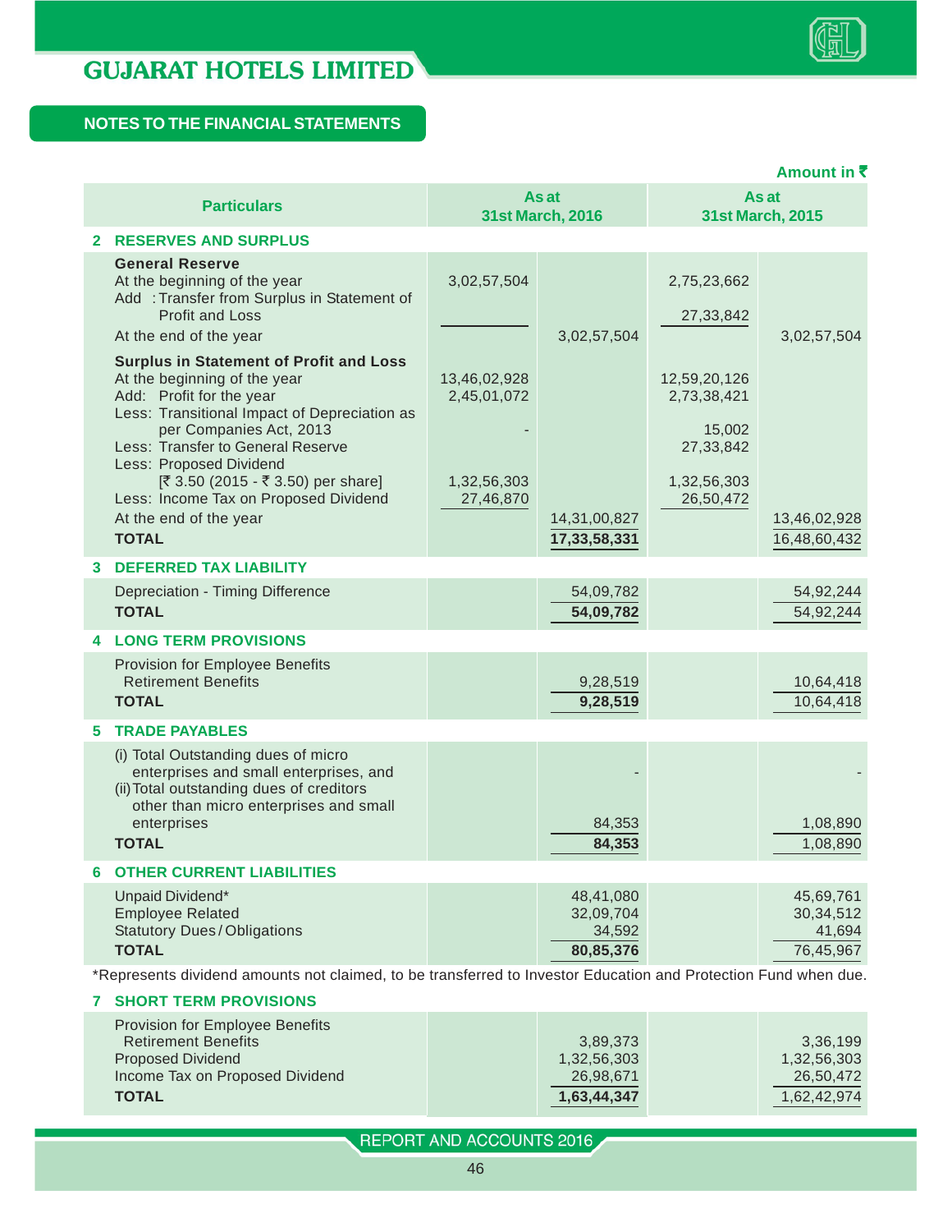## NOTES TO THE FINANCIAL STATEMENTS

Amount in ₹

| Particulars | As at 31st March, 2016 | | As at 31st March, 2015 | |
|---|---|---|---|---|
| **2 RESERVES AND SURPLUS** | | | | |
| **General Reserve** | | | | |
| At the beginning of the year | 3,02,57,504 | | 2,75,23,662 | |
| Add : Transfer from Surplus in Statement of Profit and Loss | | | 27,33,842 | |
| At the end of the year | | 3,02,57,504 | | 3,02,57,504 |
| **Surplus in Statement of Profit and Loss** | | | | |
| At the beginning of the year | 13,46,02,928 | | 12,59,20,126 | |
| Add: Profit for the year | 2,45,01,072 | | 2,73,38,421 | |
| Less: Transitional Impact of Depreciation as per Companies Act, 2013 | - | | 15,002 | |
| Less: Transfer to General Reserve | | | 27,33,842 | |
| Less: Proposed Dividend [₹ 3.50 (2015 - ₹ 3.50) per share] | 1,32,56,303 | | 1,32,56,303 | |
| Less: Income Tax on Proposed Dividend | 27,46,870 | | 26,50,472 | |
| At the end of the year | | 14,31,00,827 | | 13,46,02,928 |
| **TOTAL** | | **17,33,58,331** | | 16,48,60,432 |
| **3 DEFERRED TAX LIABILITY** | | | | |
| Depreciation - Timing Difference | | 54,09,782 | | 54,92,244 |
| **TOTAL** | | **54,09,782** | | 54,92,244 |
| **4 LONG TERM PROVISIONS** | | | | |
| Provision for Employee Benefits | | | | |
| Retirement Benefits | | 9,28,519 | | 10,64,418 |
| **TOTAL** | | **9,28,519** | | 10,64,418 |
| **5 TRADE PAYABLES** | | | | |
| (i) Total Outstanding dues of micro enterprises and small enterprises, and | | - | | - |
| (ii) Total outstanding dues of creditors other than micro enterprises and small enterprises | | 84,353 | | 1,08,890 |
| **TOTAL** | | **84,353** | | 1,08,890 |
| **6 OTHER CURRENT LIABILITIES** | | | | |
| Unpaid Dividend* | | 48,41,080 | | 45,69,761 |
| Employee Related | | 32,09,704 | | 30,34,512 |
| Statutory Dues / Obligations | | 34,592 | | 41,694 |
| **TOTAL** | | **80,85,376** | | 76,45,967 |

*Represents dividend amounts not claimed, to be transferred to Investor Education and Protection Fund when due.

| Particulars | As at 31st March, 2016 | | As at 31st March, 2015 | |
|---|---|---|---|---|
| **7 SHORT TERM PROVISIONS** | | | | |
| Provision for Employee Benefits | | | | |
| Retirement Benefits | | 3,89,373 | | 3,36,199 |
| Proposed Dividend | | 1,32,56,303 | | 1,32,56,303 |
| Income Tax on Proposed Dividend | | 26,98,671 | | 26,50,472 |
| **TOTAL** | | **1,63,44,347** | | 1,62,42,974 |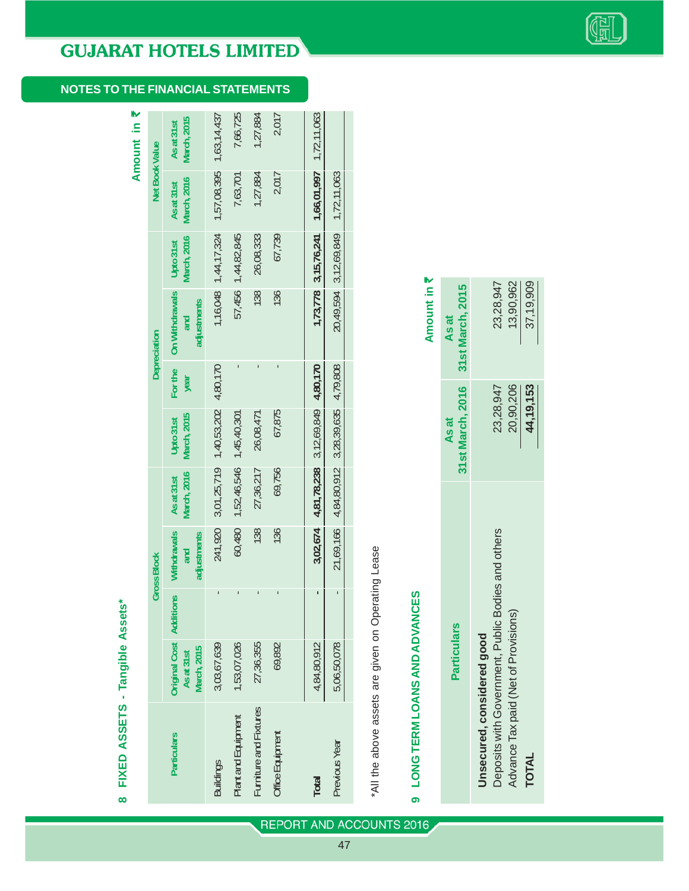## NOTES TO THE FINANCIAL STATEMENTS

### 8 FIXED ASSETS - Tangible Assets*

Amount in ₹

| Particulars | Gross Block | | | | Depreciation | | | | Net Book Value | |
|---|---|---|---|---|---|---|---|---|---|---|
| | Original Cost As at 31st March, 2015 | Additions | Withdrawals and adjustments | As at 31st March, 2016 | Upto 31st March, 2015 | For the year | On Withdrawals and adjustments | Upto 31st March, 2016 | As at 31st March, 2016 | As at 31st March, 2015 |
| Buildings | 3,03,67,639 | - | 241,920 | 3,01,25,719 | 1,40,53,202 | 4,80,170 | 1,16,048 | 1,44,17,324 | 1,57,08,395 | 1,63,14,437 |
| Plant and Equipment | 1,53,07,026 | - | 60,480 | 1,52,46,546 | 1,45,40,301 | - | 57,456 | 1,44,82,845 | 7,63,701 | 7,66,725 |
| Furniture and Fixtures | 27,36,355 | - | 138 | 27,36,217 | 26,08,471 | - | 138 | 26,08,333 | 1,27,884 | 1,27,884 |
| Office Equipment | 69,892 | - | 136 | 69,756 | 67,875 | - | 136 | 67,739 | 2,017 | 2,017 |
| **Total** | 4,84,80,912 | - | **3,02,674** | **4,81,78,238** | 3,12,69,849 | **4,80,170** | **1,73,778** | **3,15,76,241** | **1,66,01,997** | 1,72,11,063 |
| Previous Year | 5,06,50,078 | - | 21,69,166 | 4,84,80,912 | 3,28,39,635 | 4,79,808 | 20,49,594 | 3,12,69,849 | 1,72,11,063 | |

*All the above assets are given on Operating Lease

### 9 LONG TERM LOANS AND ADVANCES

Amount in ₹

| Particulars | As at 31st March, 2016 | As at 31st March, 2015 |
|---|---|---|
| **Unsecured, considered good** | | |
| Deposits with Government, Public Bodies and others | 23,28,947 | 23,28,947 |
| Advance Tax paid (Net of Provisions) | 20,90,206 | 13,90,962 |
| **TOTAL** | **44,19,153** | 37,19,909 |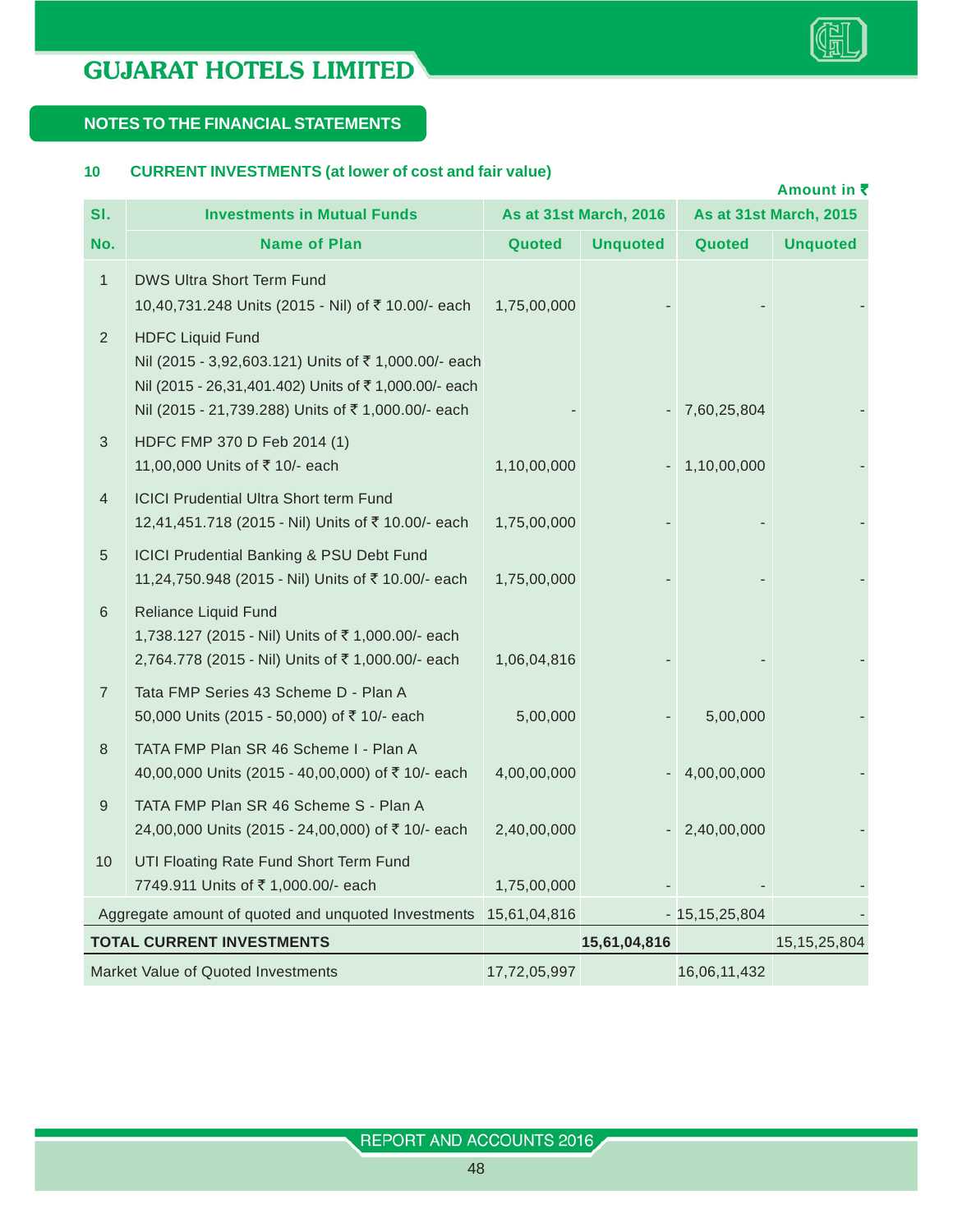## NOTES TO THE FINANCIAL STATEMENTS

### 10 CURRENT INVESTMENTS (at lower of cost and fair value)

Amount in ₹

| Sl. | Investments in Mutual Funds | As at 31st March, 2016 | | As at 31st March, 2015 | |
|---|---|---|---|---|---|
| No. | Name of Plan | Quoted | Unquoted | Quoted | Unquoted |
| 1 | DWS Ultra Short Term Fund<br>10,40,731.248 Units (2015 - Nil) of ₹ 10.00/- each | 1,75,00,000 | - | - | - |
| 2 | HDFC Liquid Fund<br>Nil (2015 - 3,92,603.121) Units of ₹ 1,000.00/- each<br>Nil (2015 - 26,31,401.402) Units of ₹ 1,000.00/- each<br>Nil (2015 - 21,739.288) Units of ₹ 1,000.00/- each | - | - | 7,60,25,804 | - |
| 3 | HDFC FMP 370 D Feb 2014 (1)<br>11,00,000 Units of ₹ 10/- each | 1,10,00,000 | - | 1,10,00,000 | - |
| 4 | ICICI Prudential Ultra Short term Fund<br>12,41,451.718 (2015 - Nil) Units of ₹ 10.00/- each | 1,75,00,000 | - | - | - |
| 5 | ICICI Prudential Banking & PSU Debt Fund<br>11,24,750.948 (2015 - Nil) Units of ₹ 10.00/- each | 1,75,00,000 | - | - | - |
| 6 | Reliance Liquid Fund<br>1,738.127 (2015 - Nil) Units of ₹ 1,000.00/- each<br>2,764.778 (2015 - Nil) Units of ₹ 1,000.00/- each | 1,06,04,816 | - | - | - |
| 7 | Tata FMP Series 43 Scheme D - Plan A<br>50,000 Units (2015 - 50,000) of ₹ 10/- each | 5,00,000 | - | 5,00,000 | - |
| 8 | TATA FMP Plan SR 46 Scheme I - Plan A<br>40,00,000 Units (2015 - 40,00,000) of ₹ 10/- each | 4,00,00,000 | - | 4,00,00,000 | - |
| 9 | TATA FMP Plan SR 46 Scheme S - Plan A<br>24,00,000 Units (2015 - 24,00,000) of ₹ 10/- each | 2,40,00,000 | - | 2,40,00,000 | - |
| 10 | UTI Floating Rate Fund Short Term Fund<br>7749.911 Units of ₹ 1,000.00/- each | 1,75,00,000 | - | - | - |
| | Aggregate amount of quoted and unquoted Investments | 15,61,04,816 | - | 15,15,25,804 | - |
| | **TOTAL CURRENT INVESTMENTS** | | **15,61,04,816** | | 15,15,25,804 |
| | Market Value of Quoted Investments | 17,72,05,997 | | 16,06,11,432 | |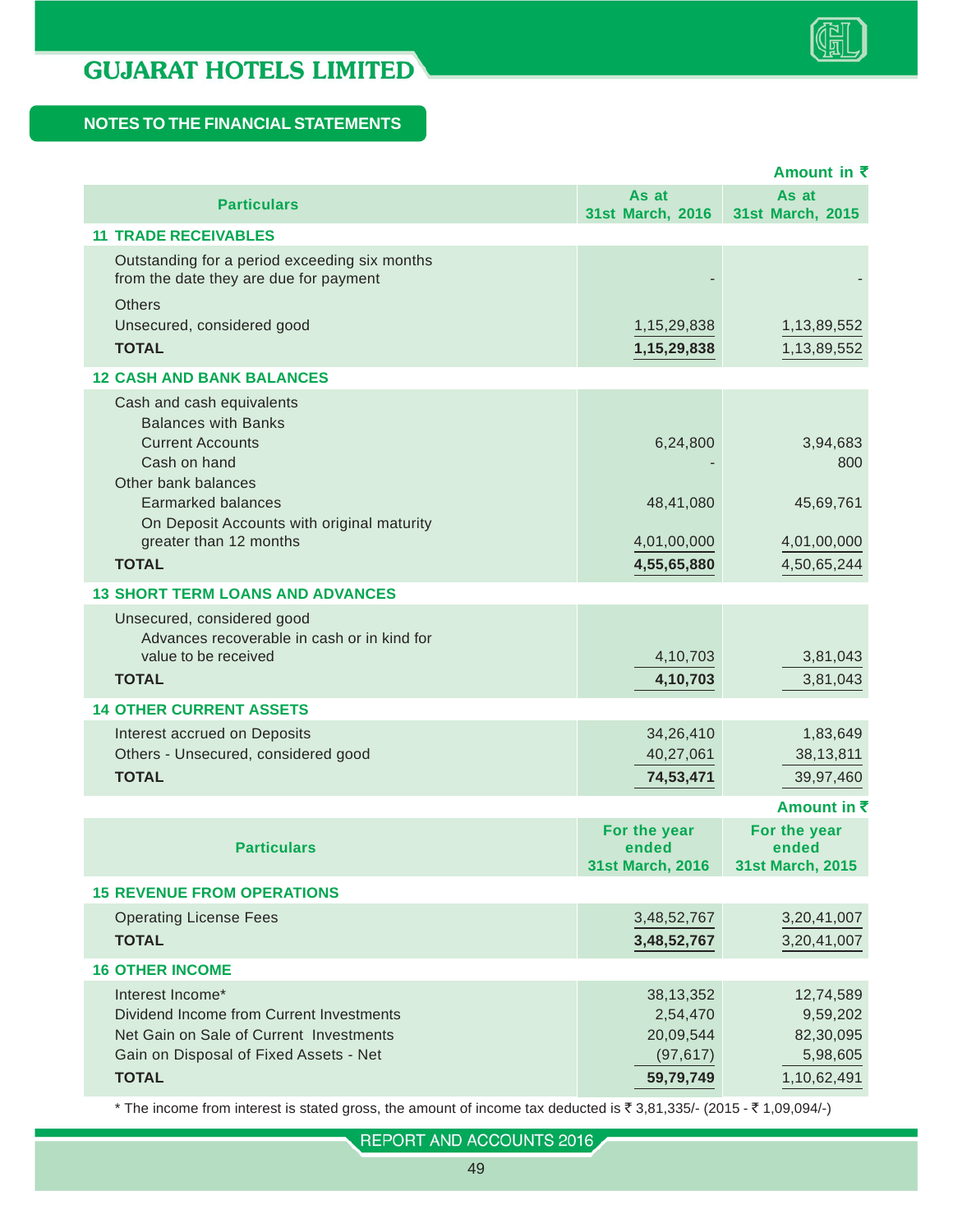## NOTES TO THE FINANCIAL STATEMENTS

Amount in ₹

| Particulars | As at 31st March, 2016 | As at 31st March, 2015 |
|---|---|---|
| **11 TRADE RECEIVABLES** | | |
| Outstanding for a period exceeding six months from the date they are due for payment | - | - |
| Others | | |
| Unsecured, considered good | 1,15,29,838 | 1,13,89,552 |
| **TOTAL** | **1,15,29,838** | 1,13,89,552 |
| **12 CASH AND BANK BALANCES** | | |
| Cash and cash equivalents | | |
| Balances with Banks | | |
| Current Accounts | 6,24,800 | 3,94,683 |
| Cash on hand | - | 800 |
| Other bank balances | | |
| Earmarked balances | 48,41,080 | 45,69,761 |
| On Deposit Accounts with original maturity greater than 12 months | 4,01,00,000 | 4,01,00,000 |
| **TOTAL** | **4,55,65,880** | 4,50,65,244 |
| **13 SHORT TERM LOANS AND ADVANCES** | | |
| Unsecured, considered good | | |
| Advances recoverable in cash or in kind for value to be received | 4,10,703 | 3,81,043 |
| **TOTAL** | **4,10,703** | 3,81,043 |
| **14 OTHER CURRENT ASSETS** | | |
| Interest accrued on Deposits | 34,26,410 | 1,83,649 |
| Others - Unsecured, considered good | 40,27,061 | 38,13,811 |
| **TOTAL** | **74,53,471** | 39,97,460 |

Amount in ₹

| Particulars | For the year ended 31st March, 2016 | For the year ended 31st March, 2015 |
|---|---|---|
| **15 REVENUE FROM OPERATIONS** | | |
| Operating License Fees | 3,48,52,767 | 3,20,41,007 |
| **TOTAL** | **3,48,52,767** | 3,20,41,007 |
| **16 OTHER INCOME** | | |
| Interest Income* | 38,13,352 | 12,74,589 |
| Dividend Income from Current Investments | 2,54,470 | 9,59,202 |
| Net Gain on Sale of Current Investments | 20,09,544 | 82,30,095 |
| Gain on Disposal of Fixed Assets - Net | (97,617) | 5,98,605 |
| **TOTAL** | **59,79,749** | 1,10,62,491 |

* The income from interest is stated gross, the amount of income tax deducted is ₹ 3,81,335/- (2015 - ₹ 1,09,094/-)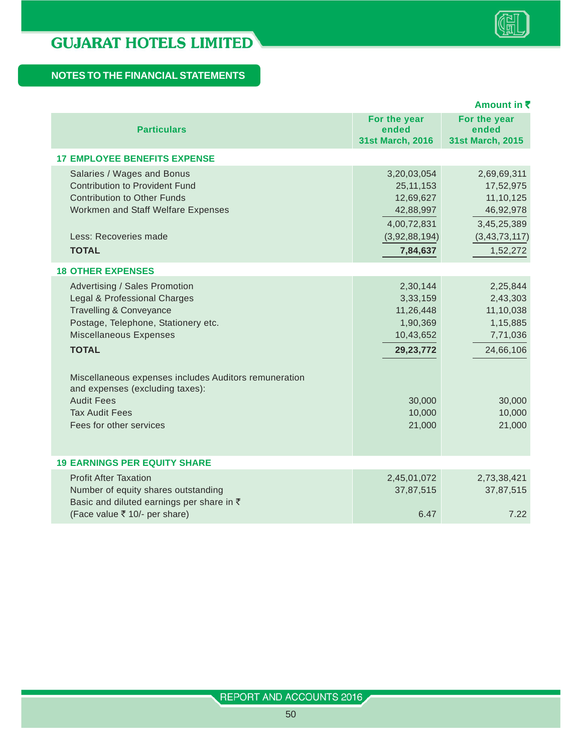# GUJARAT HOTELS LIMITED

## NOTES TO THE FINANCIAL STATEMENTS

Amount in ₹

| Particulars | For the year ended 31st March, 2016 | For the year ended 31st March, 2015 |
|---|---|---|
| **17 EMPLOYEE BENEFITS EXPENSE** | | |
| Salaries / Wages and Bonus | 3,20,03,054 | 2,69,69,311 |
| Contribution to Provident Fund | 25,11,153 | 17,52,975 |
| Contribution to Other Funds | 12,69,627 | 11,10,125 |
| Workmen and Staff Welfare Expenses | 42,88,997 | 46,92,978 |
| | 4,00,72,831 | 3,45,25,389 |
| Less: Recoveries made | (3,92,88,194) | (3,43,73,117) |
| **TOTAL** | **7,84,637** | 1,52,272 |
| **18 OTHER EXPENSES** | | |
| Advertising / Sales Promotion | 2,30,144 | 2,25,844 |
| Legal & Professional Charges | 3,33,159 | 2,43,303 |
| Travelling & Conveyance | 11,26,448 | 11,10,038 |
| Postage, Telephone, Stationery etc. | 1,90,369 | 1,15,885 |
| Miscellaneous Expenses | 10,43,652 | 7,71,036 |
| **TOTAL** | **29,23,772** | 24,66,106 |
| Miscellaneous expenses includes Auditors remuneration and expenses (excluding taxes): | | |
| Audit Fees | 30,000 | 30,000 |
| Tax Audit Fees | 10,000 | 10,000 |
| Fees for other services | 21,000 | 21,000 |
| **19 EARNINGS PER EQUITY SHARE** | | |
| Profit After Taxation | 2,45,01,072 | 2,73,38,421 |
| Number of equity shares outstanding | 37,87,515 | 37,87,515 |
| Basic and diluted earnings per share in ₹ (Face value ₹ 10/- per share) | 6.47 | 7.22 |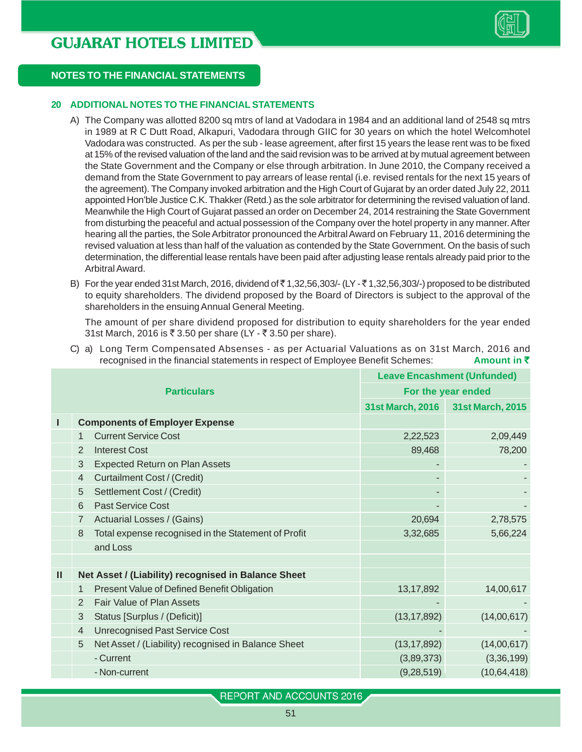## NOTES TO THE FINANCIAL STATEMENTS

### 20 ADDITIONAL NOTES TO THE FINANCIAL STATEMENTS

A) The Company was allotted 8200 sq mtrs of land at Vadodara in 1984 and an additional land of 2548 sq mtrs in 1989 at R C Dutt Road, Alkapuri, Vadodara through GIIC for 30 years on which the hotel Welcomhotel Vadodara was constructed. As per the sub - lease agreement, after first 15 years the lease rent was to be fixed at 15% of the revised valuation of the land and the said revision was to be arrived at by mutual agreement between the State Government and the Company or else through arbitration. In June 2010, the Company received a demand from the State Government to pay arrears of lease rental (i.e. revised rentals for the next 15 years of the agreement). The Company invoked arbitration and the High Court of Gujarat by an order dated July 22, 2011 appointed Hon'ble Justice C.K. Thakker (Retd.) as the sole arbitrator for determining the revised valuation of land. Meanwhile the High Court of Gujarat passed an order on December 24, 2014 restraining the State Government from disturbing the peaceful and actual possession of the Company over the hotel property in any manner. After hearing all the parties, the Sole Arbitrator pronounced the Arbitral Award on February 11, 2016 determining the revised valuation at less than half of the valuation as contended by the State Government. On the basis of such determination, the differential lease rentals have been paid after adjusting lease rentals already paid prior to the Arbitral Award.

B) For the year ended 31st March, 2016, dividend of ₹ 1,32,56,303/- (LY - ₹ 1,32,56,303/-) proposed to be distributed to equity shareholders. The dividend proposed by the Board of Directors is subject to the approval of the shareholders in the ensuing Annual General Meeting.

The amount of per share dividend proposed for distribution to equity shareholders for the year ended 31st March, 2016 is ₹ 3.50 per share (LY - ₹ 3.50 per share).

C) a) Long Term Compensated Absenses - as per Actuarial Valuations as on 31st March, 2016 and recognised in the financial statements in respect of Employee Benefit Schemes: **Amount in ₹**

| | | Particulars | Leave Encashment (Unfunded) | |
|---|---|---|---|---|
| | | | For the year ended | |
| | | | 31st March, 2016 | 31st March, 2015 |
| **I** | | **Components of Employer Expense** | | |
| | 1 | Current Service Cost | 2,22,523 | 2,09,449 |
| | 2 | Interest Cost | 89,468 | 78,200 |
| | 3 | Expected Return on Plan Assets | - | - |
| | 4 | Curtailment Cost / (Credit) | - | - |
| | 5 | Settlement Cost / (Credit) | - | - |
| | 6 | Past Service Cost | - | - |
| | 7 | Actuarial Losses / (Gains) | 20,694 | 2,78,575 |
| | 8 | Total expense recognised in the Statement of Profit and Loss | 3,32,685 | 5,66,224 |
| **II** | | **Net Asset / (Liability) recognised in Balance Sheet** | | |
| | 1 | Present Value of Defined Benefit Obligation | 13,17,892 | 14,00,617 |
| | 2 | Fair Value of Plan Assets | - | - |
| | 3 | Status [Surplus / (Deficit)] | (13,17,892) | (14,00,617) |
| | 4 | Unrecognised Past Service Cost | - | - |
| | 5 | Net Asset / (Liability) recognised in Balance Sheet | (13,17,892) | (14,00,617) |
| | | - Current | (3,89,373) | (3,36,199) |
| | | - Non-current | (9,28,519) | (10,64,418) |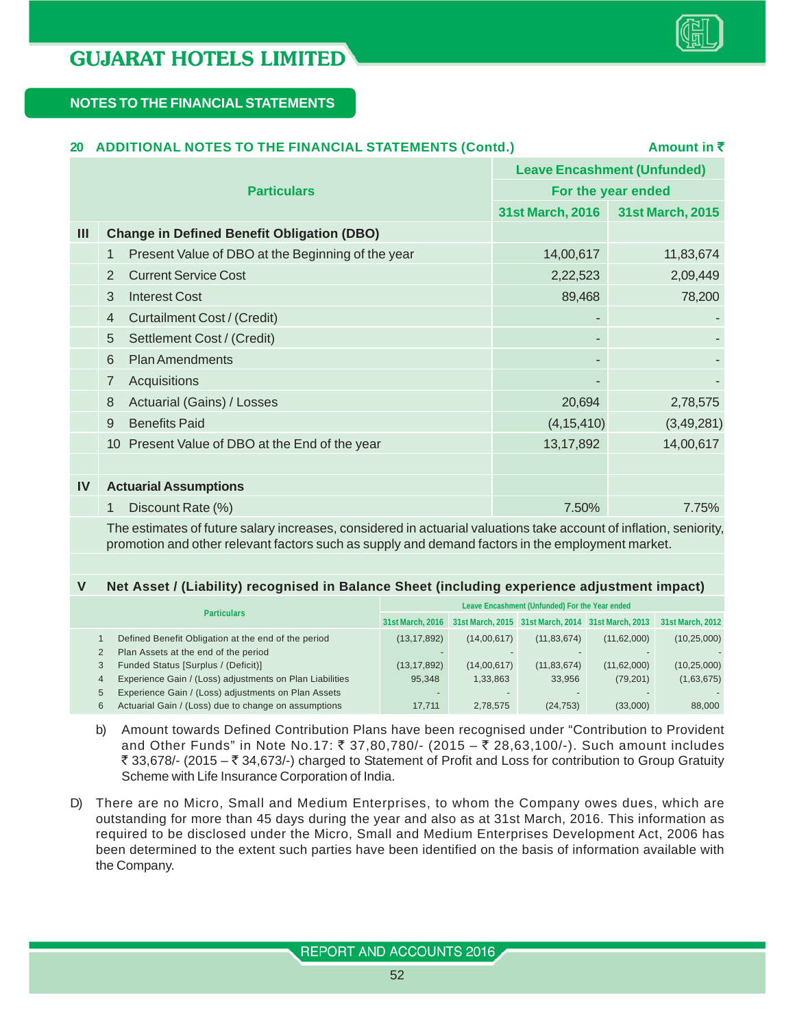## NOTES TO THE FINANCIAL STATEMENTS

### 20 ADDITIONAL NOTES TO THE FINANCIAL STATEMENTS (Contd.)

Amount in ₹

| | Particulars | Leave Encashment (Unfunded) For the year ended | |
|---|---|---|---|
| | | 31st March, 2016 | 31st March, 2015 |
| **III** | **Change in Defined Benefit Obligation (DBO)** | | |
| | 1 Present Value of DBO at the Beginning of the year | 14,00,617 | 11,83,674 |
| | 2 Current Service Cost | 2,22,523 | 2,09,449 |
| | 3 Interest Cost | 89,468 | 78,200 |
| | 4 Curtailment Cost / (Credit) | - | - |
| | 5 Settlement Cost / (Credit) | - | - |
| | 6 Plan Amendments | - | - |
| | 7 Acquisitions | - | - |
| | 8 Actuarial (Gains) / Losses | 20,694 | 2,78,575 |
| | 9 Benefits Paid | (4,15,410) | (3,49,281) |
| | 10 Present Value of DBO at the End of the year | 13,17,892 | 14,00,617 |
| **IV** | **Actuarial Assumptions** | | |
| | 1 Discount Rate (%) | 7.50% | 7.75% |

The estimates of future salary increases, considered in actuarial valuations take account of inflation, seniority, promotion and other relevant factors such as supply and demand factors in the employment market.

**V Net Asset / (Liability) recognised in Balance Sheet (including experience adjustment impact)**

| | Particulars | Leave Encashment (Unfunded) For the Year ended | | | | |
|---|---|---|---|---|---|---|
| | | 31st March, 2016 | 31st March, 2015 | 31st March, 2014 | 31st March, 2013 | 31st March, 2012 |
| 1 | Defined Benefit Obligation at the end of the period | (13,17,892) | (14,00,617) | (11,83,674) | (11,62,000) | (10,25,000) |
| 2 | Plan Assets at the end of the period | - | - | - | - | - |
| 3 | Funded Status [Surplus / (Deficit)] | (13,17,892) | (14,00,617) | (11,83,674) | (11,62,000) | (10,25,000) |
| 4 | Experience Gain / (Loss) adjustments on Plan Liabilities | 95,348 | 1,33,863 | 33,956 | (79,201) | (1,63,675) |
| 5 | Experience Gain / (Loss) adjustments on Plan Assets | - | - | - | - | - |
| 6 | Actuarial Gain / (Loss) due to change on assumptions | 17,711 | 2,78,575 | (24,753) | (33,000) | 88,000 |

b) Amount towards Defined Contribution Plans have been recognised under "Contribution to Provident and Other Funds" in Note No.17: ₹ 37,80,780/- (2015 – ₹ 28,63,100/-). Such amount includes ₹ 33,678/- (2015 – ₹ 34,673/-) charged to Statement of Profit and Loss for contribution to Group Gratuity Scheme with Life Insurance Corporation of India.

D) There are no Micro, Small and Medium Enterprises, to whom the Company owes dues, which are outstanding for more than 45 days during the year and also as at 31st March, 2016. This information as required to be disclosed under the Micro, Small and Medium Enterprises Development Act, 2006 has been determined to the extent such parties have been identified on the basis of information available with the Company.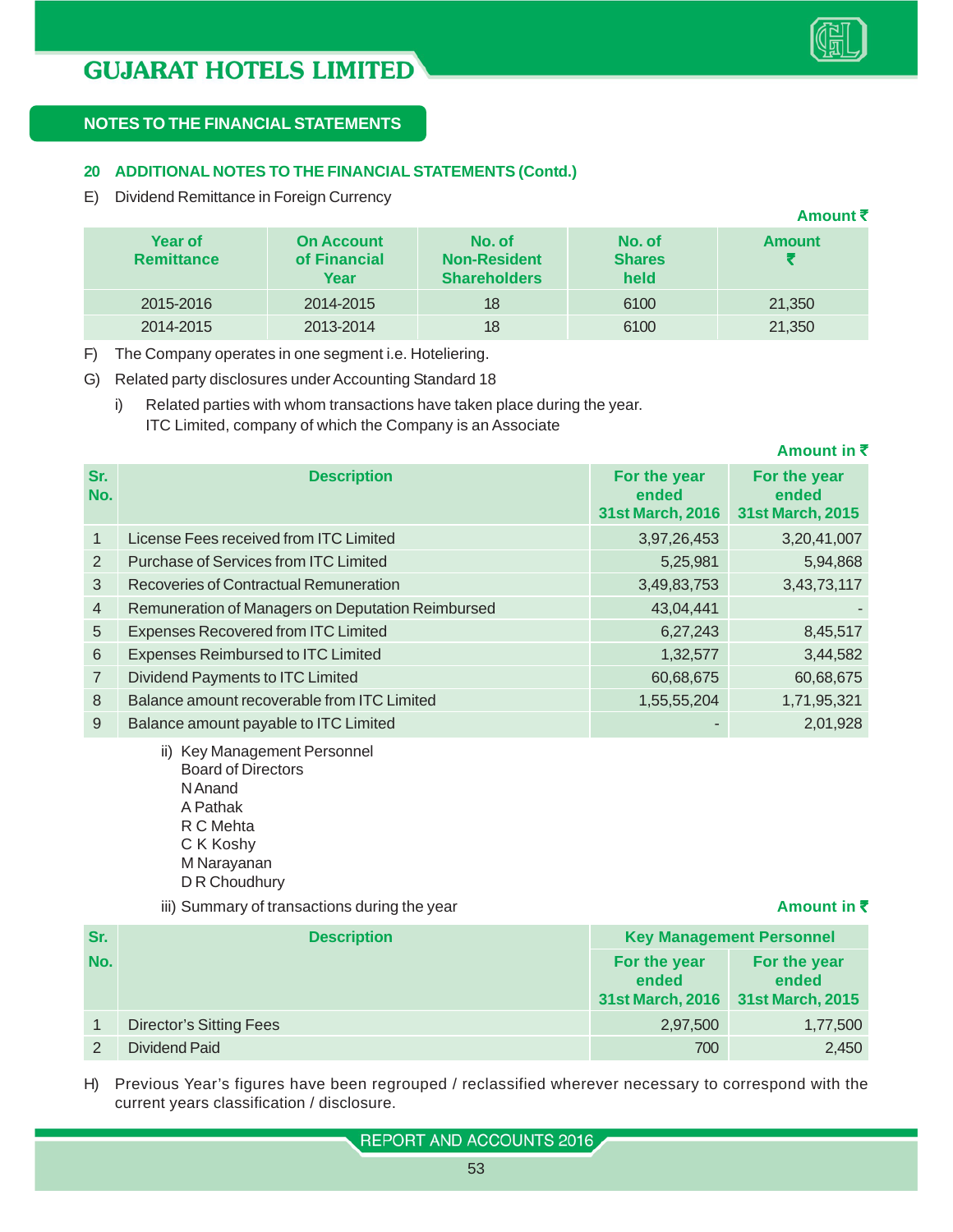## NOTES TO THE FINANCIAL STATEMENTS

### 20 ADDITIONAL NOTES TO THE FINANCIAL STATEMENTS (Contd.)

E) Dividend Remittance in Foreign Currency

Amount ₹

| Year of Remittance | On Account of Financial Year | No. of Non-Resident Shareholders | No. of Shares held | Amount ₹ |
|---|---|---|---|---|
| 2015-2016 | 2014-2015 | 18 | 6100 | 21,350 |
| 2014-2015 | 2013-2014 | 18 | 6100 | 21,350 |

F) The Company operates in one segment i.e. Hoteliering.

G) Related party disclosures under Accounting Standard 18

i) Related parties with whom transactions have taken place during the year.
ITC Limited, company of which the Company is an Associate

Amount in ₹

| Sr. No. | Description | For the year ended 31st March, 2016 | For the year ended 31st March, 2015 |
|---|---|---|---|
| 1 | License Fees received from ITC Limited | 3,97,26,453 | 3,20,41,007 |
| 2 | Purchase of Services from ITC Limited | 5,25,981 | 5,94,868 |
| 3 | Recoveries of Contractual Remuneration | 3,49,83,753 | 3,43,73,117 |
| 4 | Remuneration of Managers on Deputation Reimbursed | 43,04,441 | - |
| 5 | Expenses Recovered from ITC Limited | 6,27,243 | 8,45,517 |
| 6 | Expenses Reimbursed to ITC Limited | 1,32,577 | 3,44,582 |
| 7 | Dividend Payments to ITC Limited | 60,68,675 | 60,68,675 |
| 8 | Balance amount recoverable from ITC Limited | 1,55,55,204 | 1,71,95,321 |
| 9 | Balance amount payable to ITC Limited | - | 2,01,928 |

ii) Key Management Personnel
Board of Directors
N Anand
A Pathak
R C Mehta
C K Koshy
M Narayanan
D R Choudhury

iii) Summary of transactions during the year

Amount in ₹

| Sr. No. | Description | Key Management Personnel | |
|---|---|---|---|
| | | For the year ended 31st March, 2016 | For the year ended 31st March, 2015 |
| 1 | Director's Sitting Fees | 2,97,500 | 1,77,500 |
| 2 | Dividend Paid | 700 | 2,450 |

H) Previous Year's figures have been regrouped / reclassified wherever necessary to correspond with the current years classification / disclosure.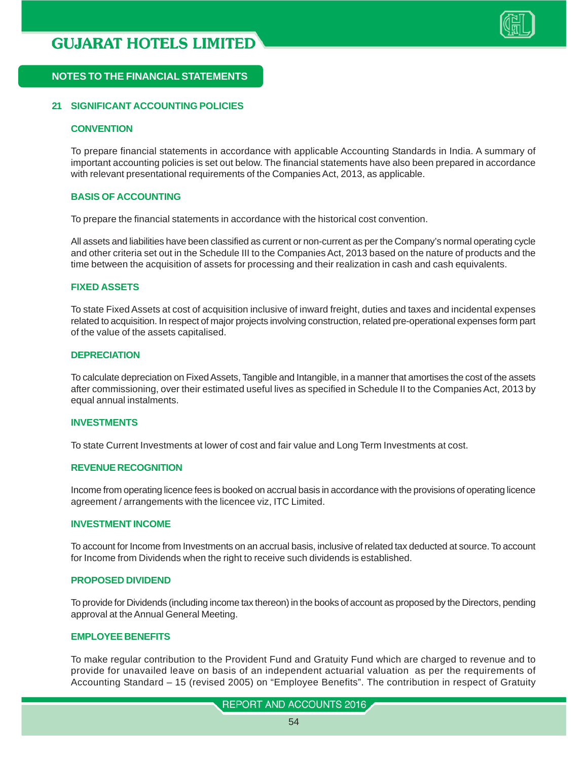## NOTES TO THE FINANCIAL STATEMENTS

### 21 SIGNIFICANT ACCOUNTING POLICIES

#### CONVENTION

To prepare financial statements in accordance with applicable Accounting Standards in India. A summary of important accounting policies is set out below. The financial statements have also been prepared in accordance with relevant presentational requirements of the Companies Act, 2013, as applicable.

#### BASIS OF ACCOUNTING

To prepare the financial statements in accordance with the historical cost convention.

All assets and liabilities have been classified as current or non-current as per the Company's normal operating cycle and other criteria set out in the Schedule III to the Companies Act, 2013 based on the nature of products and the time between the acquisition of assets for processing and their realization in cash and cash equivalents.

#### FIXED ASSETS

To state Fixed Assets at cost of acquisition inclusive of inward freight, duties and taxes and incidental expenses related to acquisition. In respect of major projects involving construction, related pre-operational expenses form part of the value of the assets capitalised.

#### DEPRECIATION

To calculate depreciation on Fixed Assets, Tangible and Intangible, in a manner that amortises the cost of the assets after commissioning, over their estimated useful lives as specified in Schedule II to the Companies Act, 2013 by equal annual instalments.

#### INVESTMENTS

To state Current Investments at lower of cost and fair value and Long Term Investments at cost.

#### REVENUE RECOGNITION

Income from operating licence fees is booked on accrual basis in accordance with the provisions of operating licence agreement / arrangements with the licencee viz, ITC Limited.

#### INVESTMENT INCOME

To account for Income from Investments on an accrual basis, inclusive of related tax deducted at source. To account for Income from Dividends when the right to receive such dividends is established.

#### PROPOSED DIVIDEND

To provide for Dividends (including income tax thereon) in the books of account as proposed by the Directors, pending approval at the Annual General Meeting.

#### EMPLOYEE BENEFITS

To make regular contribution to the Provident Fund and Gratuity Fund which are charged to revenue and to provide for unavailed leave on basis of an independent actuarial valuation as per the requirements of Accounting Standard – 15 (revised 2005) on "Employee Benefits". The contribution in respect of Gratuity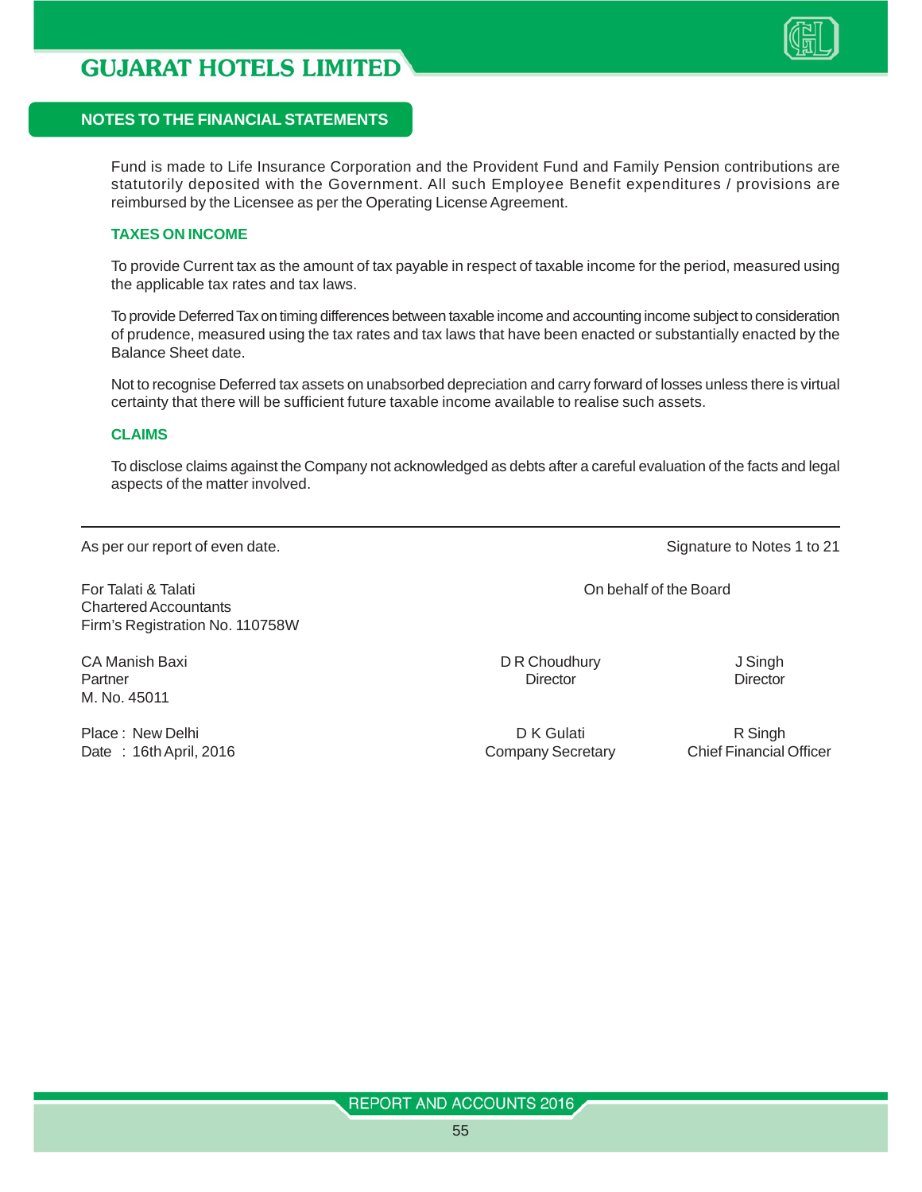## NOTES TO THE FINANCIAL STATEMENTS

Fund is made to Life Insurance Corporation and the Provident Fund and Family Pension contributions are statutorily deposited with the Government. All such Employee Benefit expenditures / provisions are reimbursed by the Licensee as per the Operating License Agreement.

### TAXES ON INCOME

To provide Current tax as the amount of tax payable in respect of taxable income for the period, measured using the applicable tax rates and tax laws.

To provide Deferred Tax on timing differences between taxable income and accounting income subject to consideration of prudence, measured using the tax rates and tax laws that have been enacted or substantially enacted by the Balance Sheet date.

Not to recognise Deferred tax assets on unabsorbed depreciation and carry forward of losses unless there is virtual certainty that there will be sufficient future taxable income available to realise such assets.

### CLAIMS

To disclose claims against the Company not acknowledged as debts after a careful evaluation of the facts and legal aspects of the matter involved.

---

As per our report of even date.

Signature to Notes 1 to 21

For Talati & Talati
Chartered Accountants
Firm's Registration No. 110758W

On behalf of the Board

CA Manish Baxi
Partner
M. No. 45011

D R Choudhury
Director

J Singh
Director

Place : New Delhi
Date : 16th April, 2016

D K Gulati
Company Secretary

R Singh
Chief Financial Officer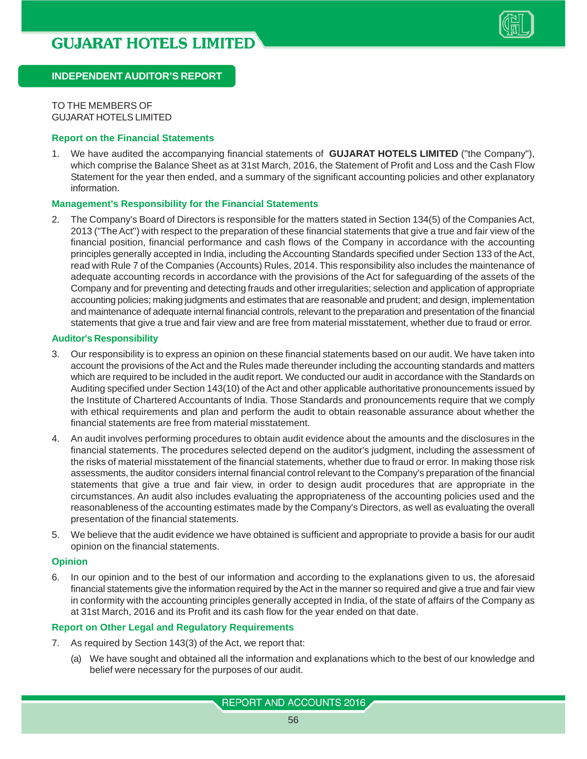## INDEPENDENT AUDITOR'S REPORT

TO THE MEMBERS OF
GUJARAT HOTELS LIMITED

### Report on the Financial Statements

1. We have audited the accompanying financial statements of **GUJARAT HOTELS LIMITED** ("the Company"), which comprise the Balance Sheet as at 31st March, 2016, the Statement of Profit and Loss and the Cash Flow Statement for the year then ended, and a summary of the significant accounting policies and other explanatory information.

### Management's Responsibility for the Financial Statements

2. The Company's Board of Directors is responsible for the matters stated in Section 134(5) of the Companies Act, 2013 ("The Act") with respect to the preparation of these financial statements that give a true and fair view of the financial position, financial performance and cash flows of the Company in accordance with the accounting principles generally accepted in India, including the Accounting Standards specified under Section 133 of the Act, read with Rule 7 of the Companies (Accounts) Rules, 2014. This responsibility also includes the maintenance of adequate accounting records in accordance with the provisions of the Act for safeguarding of the assets of the Company and for preventing and detecting frauds and other irregularities; selection and application of appropriate accounting policies; making judgments and estimates that are reasonable and prudent; and design, implementation and maintenance of adequate internal financial controls, relevant to the preparation and presentation of the financial statements that give a true and fair view and are free from material misstatement, whether due to fraud or error.

### Auditor's Responsibility

3. Our responsibility is to express an opinion on these financial statements based on our audit. We have taken into account the provisions of the Act and the Rules made thereunder including the accounting standards and matters which are required to be included in the audit report. We conducted our audit in accordance with the Standards on Auditing specified under Section 143(10) of the Act and other applicable authoritative pronouncements issued by the Institute of Chartered Accountants of India. Those Standards and pronouncements require that we comply with ethical requirements and plan and perform the audit to obtain reasonable assurance about whether the financial statements are free from material misstatement.

4. An audit involves performing procedures to obtain audit evidence about the amounts and the disclosures in the financial statements. The procedures selected depend on the auditor's judgment, including the assessment of the risks of material misstatement of the financial statements, whether due to fraud or error. In making those risk assessments, the auditor considers internal financial control relevant to the Company's preparation of the financial statements that give a true and fair view, in order to design audit procedures that are appropriate in the circumstances. An audit also includes evaluating the appropriateness of the accounting policies used and the reasonableness of the accounting estimates made by the Company's Directors, as well as evaluating the overall presentation of the financial statements.

5. We believe that the audit evidence we have obtained is sufficient and appropriate to provide a basis for our audit opinion on the financial statements.

### Opinion

6. In our opinion and to the best of our information and according to the explanations given to us, the aforesaid financial statements give the information required by the Act in the manner so required and give a true and fair view in conformity with the accounting principles generally accepted in India, of the state of affairs of the Company as at 31st March, 2016 and its Profit and its cash flow for the year ended on that date.

### Report on Other Legal and Regulatory Requirements

7. As required by Section 143(3) of the Act, we report that:

   (a) We have sought and obtained all the information and explanations which to the best of our knowledge and belief were necessary for the purposes of our audit.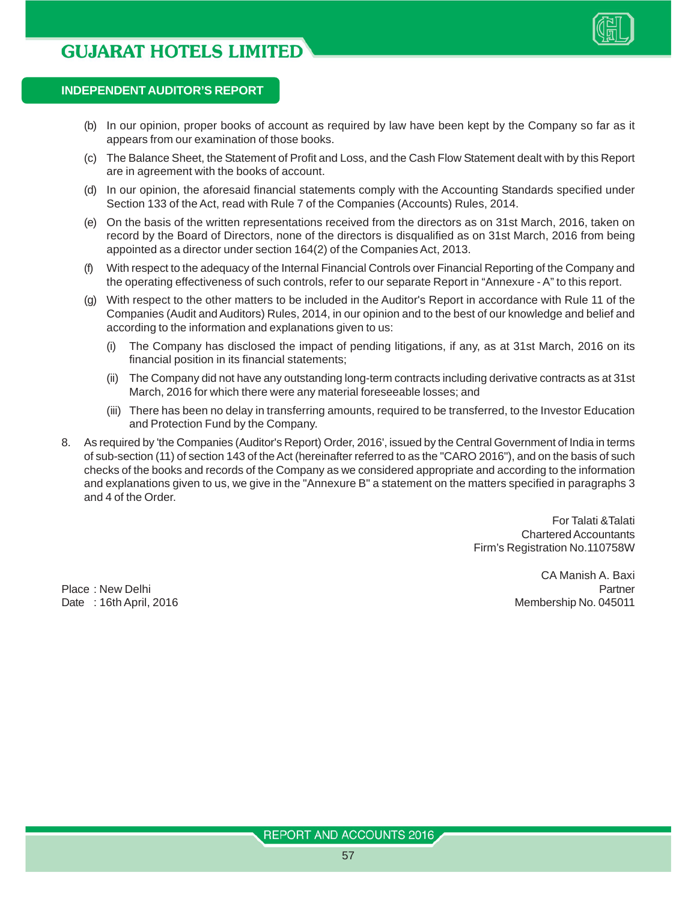## INDEPENDENT AUDITOR'S REPORT

(b) In our opinion, proper books of account as required by law have been kept by the Company so far as it appears from our examination of those books.

(c) The Balance Sheet, the Statement of Profit and Loss, and the Cash Flow Statement dealt with by this Report are in agreement with the books of account.

(d) In our opinion, the aforesaid financial statements comply with the Accounting Standards specified under Section 133 of the Act, read with Rule 7 of the Companies (Accounts) Rules, 2014.

(e) On the basis of the written representations received from the directors as on 31st March, 2016, taken on record by the Board of Directors, none of the directors is disqualified as on 31st March, 2016 from being appointed as a director under section 164(2) of the Companies Act, 2013.

(f) With respect to the adequacy of the Internal Financial Controls over Financial Reporting of the Company and the operating effectiveness of such controls, refer to our separate Report in "Annexure - A" to this report.

(g) With respect to the other matters to be included in the Auditor's Report in accordance with Rule 11 of the Companies (Audit and Auditors) Rules, 2014, in our opinion and to the best of our knowledge and belief and according to the information and explanations given to us:

   (i) The Company has disclosed the impact of pending litigations, if any, as at 31st March, 2016 on its financial position in its financial statements;

   (ii) The Company did not have any outstanding long-term contracts including derivative contracts as at 31st March, 2016 for which there were any material foreseeable losses; and

   (iii) There has been no delay in transferring amounts, required to be transferred, to the Investor Education and Protection Fund by the Company.

8. As required by 'the Companies (Auditor's Report) Order, 2016', issued by the Central Government of India in terms of sub-section (11) of section 143 of the Act (hereinafter referred to as the "CARO 2016"), and on the basis of such checks of the books and records of the Company as we considered appropriate and according to the information and explanations given to us, we give in the "Annexure B" a statement on the matters specified in paragraphs 3 and 4 of the Order.

For Talati &Talati
Chartered Accountants
Firm's Registration No.110758W

CA Manish A. Baxi
Partner
Membership No. 045011

Place : New Delhi
Date : 16th April, 2016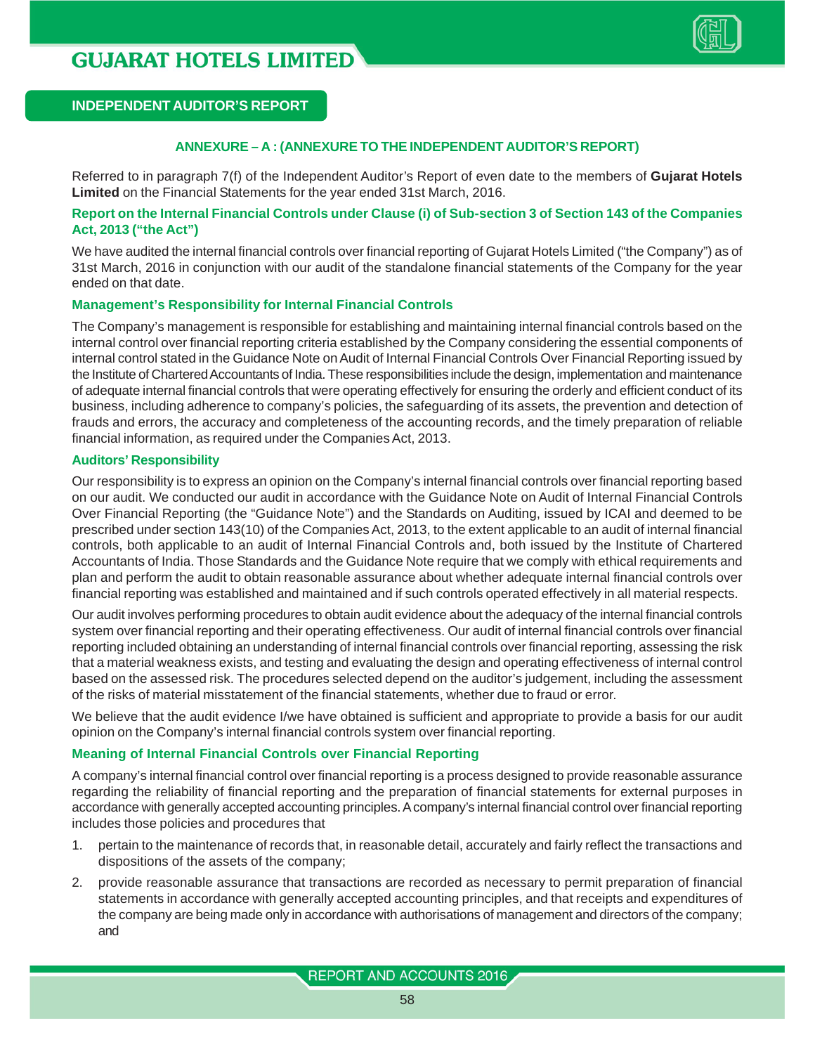## INDEPENDENT AUDITOR'S REPORT

### ANNEXURE – A : (ANNEXURE TO THE INDEPENDENT AUDITOR'S REPORT)

Referred to in paragraph 7(f) of the Independent Auditor's Report of even date to the members of **Gujarat Hotels Limited** on the Financial Statements for the year ended 31st March, 2016.

### Report on the Internal Financial Controls under Clause (i) of Sub-section 3 of Section 143 of the Companies Act, 2013 ("the Act")

We have audited the internal financial controls over financial reporting of Gujarat Hotels Limited ("the Company") as of 31st March, 2016 in conjunction with our audit of the standalone financial statements of the Company for the year ended on that date.

### Management's Responsibility for Internal Financial Controls

The Company's management is responsible for establishing and maintaining internal financial controls based on the internal control over financial reporting criteria established by the Company considering the essential components of internal control stated in the Guidance Note on Audit of Internal Financial Controls Over Financial Reporting issued by the Institute of Chartered Accountants of India. These responsibilities include the design, implementation and maintenance of adequate internal financial controls that were operating effectively for ensuring the orderly and efficient conduct of its business, including adherence to company's policies, the safeguarding of its assets, the prevention and detection of frauds and errors, the accuracy and completeness of the accounting records, and the timely preparation of reliable financial information, as required under the Companies Act, 2013.

### Auditors' Responsibility

Our responsibility is to express an opinion on the Company's internal financial controls over financial reporting based on our audit. We conducted our audit in accordance with the Guidance Note on Audit of Internal Financial Controls Over Financial Reporting (the "Guidance Note") and the Standards on Auditing, issued by ICAI and deemed to be prescribed under section 143(10) of the Companies Act, 2013, to the extent applicable to an audit of internal financial controls, both applicable to an audit of Internal Financial Controls and, both issued by the Institute of Chartered Accountants of India. Those Standards and the Guidance Note require that we comply with ethical requirements and plan and perform the audit to obtain reasonable assurance about whether adequate internal financial controls over financial reporting was established and maintained and if such controls operated effectively in all material respects.

Our audit involves performing procedures to obtain audit evidence about the adequacy of the internal financial controls system over financial reporting and their operating effectiveness. Our audit of internal financial controls over financial reporting included obtaining an understanding of internal financial controls over financial reporting, assessing the risk that a material weakness exists, and testing and evaluating the design and operating effectiveness of internal control based on the assessed risk. The procedures selected depend on the auditor's judgement, including the assessment of the risks of material misstatement of the financial statements, whether due to fraud or error.

We believe that the audit evidence I/we have obtained is sufficient and appropriate to provide a basis for our audit opinion on the Company's internal financial controls system over financial reporting.

### Meaning of Internal Financial Controls over Financial Reporting

A company's internal financial control over financial reporting is a process designed to provide reasonable assurance regarding the reliability of financial reporting and the preparation of financial statements for external purposes in accordance with generally accepted accounting principles. A company's internal financial control over financial reporting includes those policies and procedures that

1. pertain to the maintenance of records that, in reasonable detail, accurately and fairly reflect the transactions and dispositions of the assets of the company;
2. provide reasonable assurance that transactions are recorded as necessary to permit preparation of financial statements in accordance with generally accepted accounting principles, and that receipts and expenditures of the company are being made only in accordance with authorisations of management and directors of the company; and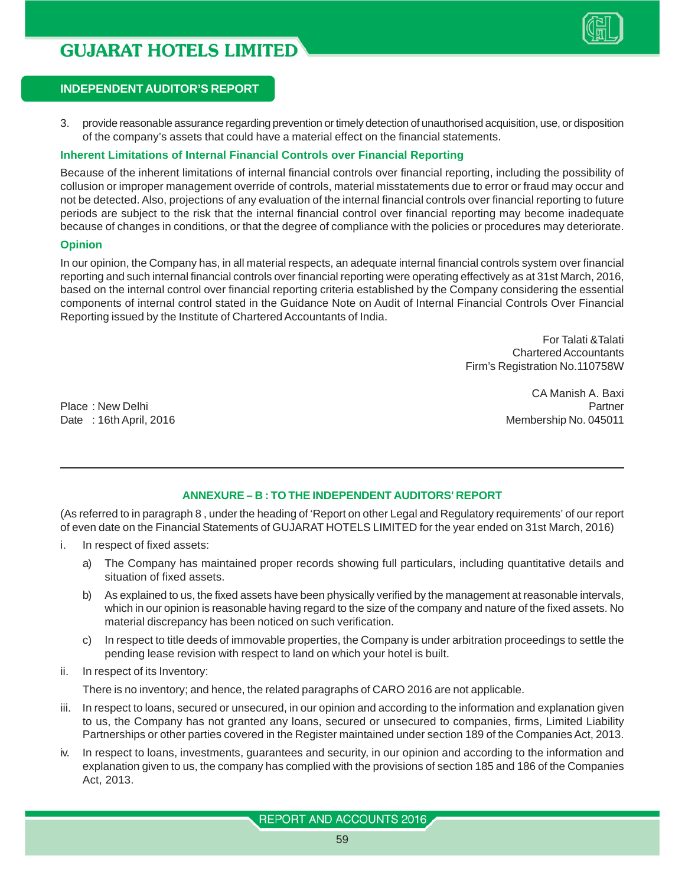3. provide reasonable assurance regarding prevention or timely detection of unauthorised acquisition, use, or disposition of the company's assets that could have a material effect on the financial statements.

### Inherent Limitations of Internal Financial Controls over Financial Reporting

Because of the inherent limitations of internal financial controls over financial reporting, including the possibility of collusion or improper management override of controls, material misstatements due to error or fraud may occur and not be detected. Also, projections of any evaluation of the internal financial controls over financial reporting to future periods are subject to the risk that the internal financial control over financial reporting may become inadequate because of changes in conditions, or that the degree of compliance with the policies or procedures may deteriorate.

### Opinion

In our opinion, the Company has, in all material respects, an adequate internal financial controls system over financial reporting and such internal financial controls over financial reporting were operating effectively as at 31st March, 2016, based on the internal control over financial reporting criteria established by the Company considering the essential components of internal control stated in the Guidance Note on Audit of Internal Financial Controls Over Financial Reporting issued by the Institute of Chartered Accountants of India.

For Talati &Talati
Chartered Accountants
Firm's Registration No.110758W

CA Manish A. Baxi
Partner
Membership No. 045011

Place : New Delhi
Date : 16th April, 2016

---

## ANNEXURE – B : TO THE INDEPENDENT AUDITORS' REPORT

(As referred to in paragraph 8 , under the heading of 'Report on other Legal and Regulatory requirements' of our report of even date on the Financial Statements of GUJARAT HOTELS LIMITED for the year ended on 31st March, 2016)

i. In respect of fixed assets:

   a) The Company has maintained proper records showing full particulars, including quantitative details and situation of fixed assets.

   b) As explained to us, the fixed assets have been physically verified by the management at reasonable intervals, which in our opinion is reasonable having regard to the size of the company and nature of the fixed assets. No material discrepancy has been noticed on such verification.

   c) In respect to title deeds of immovable properties, the Company is under arbitration proceedings to settle the pending lease revision with respect to land on which your hotel is built.

ii. In respect of its Inventory:

   There is no inventory; and hence, the related paragraphs of CARO 2016 are not applicable.

iii. In respect to loans, secured or unsecured, in our opinion and according to the information and explanation given to us, the Company has not granted any loans, secured or unsecured to companies, firms, Limited Liability Partnerships or other parties covered in the Register maintained under section 189 of the Companies Act, 2013.

iv. In respect to loans, investments, guarantees and security, in our opinion and according to the information and explanation given to us, the company has complied with the provisions of section 185 and 186 of the Companies Act, 2013.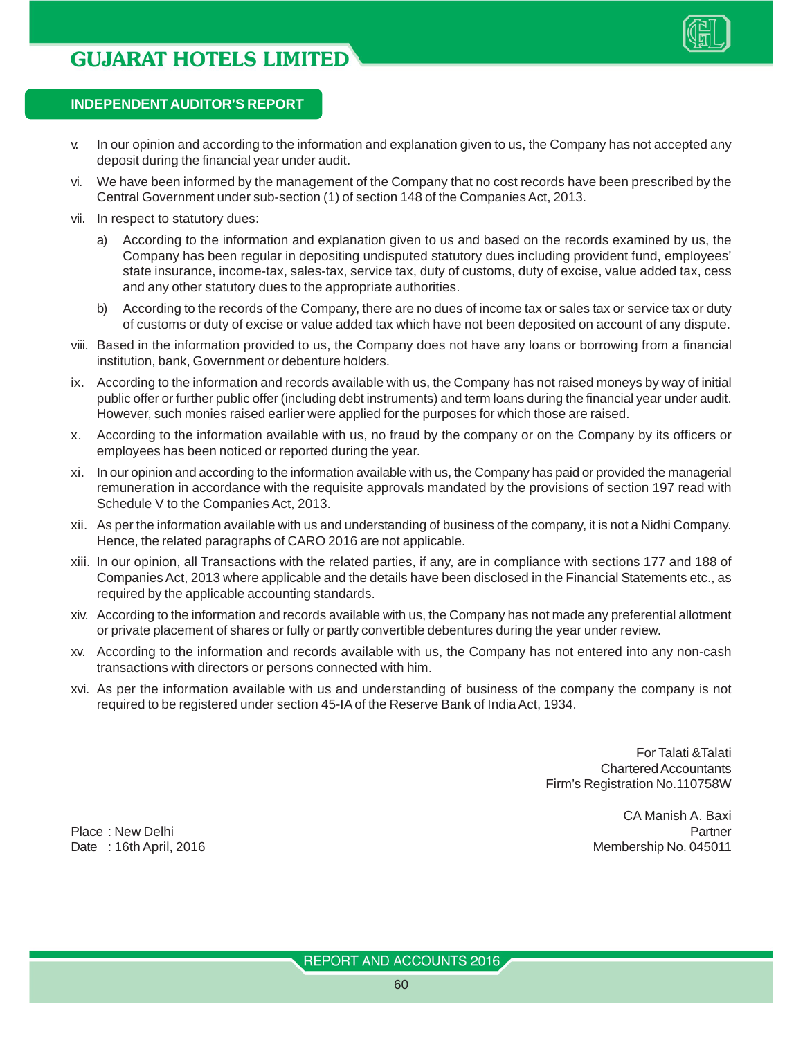## INDEPENDENT AUDITOR'S REPORT

v. In our opinion and according to the information and explanation given to us, the Company has not accepted any deposit during the financial year under audit.

vi. We have been informed by the management of the Company that no cost records have been prescribed by the Central Government under sub-section (1) of section 148 of the Companies Act, 2013.

vii. In respect to statutory dues:

   a) According to the information and explanation given to us and based on the records examined by us, the Company has been regular in depositing undisputed statutory dues including provident fund, employees' state insurance, income-tax, sales-tax, service tax, duty of customs, duty of excise, value added tax, cess and any other statutory dues to the appropriate authorities.

   b) According to the records of the Company, there are no dues of income tax or sales tax or service tax or duty of customs or duty of excise or value added tax which have not been deposited on account of any dispute.

viii. Based in the information provided to us, the Company does not have any loans or borrowing from a financial institution, bank, Government or debenture holders.

ix. According to the information and records available with us, the Company has not raised moneys by way of initial public offer or further public offer (including debt instruments) and term loans during the financial year under audit. However, such monies raised earlier were applied for the purposes for which those are raised.

x. According to the information available with us, no fraud by the company or on the Company by its officers or employees has been noticed or reported during the year.

xi. In our opinion and according to the information available with us, the Company has paid or provided the managerial remuneration in accordance with the requisite approvals mandated by the provisions of section 197 read with Schedule V to the Companies Act, 2013.

xii. As per the information available with us and understanding of business of the company, it is not a Nidhi Company. Hence, the related paragraphs of CARO 2016 are not applicable.

xiii. In our opinion, all Transactions with the related parties, if any, are in compliance with sections 177 and 188 of Companies Act, 2013 where applicable and the details have been disclosed in the Financial Statements etc., as required by the applicable accounting standards.

xiv. According to the information and records available with us, the Company has not made any preferential allotment or private placement of shares or fully or partly convertible debentures during the year under review.

xv. According to the information and records available with us, the Company has not entered into any non-cash transactions with directors or persons connected with him.

xvi. As per the information available with us and understanding of business of the company the company is not required to be registered under section 45-IA of the Reserve Bank of India Act, 1934.

For Talati &Talati
Chartered Accountants
Firm's Registration No.110758W

CA Manish A. Baxi
Partner
Membership No. 045011

Place : New Delhi
Date : 16th April, 2016